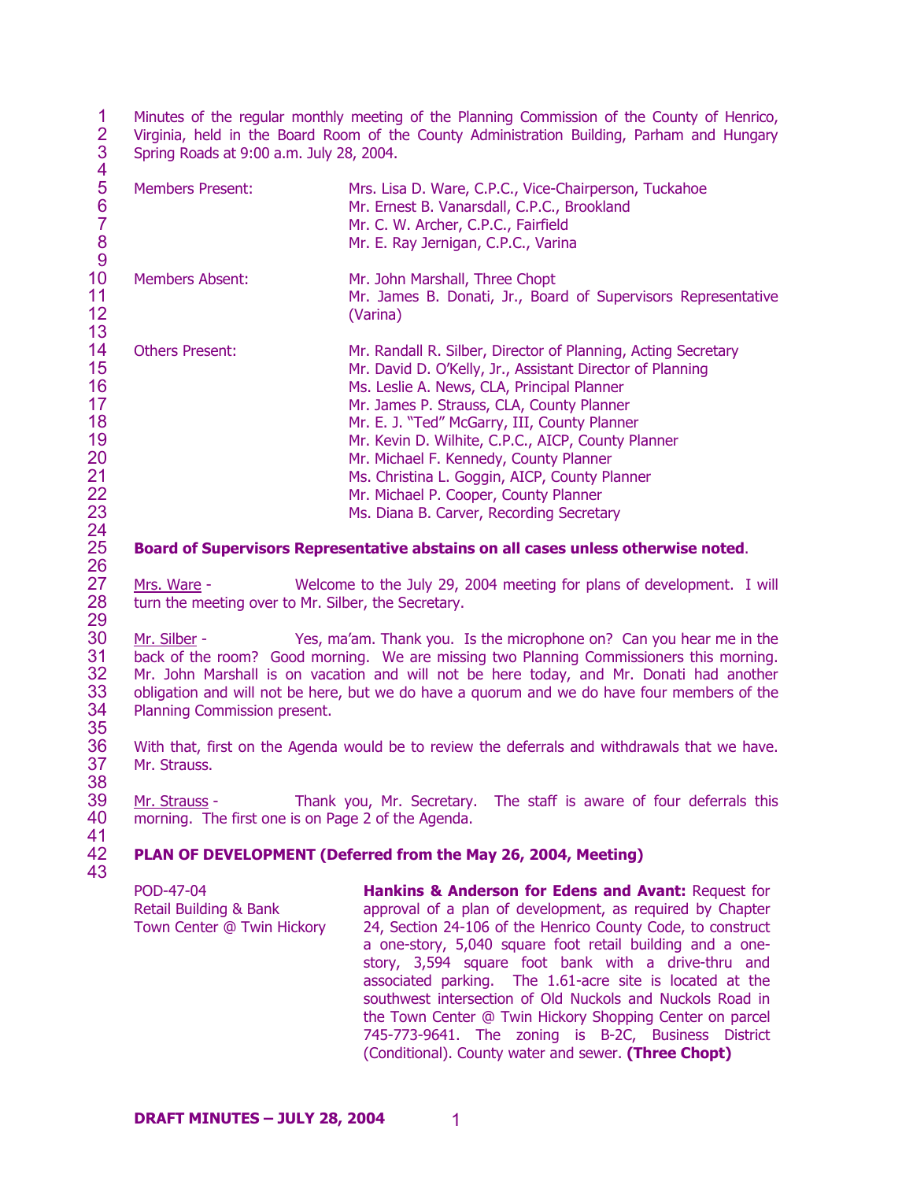Minutes of the regular monthly meeting of the Planning Commission of the County of Henrico, Virginia, held in the Board Room of the County Administration Building, Parham and Hungary Spring Roads at 9:00 a.m. July 28, 2004.

| | |
|---|---|
| Members Present: | Mrs. Lisa D. Ware, C.P.C., Vice-Chairperson, Tuckahoe<br>Mr. Ernest B. Vanarsdall, C.P.C., Brookland<br>Mr. C. W. Archer, C.P.C., Fairfield<br>Mr. E. Ray Jernigan, C.P.C., Varina |
| Members Absent: | Mr. John Marshall, Three Chopt<br>Mr. James B. Donati, Jr., Board of Supervisors Representative (Varina) |
| Others Present: | Mr. Randall R. Silber, Director of Planning, Acting Secretary<br>Mr. David D. O'Kelly, Jr., Assistant Director of Planning<br>Ms. Leslie A. News, CLA, Principal Planner<br>Mr. James P. Strauss, CLA, County Planner<br>Mr. E. J. "Ted" McGarry, III, County Planner<br>Mr. Kevin D. Wilhite, C.P.C., AICP, County Planner<br>Mr. Michael F. Kennedy, County Planner<br>Ms. Christina L. Goggin, AICP, County Planner<br>Mr. Michael P. Cooper, County Planner<br>Ms. Diana B. Carver, Recording Secretary |

**Board of Supervisors Representative abstains on all cases unless otherwise noted**.

Mrs. Ware - Welcome to the July 29, 2004 meeting for plans of development. I will turn the meeting over to Mr. Silber, the Secretary.

Mr. Silber - Yes, ma'am. Thank you. Is the microphone on? Can you hear me in the back of the room? Good morning. We are missing two Planning Commissioners this morning. Mr. John Marshall is on vacation and will not be here today, and Mr. Donati had another obligation and will not be here, but we do have a quorum and we do have four members of the Planning Commission present.

With that, first on the Agenda would be to review the deferrals and withdrawals that we have. Mr. Strauss.

Mr. Strauss - Thank you, Mr. Secretary. The staff is aware of four deferrals this morning. The first one is on Page 2 of the Agenda.

**PLAN OF DEVELOPMENT (Deferred from the May 26, 2004, Meeting)**

| | |
|---|---|
| POD-47-04<br>Retail Building & Bank<br>Town Center @ Twin Hickory | **Hankins & Anderson for Edens and Avant:** Request for approval of a plan of development, as required by Chapter 24, Section 24-106 of the Henrico County Code, to construct a one-story, 5,040 square foot retail building and a one-story, 3,594 square foot bank with a drive-thru and associated parking. The 1.61-acre site is located at the southwest intersection of Old Nuckols and Nuckols Road in the Town Center @ Twin Hickory Shopping Center on parcel 745-773-9641. The zoning is B-2C, Business District (Conditional). County water and sewer. **(Three Chopt)** |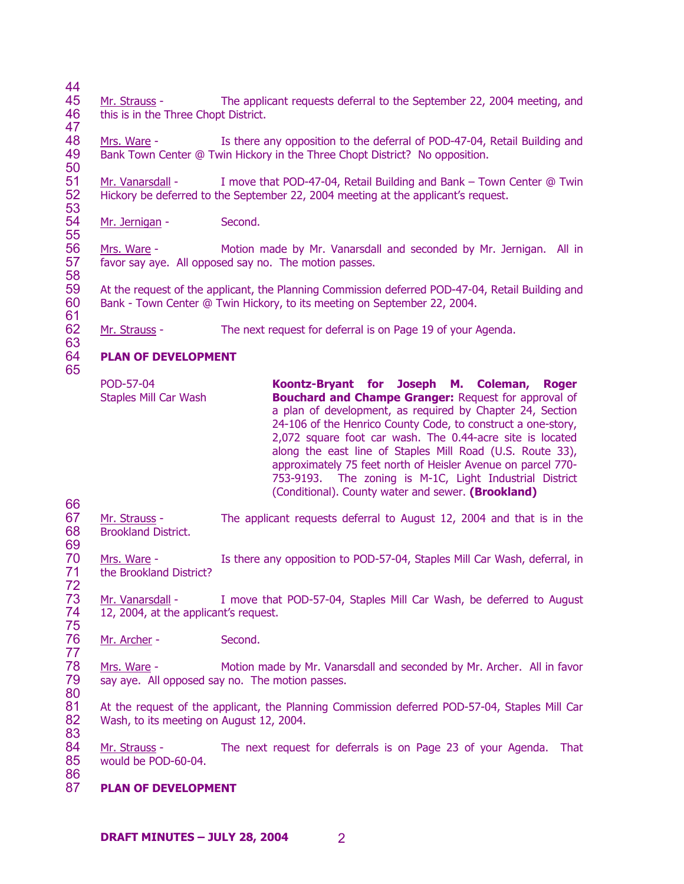Mr. Strauss - The applicant requests deferral to the September 22, 2004 meeting, and this is in the Three Chopt District.

Mrs. Ware - Is there any opposition to the deferral of POD-47-04, Retail Building and Bank Town Center @ Twin Hickory in the Three Chopt District? No opposition.

Mr. Vanarsdall - I move that POD-47-04, Retail Building and Bank – Town Center @ Twin Hickory be deferred to the September 22, 2004 meeting at the applicant's request.

Mr. Jernigan - Second.

Mrs. Ware - Motion made by Mr. Vanarsdall and seconded by Mr. Jernigan. All in favor say aye. All opposed say no. The motion passes.

At the request of the applicant, the Planning Commission deferred POD-47-04, Retail Building and Bank - Town Center @ Twin Hickory, to its meeting on September 22, 2004.

Mr. Strauss - The next request for deferral is on Page 19 of your Agenda.

**PLAN OF DEVELOPMENT**

POD-57-04
Staples Mill Car Wash

**Koontz-Bryant for Joseph M. Coleman, Roger Bouchard and Champe Granger:** Request for approval of a plan of development, as required by Chapter 24, Section 24-106 of the Henrico County Code, to construct a one-story, 2,072 square foot car wash. The 0.44-acre site is located along the east line of Staples Mill Road (U.S. Route 33), approximately 75 feet north of Heisler Avenue on parcel 770-753-9193. The zoning is M-1C, Light Industrial District (Conditional). County water and sewer. **(Brookland)**

Mr. Strauss - The applicant requests deferral to August 12, 2004 and that is in the Brookland District.

Mrs. Ware - Is there any opposition to POD-57-04, Staples Mill Car Wash, deferral, in the Brookland District?

Mr. Vanarsdall - I move that POD-57-04, Staples Mill Car Wash, be deferred to August 12, 2004, at the applicant's request.

Mr. Archer - Second.

Mrs. Ware - Motion made by Mr. Vanarsdall and seconded by Mr. Archer. All in favor say aye. All opposed say no. The motion passes.

At the request of the applicant, the Planning Commission deferred POD-57-04, Staples Mill Car Wash, to its meeting on August 12, 2004.

Mr. Strauss - The next request for deferrals is on Page 23 of your Agenda. That would be POD-60-04.

**PLAN OF DEVELOPMENT**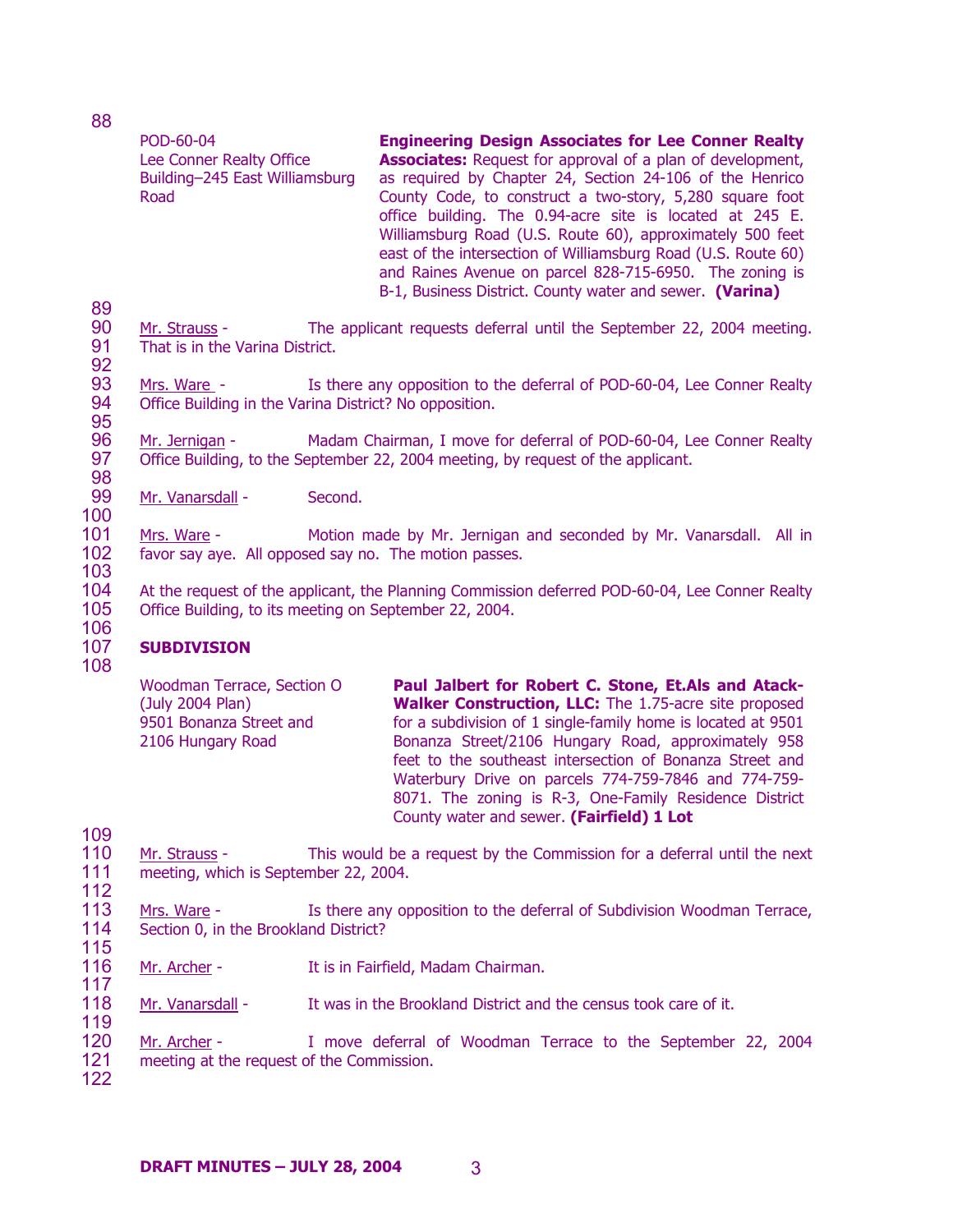| | |
|---|---|
| POD-60-04<br>Lee Conner Realty Office Building–245 East Williamsburg Road | **Engineering Design Associates for Lee Conner Realty Associates:** Request for approval of a plan of development, as required by Chapter 24, Section 24-106 of the Henrico County Code, to construct a two-story, 5,280 square foot office building. The 0.94-acre site is located at 245 E. Williamsburg Road (U.S. Route 60), approximately 500 feet east of the intersection of Williamsburg Road (U.S. Route 60) and Raines Avenue on parcel 828-715-6950. The zoning is B-1, Business District. County water and sewer. **(Varina)** |

Mr. Strauss - The applicant requests deferral until the September 22, 2004 meeting. That is in the Varina District.

Mrs. Ware - Is there any opposition to the deferral of POD-60-04, Lee Conner Realty Office Building in the Varina District? No opposition.

Mr. Jernigan - Madam Chairman, I move for deferral of POD-60-04, Lee Conner Realty Office Building, to the September 22, 2004 meeting, by request of the applicant.

Mr. Vanarsdall - Second.

Mrs. Ware - Motion made by Mr. Jernigan and seconded by Mr. Vanarsdall. All in favor say aye. All opposed say no. The motion passes.

At the request of the applicant, the Planning Commission deferred POD-60-04, Lee Conner Realty Office Building, to its meeting on September 22, 2004.

**SUBDIVISION**

| | |
|---|---|
| Woodman Terrace, Section O (July 2004 Plan)<br>9501 Bonanza Street and 2106 Hungary Road | **Paul Jalbert for Robert C. Stone, Et.Als and Atack-Walker Construction, LLC:** The 1.75-acre site proposed for a subdivision of 1 single-family home is located at 9501 Bonanza Street/2106 Hungary Road, approximately 958 feet to the southeast intersection of Bonanza Street and Waterbury Drive on parcels 774-759-7846 and 774-759-8071. The zoning is R-3, One-Family Residence District County water and sewer. **(Fairfield) 1 Lot** |

Mr. Strauss - This would be a request by the Commission for a deferral until the next meeting, which is September 22, 2004.

Mrs. Ware - Is there any opposition to the deferral of Subdivision Woodman Terrace, Section 0, in the Brookland District?

Mr. Archer - It is in Fairfield, Madam Chairman.

Mr. Vanarsdall - It was in the Brookland District and the census took care of it.

Mr. Archer - I move deferral of Woodman Terrace to the September 22, 2004 meeting at the request of the Commission.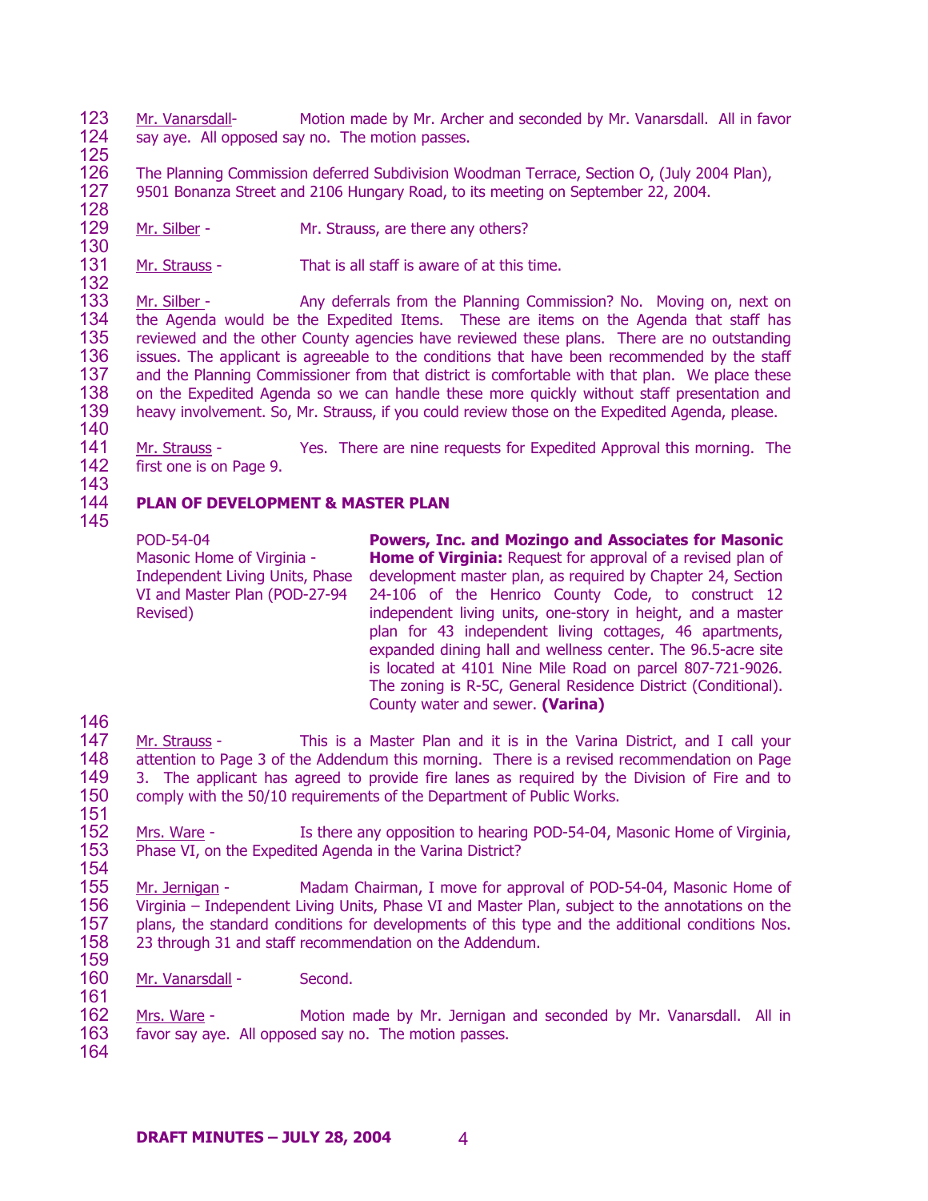Mr. Vanarsdall- Motion made by Mr. Archer and seconded by Mr. Vanarsdall. All in favor say aye. All opposed say no. The motion passes.

The Planning Commission deferred Subdivision Woodman Terrace, Section O, (July 2004 Plan), 9501 Bonanza Street and 2106 Hungary Road, to its meeting on September 22, 2004.

Mr. Silber - Mr. Strauss, are there any others?

Mr. Strauss - That is all staff is aware of at this time.

Mr. Silber - Any deferrals from the Planning Commission? No. Moving on, next on the Agenda would be the Expedited Items. These are items on the Agenda that staff has reviewed and the other County agencies have reviewed these plans. There are no outstanding issues. The applicant is agreeable to the conditions that have been recommended by the staff and the Planning Commissioner from that district is comfortable with that plan. We place these on the Expedited Agenda so we can handle these more quickly without staff presentation and heavy involvement. So, Mr. Strauss, if you could review those on the Expedited Agenda, please.

Mr. Strauss - Yes. There are nine requests for Expedited Approval this morning. The first one is on Page 9.

**PLAN OF DEVELOPMENT & MASTER PLAN**

| | |
|---|---|
| POD-54-04<br>Masonic Home of Virginia - Independent Living Units, Phase VI and Master Plan (POD-27-94 Revised) | **Powers, Inc. and Mozingo and Associates for Masonic Home of Virginia:** Request for approval of a revised plan of development master plan, as required by Chapter 24, Section 24-106 of the Henrico County Code, to construct 12 independent living units, one-story in height, and a master plan for 43 independent living cottages, 46 apartments, expanded dining hall and wellness center. The 96.5-acre site is located at 4101 Nine Mile Road on parcel 807-721-9026. The zoning is R-5C, General Residence District (Conditional). County water and sewer. **(Varina)** |

Mr. Strauss - This is a Master Plan and it is in the Varina District, and I call your attention to Page 3 of the Addendum this morning. There is a revised recommendation on Page 3. The applicant has agreed to provide fire lanes as required by the Division of Fire and to comply with the 50/10 requirements of the Department of Public Works.

Mrs. Ware - Is there any opposition to hearing POD-54-04, Masonic Home of Virginia, Phase VI, on the Expedited Agenda in the Varina District?

Mr. Jernigan - Madam Chairman, I move for approval of POD-54-04, Masonic Home of Virginia – Independent Living Units, Phase VI and Master Plan, subject to the annotations on the plans, the standard conditions for developments of this type and the additional conditions Nos. 23 through 31 and staff recommendation on the Addendum.

Mr. Vanarsdall - Second.

Mrs. Ware - Motion made by Mr. Jernigan and seconded by Mr. Vanarsdall. All in favor say aye. All opposed say no. The motion passes.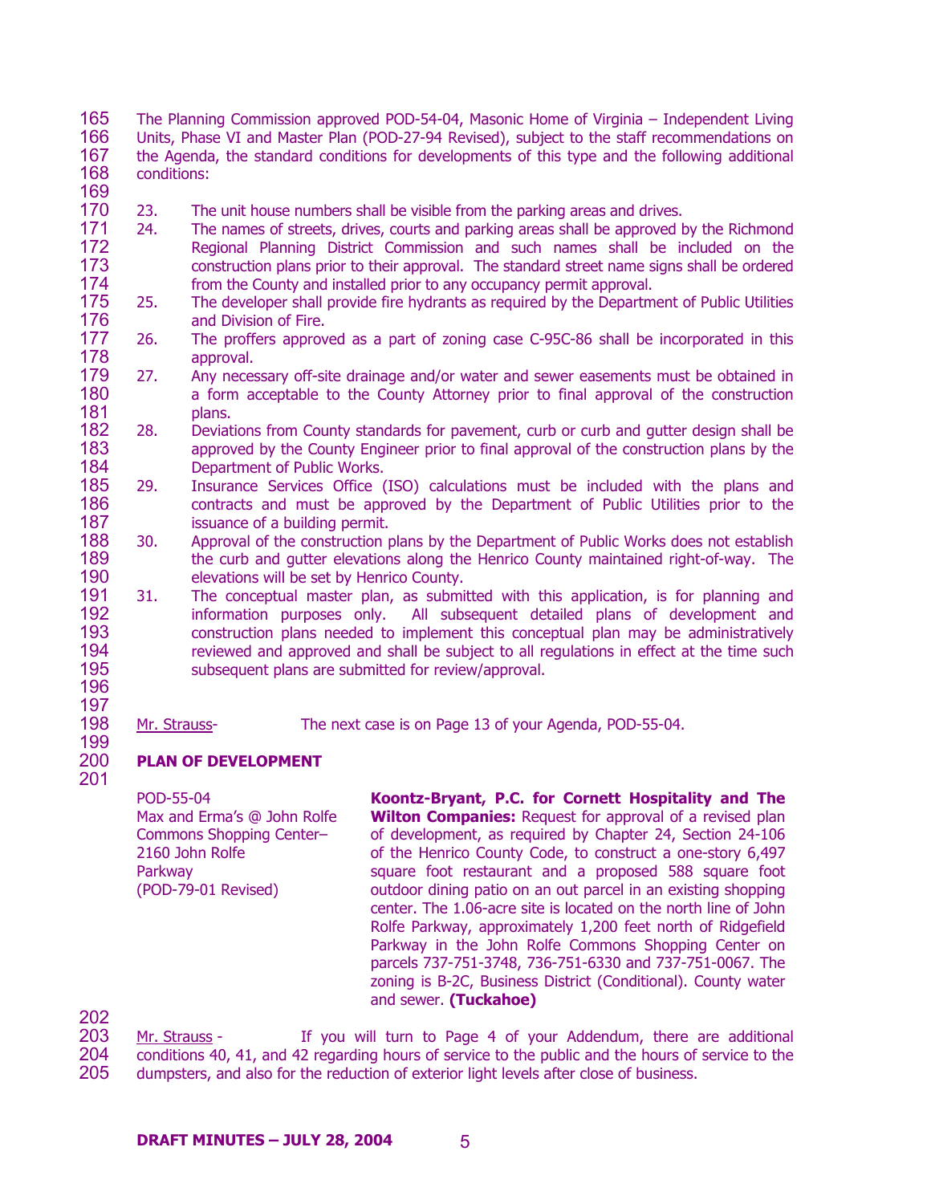The Planning Commission approved POD-54-04, Masonic Home of Virginia – Independent Living Units, Phase VI and Master Plan (POD-27-94 Revised), subject to the staff recommendations on the Agenda, the standard conditions for developments of this type and the following additional conditions:

23. The unit house numbers shall be visible from the parking areas and drives.
24. The names of streets, drives, courts and parking areas shall be approved by the Richmond Regional Planning District Commission and such names shall be included on the construction plans prior to their approval. The standard street name signs shall be ordered from the County and installed prior to any occupancy permit approval.
25. The developer shall provide fire hydrants as required by the Department of Public Utilities and Division of Fire.
26. The proffers approved as a part of zoning case C-95C-86 shall be incorporated in this approval.
27. Any necessary off-site drainage and/or water and sewer easements must be obtained in a form acceptable to the County Attorney prior to final approval of the construction plans.
28. Deviations from County standards for pavement, curb or curb and gutter design shall be approved by the County Engineer prior to final approval of the construction plans by the Department of Public Works.
29. Insurance Services Office (ISO) calculations must be included with the plans and contracts and must be approved by the Department of Public Utilities prior to the issuance of a building permit.
30. Approval of the construction plans by the Department of Public Works does not establish the curb and gutter elevations along the Henrico County maintained right-of-way. The elevations will be set by Henrico County.
31. The conceptual master plan, as submitted with this application, is for planning and information purposes only. All subsequent detailed plans of development and construction plans needed to implement this conceptual plan may be administratively reviewed and approved and shall be subject to all regulations in effect at the time such subsequent plans are submitted for review/approval.

Mr. Strauss- The next case is on Page 13 of your Agenda, POD-55-04.

**PLAN OF DEVELOPMENT**

| | |
|---|---|
| POD-55-04<br>Max and Erma's @ John Rolfe Commons Shopping Center– 2160 John Rolfe Parkway<br>(POD-79-01 Revised) | **Koontz-Bryant, P.C. for Cornett Hospitality and The Wilton Companies:** Request for approval of a revised plan of development, as required by Chapter 24, Section 24-106 of the Henrico County Code, to construct a one-story 6,497 square foot restaurant and a proposed 588 square foot outdoor dining patio on an out parcel in an existing shopping center. The 1.06-acre site is located on the north line of John Rolfe Parkway, approximately 1,200 feet north of Ridgefield Parkway in the John Rolfe Commons Shopping Center on parcels 737-751-3748, 736-751-6330 and 737-751-0067. The zoning is B-2C, Business District (Conditional). County water and sewer. **(Tuckahoe)** |

Mr. Strauss - If you will turn to Page 4 of your Addendum, there are additional conditions 40, 41, and 42 regarding hours of service to the public and the hours of service to the dumpsters, and also for the reduction of exterior light levels after close of business.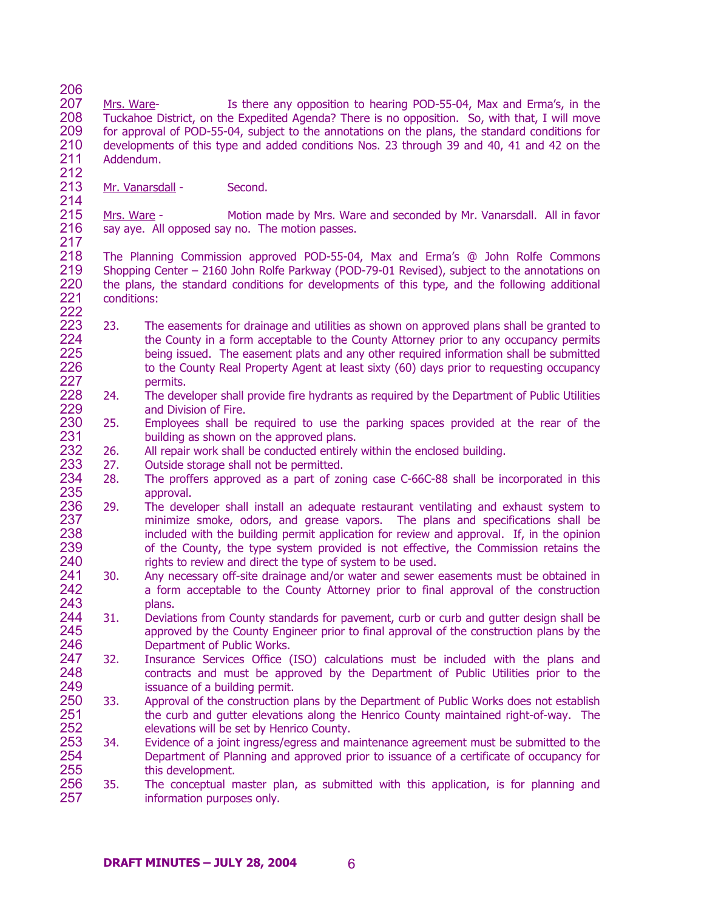Mrs. Ware- Is there any opposition to hearing POD-55-04, Max and Erma's, in the Tuckahoe District, on the Expedited Agenda? There is no opposition. So, with that, I will move for approval of POD-55-04, subject to the annotations on the plans, the standard conditions for developments of this type and added conditions Nos. 23 through 39 and 40, 41 and 42 on the Addendum.

Mr. Vanarsdall - Second.

Mrs. Ware - Motion made by Mrs. Ware and seconded by Mr. Vanarsdall. All in favor say aye. All opposed say no. The motion passes.

The Planning Commission approved POD-55-04, Max and Erma's @ John Rolfe Commons Shopping Center – 2160 John Rolfe Parkway (POD-79-01 Revised), subject to the annotations on the plans, the standard conditions for developments of this type, and the following additional conditions:

23. The easements for drainage and utilities as shown on approved plans shall be granted to the County in a form acceptable to the County Attorney prior to any occupancy permits being issued. The easement plats and any other required information shall be submitted to the County Real Property Agent at least sixty (60) days prior to requesting occupancy permits.
24. The developer shall provide fire hydrants as required by the Department of Public Utilities and Division of Fire.
25. Employees shall be required to use the parking spaces provided at the rear of the building as shown on the approved plans.
26. All repair work shall be conducted entirely within the enclosed building.
27. Outside storage shall not be permitted.
28. The proffers approved as a part of zoning case C-66C-88 shall be incorporated in this approval.
29. The developer shall install an adequate restaurant ventilating and exhaust system to minimize smoke, odors, and grease vapors. The plans and specifications shall be included with the building permit application for review and approval. If, in the opinion of the County, the type system provided is not effective, the Commission retains the rights to review and direct the type of system to be used.
30. Any necessary off-site drainage and/or water and sewer easements must be obtained in a form acceptable to the County Attorney prior to final approval of the construction plans.
31. Deviations from County standards for pavement, curb or curb and gutter design shall be approved by the County Engineer prior to final approval of the construction plans by the Department of Public Works.
32. Insurance Services Office (ISO) calculations must be included with the plans and contracts and must be approved by the Department of Public Utilities prior to the issuance of a building permit.
33. Approval of the construction plans by the Department of Public Works does not establish the curb and gutter elevations along the Henrico County maintained right-of-way. The elevations will be set by Henrico County.
34. Evidence of a joint ingress/egress and maintenance agreement must be submitted to the Department of Planning and approved prior to issuance of a certificate of occupancy for this development.
35. The conceptual master plan, as submitted with this application, is for planning and information purposes only.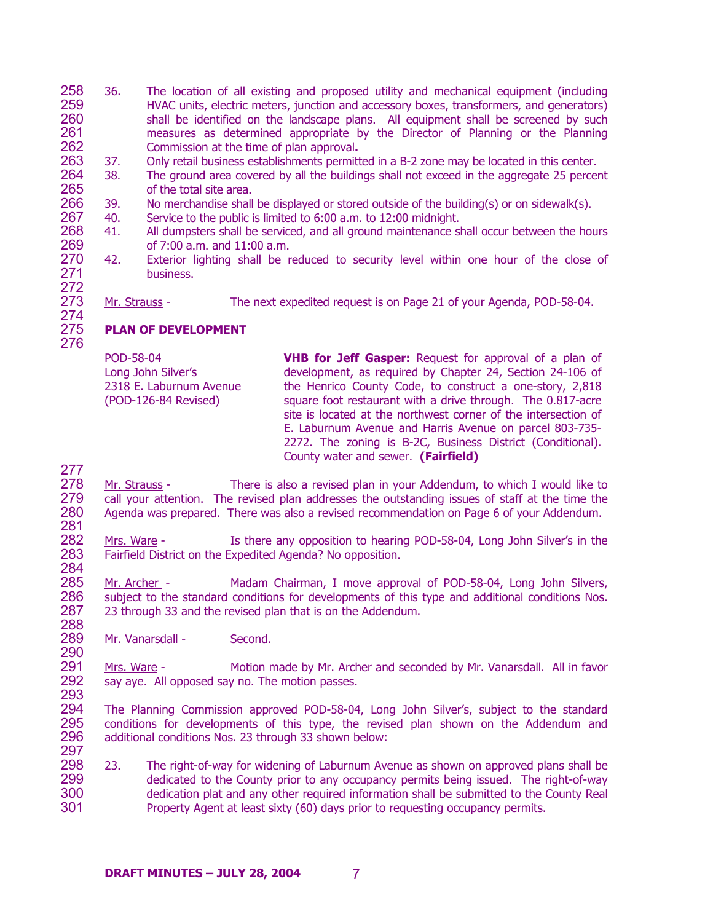36. The location of all existing and proposed utility and mechanical equipment (including HVAC units, electric meters, junction and accessory boxes, transformers, and generators) shall be identified on the landscape plans. All equipment shall be screened by such measures as determined appropriate by the Director of Planning or the Planning Commission at the time of plan approval**.**
37. Only retail business establishments permitted in a B-2 zone may be located in this center.
38. The ground area covered by all the buildings shall not exceed in the aggregate 25 percent of the total site area.
39. No merchandise shall be displayed or stored outside of the building(s) or on sidewalk(s).
40. Service to the public is limited to 6:00 a.m. to 12:00 midnight.
41. All dumpsters shall be serviced, and all ground maintenance shall occur between the hours of 7:00 a.m. and 11:00 a.m.
42. Exterior lighting shall be reduced to security level within one hour of the close of business.

Mr. Strauss - The next expedited request is on Page 21 of your Agenda, POD-58-04.

**PLAN OF DEVELOPMENT**

POD-58-04
Long John Silver's
2318 E. Laburnum Avenue
(POD-126-84 Revised)

**VHB for Jeff Gasper:** Request for approval of a plan of development, as required by Chapter 24, Section 24-106 of the Henrico County Code, to construct a one-story, 2,818 square foot restaurant with a drive through. The 0.817-acre site is located at the northwest corner of the intersection of E. Laburnum Avenue and Harris Avenue on parcel 803-735-2272. The zoning is B-2C, Business District (Conditional). County water and sewer. **(Fairfield)**

Mr. Strauss - There is also a revised plan in your Addendum, to which I would like to call your attention. The revised plan addresses the outstanding issues of staff at the time the Agenda was prepared. There was also a revised recommendation on Page 6 of your Addendum.

Mrs. Ware - Is there any opposition to hearing POD-58-04, Long John Silver's in the Fairfield District on the Expedited Agenda? No opposition.

Mr. Archer - Madam Chairman, I move approval of POD-58-04, Long John Silvers, subject to the standard conditions for developments of this type and additional conditions Nos. 23 through 33 and the revised plan that is on the Addendum.

Mr. Vanarsdall - Second.

Mrs. Ware - Motion made by Mr. Archer and seconded by Mr. Vanarsdall. All in favor say aye. All opposed say no. The motion passes.

The Planning Commission approved POD-58-04, Long John Silver's, subject to the standard conditions for developments of this type, the revised plan shown on the Addendum and additional conditions Nos. 23 through 33 shown below:

23. The right-of-way for widening of Laburnum Avenue as shown on approved plans shall be dedicated to the County prior to any occupancy permits being issued. The right-of-way dedication plat and any other required information shall be submitted to the County Real Property Agent at least sixty (60) days prior to requesting occupancy permits.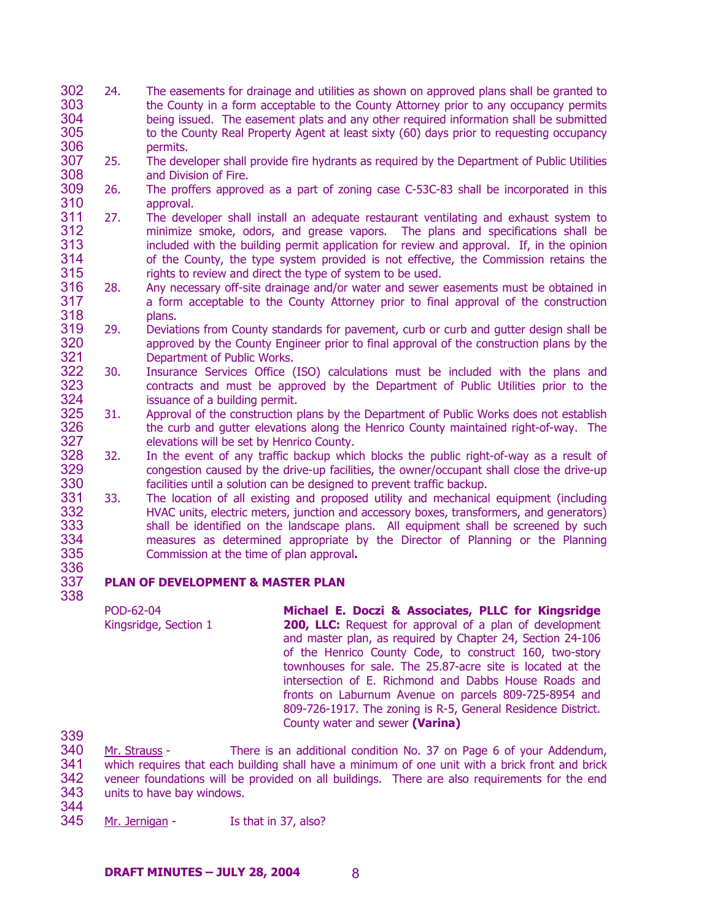24. The easements for drainage and utilities as shown on approved plans shall be granted to the County in a form acceptable to the County Attorney prior to any occupancy permits being issued. The easement plats and any other required information shall be submitted to the County Real Property Agent at least sixty (60) days prior to requesting occupancy permits.
25. The developer shall provide fire hydrants as required by the Department of Public Utilities and Division of Fire.
26. The proffers approved as a part of zoning case C-53C-83 shall be incorporated in this approval.
27. The developer shall install an adequate restaurant ventilating and exhaust system to minimize smoke, odors, and grease vapors. The plans and specifications shall be included with the building permit application for review and approval. If, in the opinion of the County, the type system provided is not effective, the Commission retains the rights to review and direct the type of system to be used.
28. Any necessary off-site drainage and/or water and sewer easements must be obtained in a form acceptable to the County Attorney prior to final approval of the construction plans.
29. Deviations from County standards for pavement, curb or curb and gutter design shall be approved by the County Engineer prior to final approval of the construction plans by the Department of Public Works.
30. Insurance Services Office (ISO) calculations must be included with the plans and contracts and must be approved by the Department of Public Utilities prior to the issuance of a building permit.
31. Approval of the construction plans by the Department of Public Works does not establish the curb and gutter elevations along the Henrico County maintained right-of-way. The elevations will be set by Henrico County.
32. In the event of any traffic backup which blocks the public right-of-way as a result of congestion caused by the drive-up facilities, the owner/occupant shall close the drive-up facilities until a solution can be designed to prevent traffic backup.
33. The location of all existing and proposed utility and mechanical equipment (including HVAC units, electric meters, junction and accessory boxes, transformers, and generators) shall be identified on the landscape plans. All equipment shall be screened by such measures as determined appropriate by the Director of Planning or the Planning Commission at the time of plan approval.

## PLAN OF DEVELOPMENT & MASTER PLAN

POD-62-04
Kingsridge, Section 1

**Michael E. Doczi & Associates, PLLC for Kingsridge 200, LLC:** Request for approval of a plan of development and master plan, as required by Chapter 24, Section 24-106 of the Henrico County Code, to construct 160, two-story townhouses for sale. The 25.87-acre site is located at the intersection of E. Richmond and Dabbs House Roads and fronts on Laburnum Avenue on parcels 809-725-8954 and 809-726-1917. The zoning is R-5, General Residence District. County water and sewer **(Varina)**

Mr. Strauss - There is an additional condition No. 37 on Page 6 of your Addendum, which requires that each building shall have a minimum of one unit with a brick front and brick veneer foundations will be provided on all buildings. There are also requirements for the end units to have bay windows.

Mr. Jernigan - Is that in 37, also?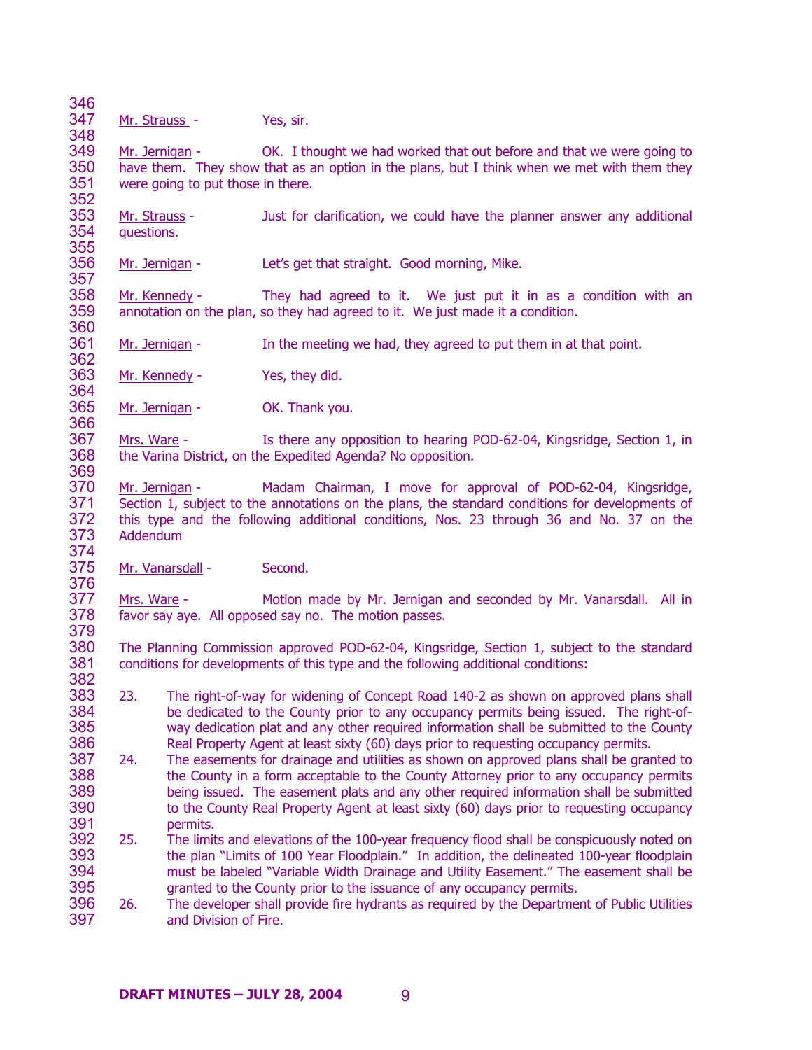Mr. Strauss - Yes, sir.

Mr. Jernigan - OK. I thought we had worked that out before and that we were going to have them. They show that as an option in the plans, but I think when we met with them they were going to put those in there.

Mr. Strauss - Just for clarification, we could have the planner answer any additional questions.

Mr. Jernigan - Let's get that straight. Good morning, Mike.

Mr. Kennedy - They had agreed to it. We just put it in as a condition with an annotation on the plan, so they had agreed to it. We just made it a condition.

Mr. Jernigan - In the meeting we had, they agreed to put them in at that point.

Mr. Kennedy - Yes, they did.

Mr. Jernigan - OK. Thank you.

Mrs. Ware - Is there any opposition to hearing POD-62-04, Kingsridge, Section 1, in the Varina District, on the Expedited Agenda? No opposition.

Mr. Jernigan - Madam Chairman, I move for approval of POD-62-04, Kingsridge, Section 1, subject to the annotations on the plans, the standard conditions for developments of this type and the following additional conditions, Nos. 23 through 36 and No. 37 on the Addendum

Mr. Vanarsdall - Second.

Mrs. Ware - Motion made by Mr. Jernigan and seconded by Mr. Vanarsdall. All in favor say aye. All opposed say no. The motion passes.

The Planning Commission approved POD-62-04, Kingsridge, Section 1, subject to the standard conditions for developments of this type and the following additional conditions:

23. The right-of-way for widening of Concept Road 140-2 as shown on approved plans shall be dedicated to the County prior to any occupancy permits being issued. The right-of-way dedication plat and any other required information shall be submitted to the County Real Property Agent at least sixty (60) days prior to requesting occupancy permits.
24. The easements for drainage and utilities as shown on approved plans shall be granted to the County in a form acceptable to the County Attorney prior to any occupancy permits being issued. The easement plats and any other required information shall be submitted to the County Real Property Agent at least sixty (60) days prior to requesting occupancy permits.
25. The limits and elevations of the 100-year frequency flood shall be conspicuously noted on the plan "Limits of 100 Year Floodplain." In addition, the delineated 100-year floodplain must be labeled "Variable Width Drainage and Utility Easement." The easement shall be granted to the County prior to the issuance of any occupancy permits.
26. The developer shall provide fire hydrants as required by the Department of Public Utilities and Division of Fire.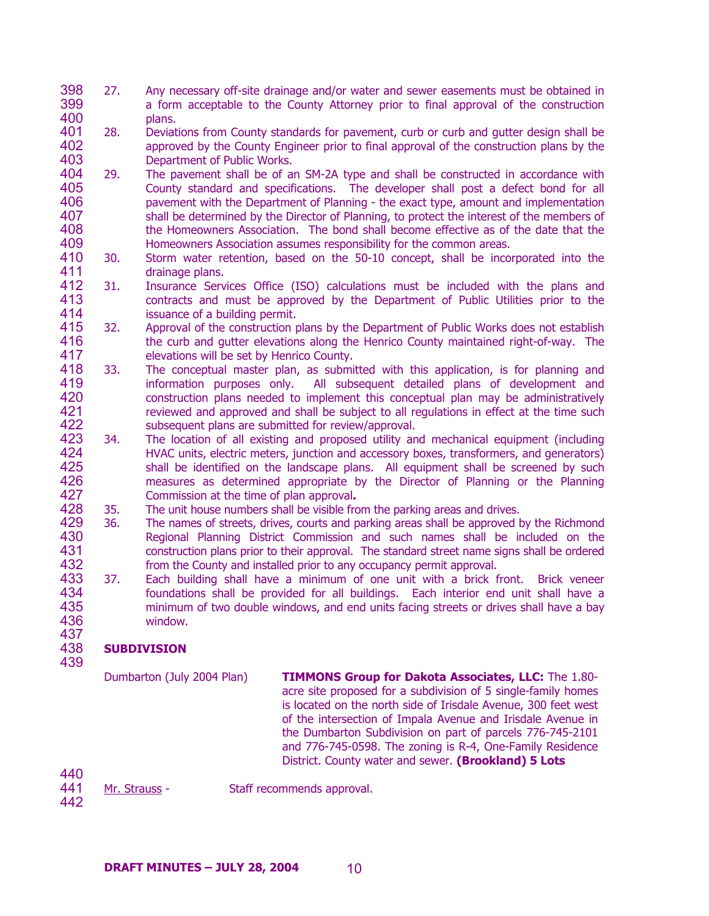27. Any necessary off-site drainage and/or water and sewer easements must be obtained in a form acceptable to the County Attorney prior to final approval of the construction plans.
28. Deviations from County standards for pavement, curb or curb and gutter design shall be approved by the County Engineer prior to final approval of the construction plans by the Department of Public Works.
29. The pavement shall be of an SM-2A type and shall be constructed in accordance with County standard and specifications. The developer shall post a defect bond for all pavement with the Department of Planning - the exact type, amount and implementation shall be determined by the Director of Planning, to protect the interest of the members of the Homeowners Association. The bond shall become effective as of the date that the Homeowners Association assumes responsibility for the common areas.
30. Storm water retention, based on the 50-10 concept, shall be incorporated into the drainage plans.
31. Insurance Services Office (ISO) calculations must be included with the plans and contracts and must be approved by the Department of Public Utilities prior to the issuance of a building permit.
32. Approval of the construction plans by the Department of Public Works does not establish the curb and gutter elevations along the Henrico County maintained right-of-way. The elevations will be set by Henrico County.
33. The conceptual master plan, as submitted with this application, is for planning and information purposes only. All subsequent detailed plans of development and construction plans needed to implement this conceptual plan may be administratively reviewed and approved and shall be subject to all regulations in effect at the time such subsequent plans are submitted for review/approval.
34. The location of all existing and proposed utility and mechanical equipment (including HVAC units, electric meters, junction and accessory boxes, transformers, and generators) shall be identified on the landscape plans. All equipment shall be screened by such measures as determined appropriate by the Director of Planning or the Planning Commission at the time of plan approval**.**
35. The unit house numbers shall be visible from the parking areas and drives.
36. The names of streets, drives, courts and parking areas shall be approved by the Richmond Regional Planning District Commission and such names shall be included on the construction plans prior to their approval. The standard street name signs shall be ordered from the County and installed prior to any occupancy permit approval.
37. Each building shall have a minimum of one unit with a brick front. Brick veneer foundations shall be provided for all buildings. Each interior end unit shall have a minimum of two double windows, and end units facing streets or drives shall have a bay window.

**SUBDIVISION**

Dumbarton (July 2004 Plan) — **TIMMONS Group for Dakota Associates, LLC:** The 1.80-acre site proposed for a subdivision of 5 single-family homes is located on the north side of Irisdale Avenue, 300 feet west of the intersection of Impala Avenue and Irisdale Avenue in the Dumbarton Subdivision on part of parcels 776-745-2101 and 776-745-0598. The zoning is R-4, One-Family Residence District. County water and sewer. **(Brookland) 5 Lots**

Mr. Strauss - Staff recommends approval.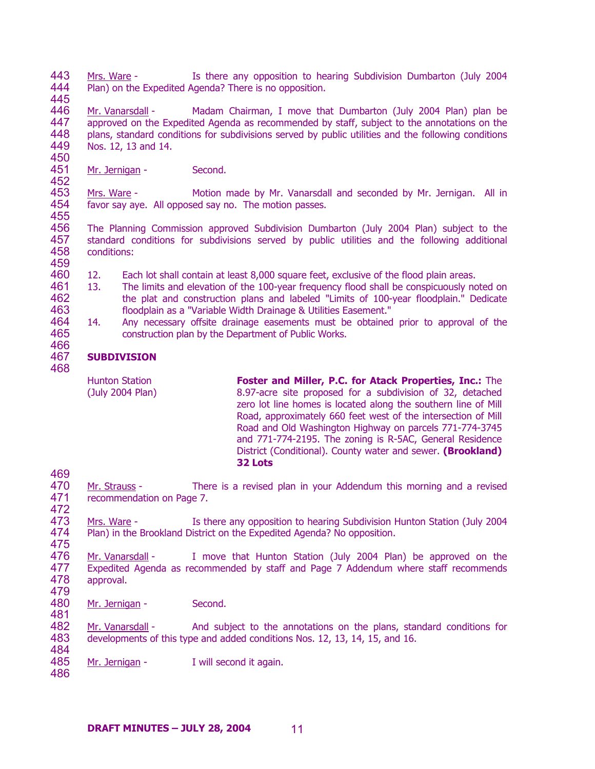Mrs. Ware - Is there any opposition to hearing Subdivision Dumbarton (July 2004 Plan) on the Expedited Agenda? There is no opposition.

Mr. Vanarsdall - Madam Chairman, I move that Dumbarton (July 2004 Plan) plan be approved on the Expedited Agenda as recommended by staff, subject to the annotations on the plans, standard conditions for subdivisions served by public utilities and the following conditions Nos. 12, 13 and 14.

Mr. Jernigan - Second.

Mrs. Ware - Motion made by Mr. Vanarsdall and seconded by Mr. Jernigan. All in favor say aye. All opposed say no. The motion passes.

The Planning Commission approved Subdivision Dumbarton (July 2004 Plan) subject to the standard conditions for subdivisions served by public utilities and the following additional conditions:

12. Each lot shall contain at least 8,000 square feet, exclusive of the flood plain areas.
13. The limits and elevation of the 100-year frequency flood shall be conspicuously noted on the plat and construction plans and labeled "Limits of 100-year floodplain." Dedicate floodplain as a "Variable Width Drainage & Utilities Easement."
14. Any necessary offsite drainage easements must be obtained prior to approval of the construction plan by the Department of Public Works.

**SUBDIVISION**

Hunton Station (July 2004 Plan)

**Foster and Miller, P.C. for Atack Properties, Inc.:** The 8.97-acre site proposed for a subdivision of 32, detached zero lot line homes is located along the southern line of Mill Road, approximately 660 feet west of the intersection of Mill Road and Old Washington Highway on parcels 771-774-3745 and 771-774-2195. The zoning is R-5AC, General Residence District (Conditional). County water and sewer. **(Brookland) 32 Lots**

Mr. Strauss - There is a revised plan in your Addendum this morning and a revised recommendation on Page 7.

Mrs. Ware - Is there any opposition to hearing Subdivision Hunton Station (July 2004 Plan) in the Brookland District on the Expedited Agenda? No opposition.

Mr. Vanarsdall - I move that Hunton Station (July 2004 Plan) be approved on the Expedited Agenda as recommended by staff and Page 7 Addendum where staff recommends approval.

Mr. Jernigan - Second.

Mr. Vanarsdall - And subject to the annotations on the plans, standard conditions for developments of this type and added conditions Nos. 12, 13, 14, 15, and 16.

Mr. Jernigan - I will second it again.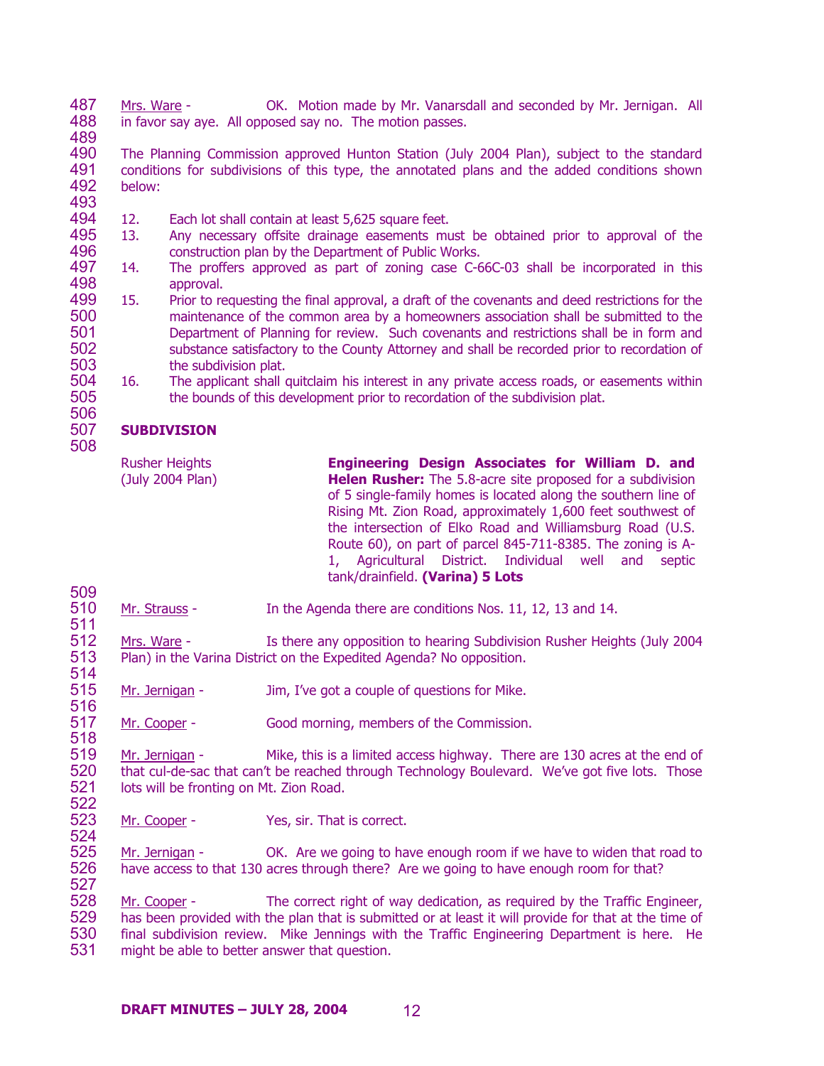Mrs. Ware - OK. Motion made by Mr. Vanarsdall and seconded by Mr. Jernigan. All in favor say aye. All opposed say no. The motion passes.

The Planning Commission approved Hunton Station (July 2004 Plan), subject to the standard conditions for subdivisions of this type, the annotated plans and the added conditions shown below:

12. Each lot shall contain at least 5,625 square feet.
13. Any necessary offsite drainage easements must be obtained prior to approval of the construction plan by the Department of Public Works.
14. The proffers approved as part of zoning case C-66C-03 shall be incorporated in this approval.
15. Prior to requesting the final approval, a draft of the covenants and deed restrictions for the maintenance of the common area by a homeowners association shall be submitted to the Department of Planning for review. Such covenants and restrictions shall be in form and substance satisfactory to the County Attorney and shall be recorded prior to recordation of the subdivision plat.
16. The applicant shall quitclaim his interest in any private access roads, or easements within the bounds of this development prior to recordation of the subdivision plat.

**SUBDIVISION**

| Rusher Heights (July 2004 Plan) | **Engineering Design Associates for William D. and Helen Rusher:** The 5.8-acre site proposed for a subdivision of 5 single-family homes is located along the southern line of Rising Mt. Zion Road, approximately 1,600 feet southwest of the intersection of Elko Road and Williamsburg Road (U.S. Route 60), on part of parcel 845-711-8385. The zoning is A-1, Agricultural District. Individual well and septic tank/drainfield. **(Varina) 5 Lots** |
|---|---|

Mr. Strauss - In the Agenda there are conditions Nos. 11, 12, 13 and 14.

Mrs. Ware - Is there any opposition to hearing Subdivision Rusher Heights (July 2004 Plan) in the Varina District on the Expedited Agenda? No opposition.

Mr. Jernigan - Jim, I've got a couple of questions for Mike.

Mr. Cooper - Good morning, members of the Commission.

Mr. Jernigan - Mike, this is a limited access highway. There are 130 acres at the end of that cul-de-sac that can't be reached through Technology Boulevard. We've got five lots. Those lots will be fronting on Mt. Zion Road.

Mr. Cooper - Yes, sir. That is correct.

Mr. Jernigan - OK. Are we going to have enough room if we have to widen that road to have access to that 130 acres through there? Are we going to have enough room for that?

Mr. Cooper - The correct right of way dedication, as required by the Traffic Engineer, has been provided with the plan that is submitted or at least it will provide for that at the time of final subdivision review. Mike Jennings with the Traffic Engineering Department is here. He might be able to better answer that question.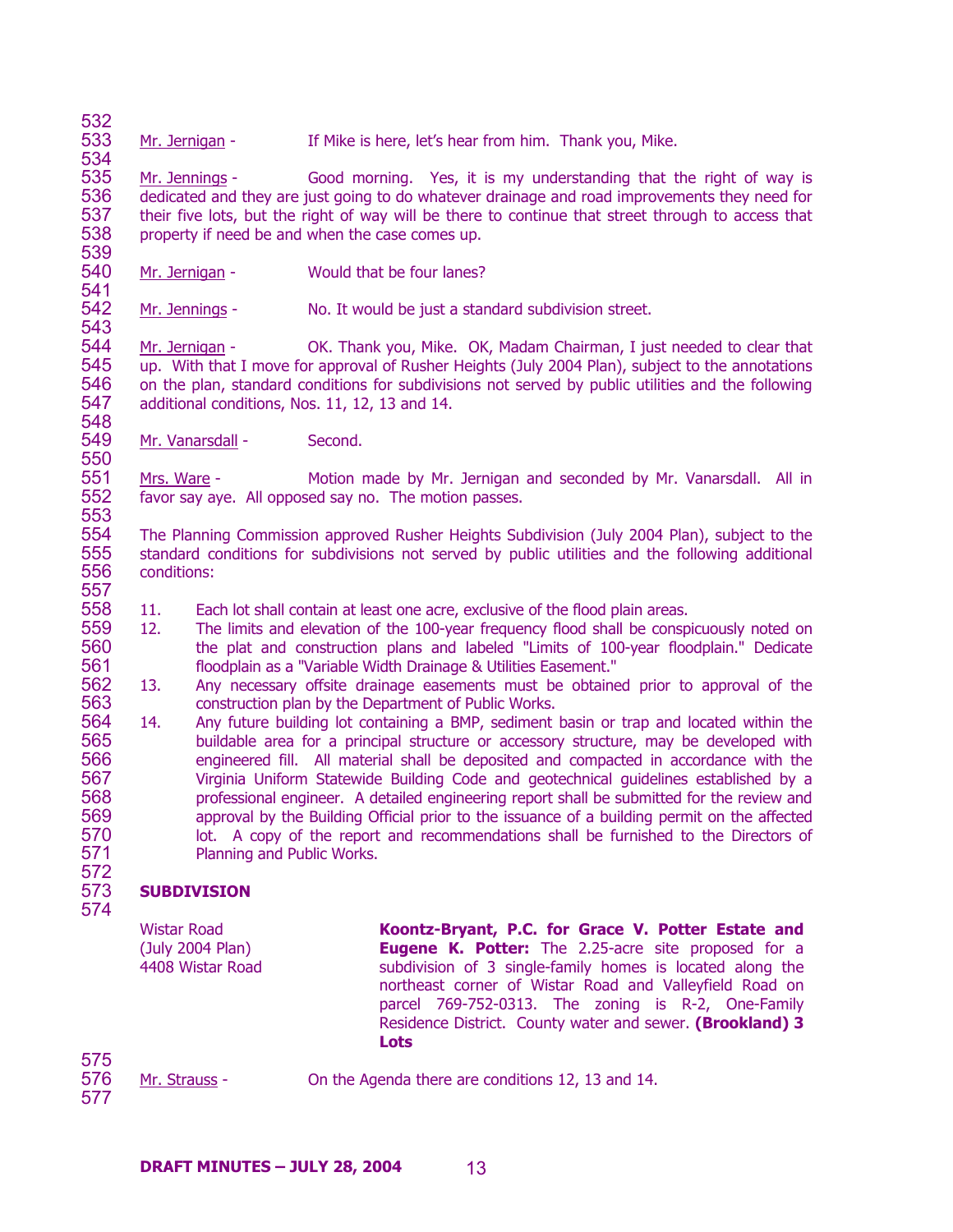Mr. Jernigan - If Mike is here, let's hear from him. Thank you, Mike.

Mr. Jennings - Good morning. Yes, it is my understanding that the right of way is dedicated and they are just going to do whatever drainage and road improvements they need for their five lots, but the right of way will be there to continue that street through to access that property if need be and when the case comes up.

Mr. Jernigan - Would that be four lanes?

Mr. Jennings - No. It would be just a standard subdivision street.

Mr. Jernigan - OK. Thank you, Mike. OK, Madam Chairman, I just needed to clear that up. With that I move for approval of Rusher Heights (July 2004 Plan), subject to the annotations on the plan, standard conditions for subdivisions not served by public utilities and the following additional conditions, Nos. 11, 12, 13 and 14.

Mr. Vanarsdall - Second.

Mrs. Ware - Motion made by Mr. Jernigan and seconded by Mr. Vanarsdall. All in favor say aye. All opposed say no. The motion passes.

The Planning Commission approved Rusher Heights Subdivision (July 2004 Plan), subject to the standard conditions for subdivisions not served by public utilities and the following additional conditions:

11. Each lot shall contain at least one acre, exclusive of the flood plain areas.
12. The limits and elevation of the 100-year frequency flood shall be conspicuously noted on the plat and construction plans and labeled "Limits of 100-year floodplain." Dedicate floodplain as a "Variable Width Drainage & Utilities Easement."
13. Any necessary offsite drainage easements must be obtained prior to approval of the construction plan by the Department of Public Works.
14. Any future building lot containing a BMP, sediment basin or trap and located within the buildable area for a principal structure or accessory structure, may be developed with engineered fill. All material shall be deposited and compacted in accordance with the Virginia Uniform Statewide Building Code and geotechnical guidelines established by a professional engineer. A detailed engineering report shall be submitted for the review and approval by the Building Official prior to the issuance of a building permit on the affected lot. A copy of the report and recommendations shall be furnished to the Directors of Planning and Public Works.

**SUBDIVISION**

Wistar Road
(July 2004 Plan)
4408 Wistar Road

**Koontz-Bryant, P.C. for Grace V. Potter Estate and Eugene K. Potter:** The 2.25-acre site proposed for a subdivision of 3 single-family homes is located along the northeast corner of Wistar Road and Valleyfield Road on parcel 769-752-0313. The zoning is R-2, One-Family Residence District. County water and sewer. **(Brookland) 3 Lots**

Mr. Strauss - On the Agenda there are conditions 12, 13 and 14.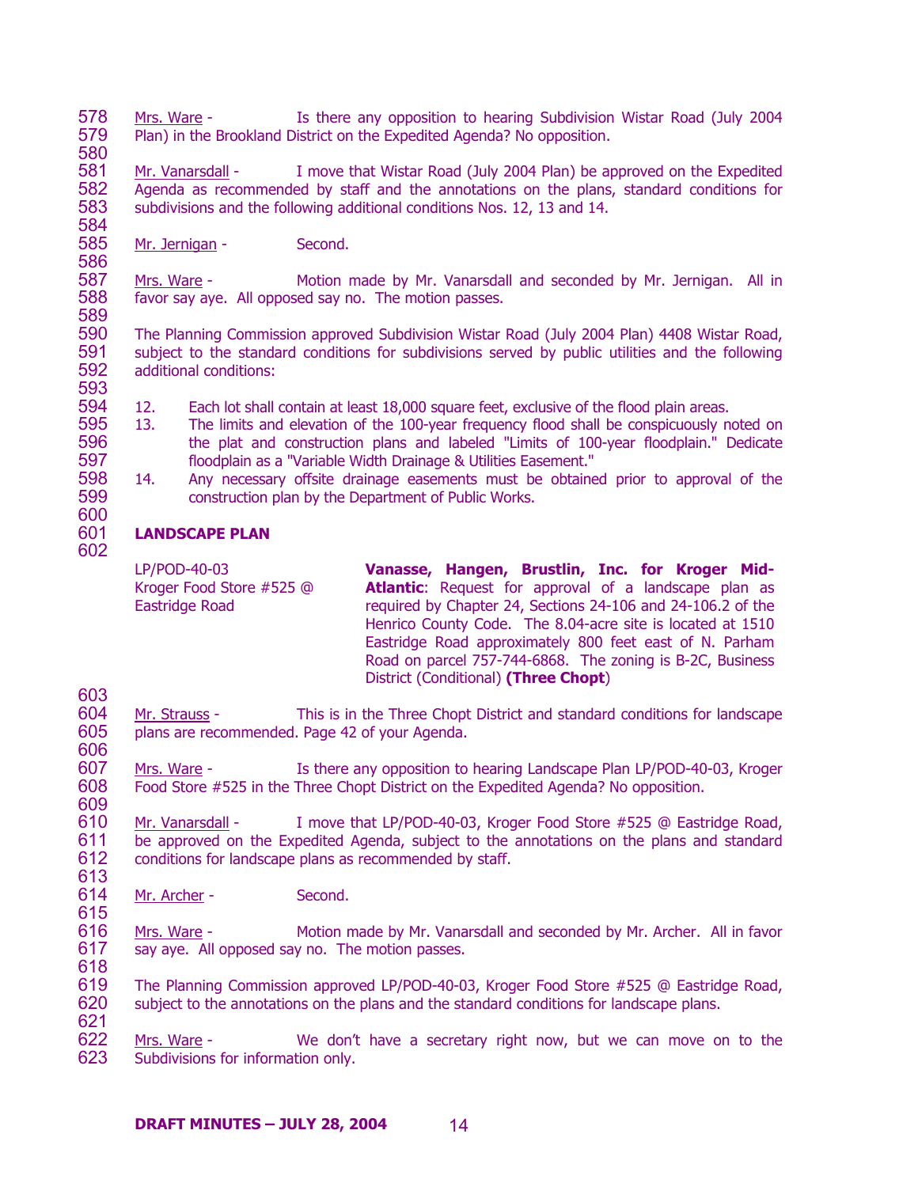Mrs. Ware - Is there any opposition to hearing Subdivision Wistar Road (July 2004 Plan) in the Brookland District on the Expedited Agenda? No opposition.

Mr. Vanarsdall - I move that Wistar Road (July 2004 Plan) be approved on the Expedited Agenda as recommended by staff and the annotations on the plans, standard conditions for subdivisions and the following additional conditions Nos. 12, 13 and 14.

Mr. Jernigan - Second.

Mrs. Ware - Motion made by Mr. Vanarsdall and seconded by Mr. Jernigan. All in favor say aye. All opposed say no. The motion passes.

The Planning Commission approved Subdivision Wistar Road (July 2004 Plan) 4408 Wistar Road, subject to the standard conditions for subdivisions served by public utilities and the following additional conditions:

12. Each lot shall contain at least 18,000 square feet, exclusive of the flood plain areas.
13. The limits and elevation of the 100-year frequency flood shall be conspicuously noted on the plat and construction plans and labeled "Limits of 100-year floodplain." Dedicate floodplain as a "Variable Width Drainage & Utilities Easement."
14. Any necessary offsite drainage easements must be obtained prior to approval of the construction plan by the Department of Public Works.

**LANDSCAPE PLAN**

LP/POD-40-03
Kroger Food Store #525 @ Eastridge Road

**Vanasse, Hangen, Brustlin, Inc. for Kroger Mid-Atlantic**: Request for approval of a landscape plan as required by Chapter 24, Sections 24-106 and 24-106.2 of the Henrico County Code. The 8.04-acre site is located at 1510 Eastridge Road approximately 800 feet east of N. Parham Road on parcel 757-744-6868. The zoning is B-2C, Business District (Conditional) **(Three Chopt)**

Mr. Strauss - This is in the Three Chopt District and standard conditions for landscape plans are recommended. Page 42 of your Agenda.

Mrs. Ware - Is there any opposition to hearing Landscape Plan LP/POD-40-03, Kroger Food Store #525 in the Three Chopt District on the Expedited Agenda? No opposition.

Mr. Vanarsdall - I move that LP/POD-40-03, Kroger Food Store #525 @ Eastridge Road, be approved on the Expedited Agenda, subject to the annotations on the plans and standard conditions for landscape plans as recommended by staff.

Mr. Archer - Second.

Mrs. Ware - Motion made by Mr. Vanarsdall and seconded by Mr. Archer. All in favor say aye. All opposed say no. The motion passes.

The Planning Commission approved LP/POD-40-03, Kroger Food Store #525 @ Eastridge Road, subject to the annotations on the plans and the standard conditions for landscape plans.

Mrs. Ware - We don't have a secretary right now, but we can move on to the Subdivisions for information only.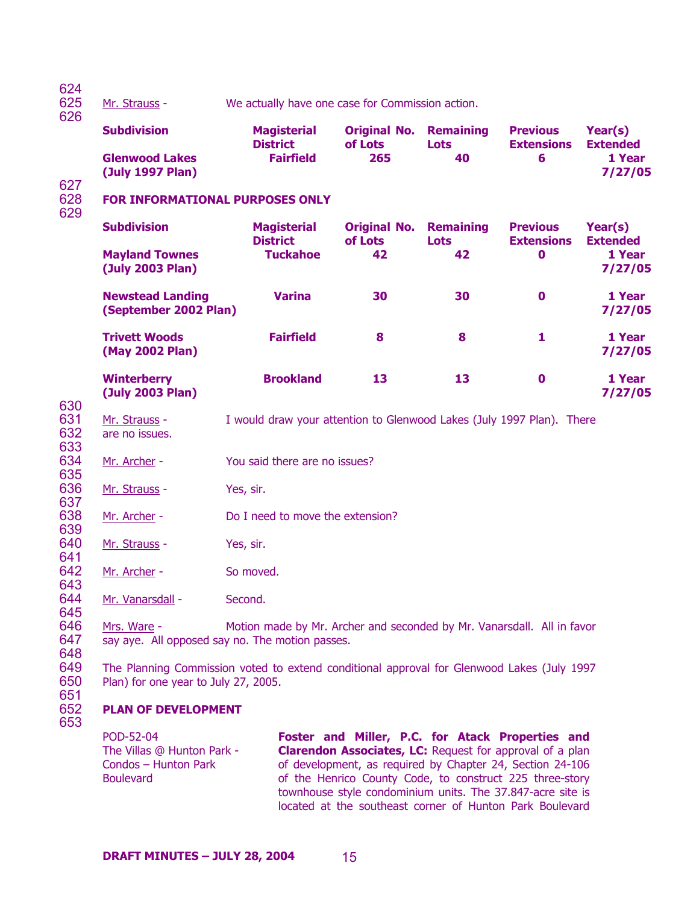Mr. Strauss - We actually have one case for Commission action.

| Subdivision | Magisterial District | Original No. of Lots | Remaining Lots | Previous Extensions | Year(s) Extended |
|---|---|---|---|---|---|
| **Glenwood Lakes (July 1997 Plan)** | **Fairfield** | **265** | **40** | **6** | **1 Year 7/27/05** |

**FOR INFORMATIONAL PURPOSES ONLY**

| Subdivision | Magisterial District | Original No. of Lots | Remaining Lots | Previous Extensions | Year(s) Extended |
|---|---|---|---|---|---|
| **Mayland Townes (July 2003 Plan)** | **Tuckahoe** | **42** | **42** | **0** | **1 Year 7/27/05** |
| **Newstead Landing (September 2002 Plan)** | **Varina** | **30** | **30** | **0** | **1 Year 7/27/05** |
| **Trivett Woods (May 2002 Plan)** | **Fairfield** | **8** | **8** | **1** | **1 Year 7/27/05** |
| **Winterberry (July 2003 Plan)** | **Brookland** | **13** | **13** | **0** | **1 Year 7/27/05** |

Mr. Strauss - I would draw your attention to Glenwood Lakes (July 1997 Plan). There are no issues.

Mr. Archer - You said there are no issues?

Mr. Strauss - Yes, sir.

Mr. Archer - Do I need to move the extension?

Mr. Strauss - Yes, sir.

Mr. Archer - So moved.

Mr. Vanarsdall - Second.

Mrs. Ware - Motion made by Mr. Archer and seconded by Mr. Vanarsdall. All in favor say aye. All opposed say no. The motion passes.

The Planning Commission voted to extend conditional approval for Glenwood Lakes (July 1997 Plan) for one year to July 27, 2005.

**PLAN OF DEVELOPMENT**

POD-52-04
The Villas @ Hunton Park - Condos – Hunton Park Boulevard

**Foster and Miller, P.C. for Atack Properties and Clarendon Associates, LC:** Request for approval of a plan of development, as required by Chapter 24, Section 24-106 of the Henrico County Code, to construct 225 three-story townhouse style condominium units. The 37.847-acre site is located at the southeast corner of Hunton Park Boulevard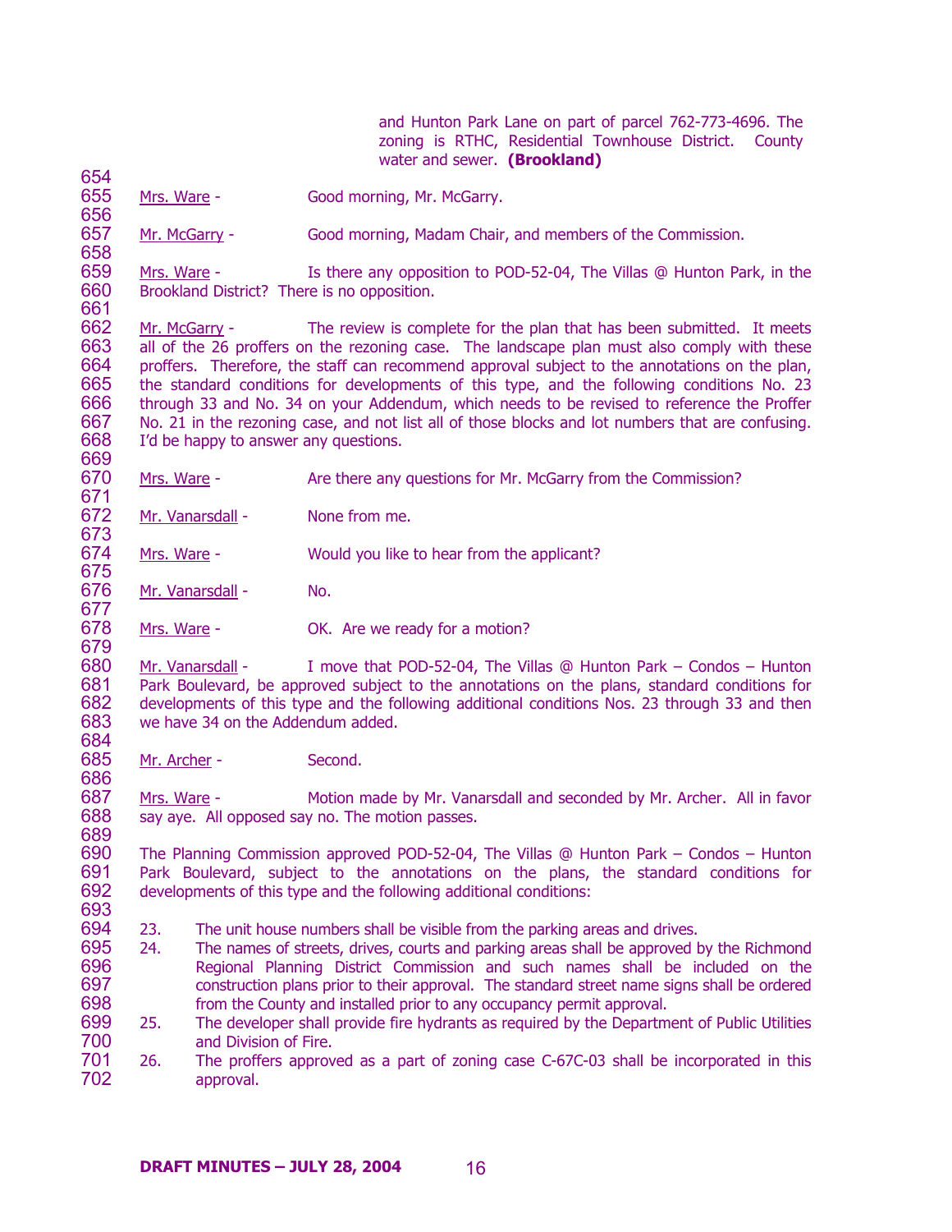and Hunton Park Lane on part of parcel 762-773-4696. The zoning is RTHC, Residential Townhouse District. County water and sewer. **(Brookland)**

Mrs. Ware - Good morning, Mr. McGarry.

Mr. McGarry - Good morning, Madam Chair, and members of the Commission.

Mrs. Ware - Is there any opposition to POD-52-04, The Villas @ Hunton Park, in the Brookland District? There is no opposition.

Mr. McGarry - The review is complete for the plan that has been submitted. It meets all of the 26 proffers on the rezoning case. The landscape plan must also comply with these proffers. Therefore, the staff can recommend approval subject to the annotations on the plan, the standard conditions for developments of this type, and the following conditions No. 23 through 33 and No. 34 on your Addendum, which needs to be revised to reference the Proffer No. 21 in the rezoning case, and not list all of those blocks and lot numbers that are confusing. I'd be happy to answer any questions.

Mrs. Ware - Are there any questions for Mr. McGarry from the Commission?

Mr. Vanarsdall - None from me.

Mrs. Ware - Would you like to hear from the applicant?

Mr. Vanarsdall - No.

Mrs. Ware - OK. Are we ready for a motion?

Mr. Vanarsdall - I move that POD-52-04, The Villas @ Hunton Park – Condos – Hunton Park Boulevard, be approved subject to the annotations on the plans, standard conditions for developments of this type and the following additional conditions Nos. 23 through 33 and then we have 34 on the Addendum added.

Mr. Archer - Second.

Mrs. Ware - Motion made by Mr. Vanarsdall and seconded by Mr. Archer. All in favor say aye. All opposed say no. The motion passes.

The Planning Commission approved POD-52-04, The Villas @ Hunton Park – Condos – Hunton Park Boulevard, subject to the annotations on the plans, the standard conditions for developments of this type and the following additional conditions:

23. The unit house numbers shall be visible from the parking areas and drives.
24. The names of streets, drives, courts and parking areas shall be approved by the Richmond Regional Planning District Commission and such names shall be included on the construction plans prior to their approval. The standard street name signs shall be ordered from the County and installed prior to any occupancy permit approval.
25. The developer shall provide fire hydrants as required by the Department of Public Utilities and Division of Fire.
26. The proffers approved as a part of zoning case C-67C-03 shall be incorporated in this approval.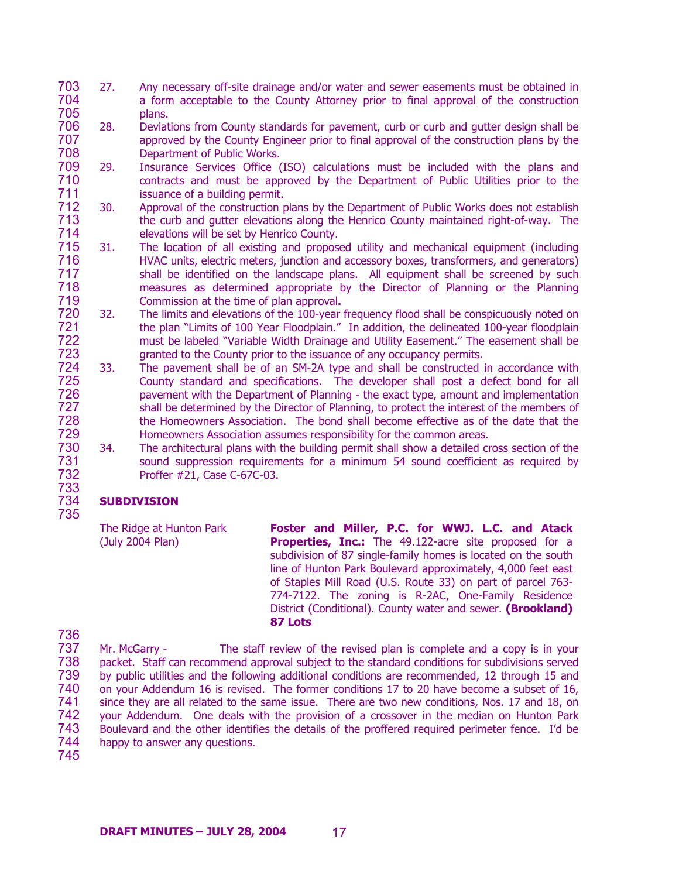27. Any necessary off-site drainage and/or water and sewer easements must be obtained in a form acceptable to the County Attorney prior to final approval of the construction plans.
28. Deviations from County standards for pavement, curb or curb and gutter design shall be approved by the County Engineer prior to final approval of the construction plans by the Department of Public Works.
29. Insurance Services Office (ISO) calculations must be included with the plans and contracts and must be approved by the Department of Public Utilities prior to the issuance of a building permit.
30. Approval of the construction plans by the Department of Public Works does not establish the curb and gutter elevations along the Henrico County maintained right-of-way. The elevations will be set by Henrico County.
31. The location of all existing and proposed utility and mechanical equipment (including HVAC units, electric meters, junction and accessory boxes, transformers, and generators) shall be identified on the landscape plans. All equipment shall be screened by such measures as determined appropriate by the Director of Planning or the Planning Commission at the time of plan approval**.**
32. The limits and elevations of the 100-year frequency flood shall be conspicuously noted on the plan "Limits of 100 Year Floodplain." In addition, the delineated 100-year floodplain must be labeled "Variable Width Drainage and Utility Easement." The easement shall be granted to the County prior to the issuance of any occupancy permits.
33. The pavement shall be of an SM-2A type and shall be constructed in accordance with County standard and specifications. The developer shall post a defect bond for all pavement with the Department of Planning - the exact type, amount and implementation shall be determined by the Director of Planning, to protect the interest of the members of the Homeowners Association. The bond shall become effective as of the date that the Homeowners Association assumes responsibility for the common areas.
34. The architectural plans with the building permit shall show a detailed cross section of the sound suppression requirements for a minimum 54 sound coefficient as required by Proffer #21, Case C-67C-03.

**SUBDIVISION**

The Ridge at Hunton Park (July 2004 Plan)

**Foster and Miller, P.C. for WWJ. L.C. and Atack Properties, Inc.:** The 49.122-acre site proposed for a subdivision of 87 single-family homes is located on the south line of Hunton Park Boulevard approximately, 4,000 feet east of Staples Mill Road (U.S. Route 33) on part of parcel 763-774-7122. The zoning is R-2AC, One-Family Residence District (Conditional). County water and sewer. **(Brookland) 87 Lots**

Mr. McGarry - The staff review of the revised plan is complete and a copy is in your packet. Staff can recommend approval subject to the standard conditions for subdivisions served by public utilities and the following additional conditions are recommended, 12 through 15 and on your Addendum 16 is revised. The former conditions 17 to 20 have become a subset of 16, since they are all related to the same issue. There are two new conditions, Nos. 17 and 18, on your Addendum. One deals with the provision of a crossover in the median on Hunton Park Boulevard and the other identifies the details of the proffered required perimeter fence. I'd be happy to answer any questions.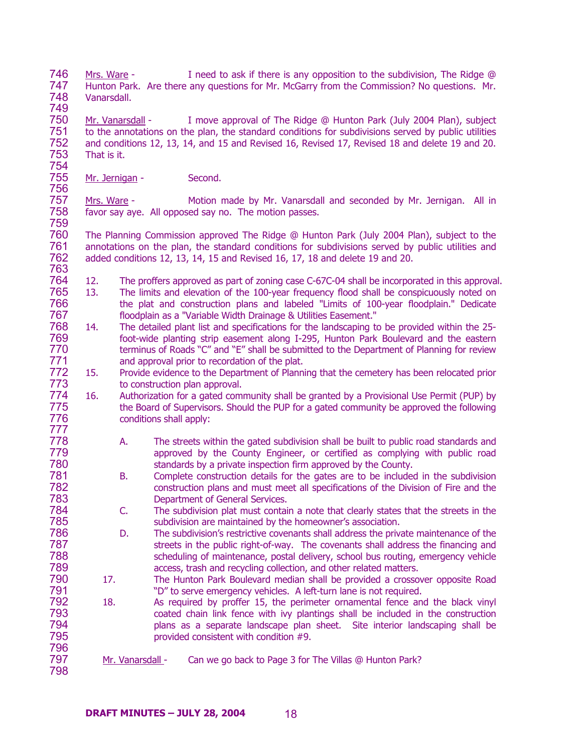<u>Mrs. Ware</u> - I need to ask if there is any opposition to the subdivision, The Ridge @ Hunton Park. Are there any questions for Mr. McGarry from the Commission? No questions. Mr. Vanarsdall.

<u>Mr. Vanarsdall</u> - I move approval of The Ridge @ Hunton Park (July 2004 Plan), subject to the annotations on the plan, the standard conditions for subdivisions served by public utilities and conditions 12, 13, 14, and 15 and Revised 16, Revised 17, Revised 18 and delete 19 and 20. That is it.

<u>Mr. Jernigan</u> - Second.

<u>Mrs. Ware</u> - Motion made by Mr. Vanarsdall and seconded by Mr. Jernigan. All in favor say aye. All opposed say no. The motion passes.

The Planning Commission approved The Ridge @ Hunton Park (July 2004 Plan), subject to the annotations on the plan, the standard conditions for subdivisions served by public utilities and added conditions 12, 13, 14, 15 and Revised 16, 17, 18 and delete 19 and 20.

12. The proffers approved as part of zoning case C-67C-04 shall be incorporated in this approval.
13. The limits and elevation of the 100-year frequency flood shall be conspicuously noted on the plat and construction plans and labeled "Limits of 100-year floodplain." Dedicate floodplain as a "Variable Width Drainage & Utilities Easement."
14. The detailed plant list and specifications for the landscaping to be provided within the 25-foot-wide planting strip easement along I-295, Hunton Park Boulevard and the eastern terminus of Roads "C" and "E" shall be submitted to the Department of Planning for review and approval prior to recordation of the plat.
15. Provide evidence to the Department of Planning that the cemetery has been relocated prior to construction plan approval.
16. Authorization for a gated community shall be granted by a Provisional Use Permit (PUP) by the Board of Supervisors. Should the PUP for a gated community be approved the following conditions shall apply:

    A. The streets within the gated subdivision shall be built to public road standards and approved by the County Engineer, or certified as complying with public road standards by a private inspection firm approved by the County.
    B. Complete construction details for the gates are to be included in the subdivision construction plans and must meet all specifications of the Division of Fire and the Department of General Services.
    C. The subdivision plat must contain a note that clearly states that the streets in the subdivision are maintained by the homeowner's association.
    D. The subdivision's restrictive covenants shall address the private maintenance of the streets in the public right-of-way. The covenants shall address the financing and scheduling of maintenance, postal delivery, school bus routing, emergency vehicle access, trash and recycling collection, and other related matters.

17. The Hunton Park Boulevard median shall be provided a crossover opposite Road "D" to serve emergency vehicles. A left-turn lane is not required.
18. As required by proffer 15, the perimeter ornamental fence and the black vinyl coated chain link fence with ivy plantings shall be included in the construction plans as a separate landscape plan sheet. Site interior landscaping shall be provided consistent with condition #9.

<u>Mr. Vanarsdall</u> - Can we go back to Page 3 for The Villas @ Hunton Park?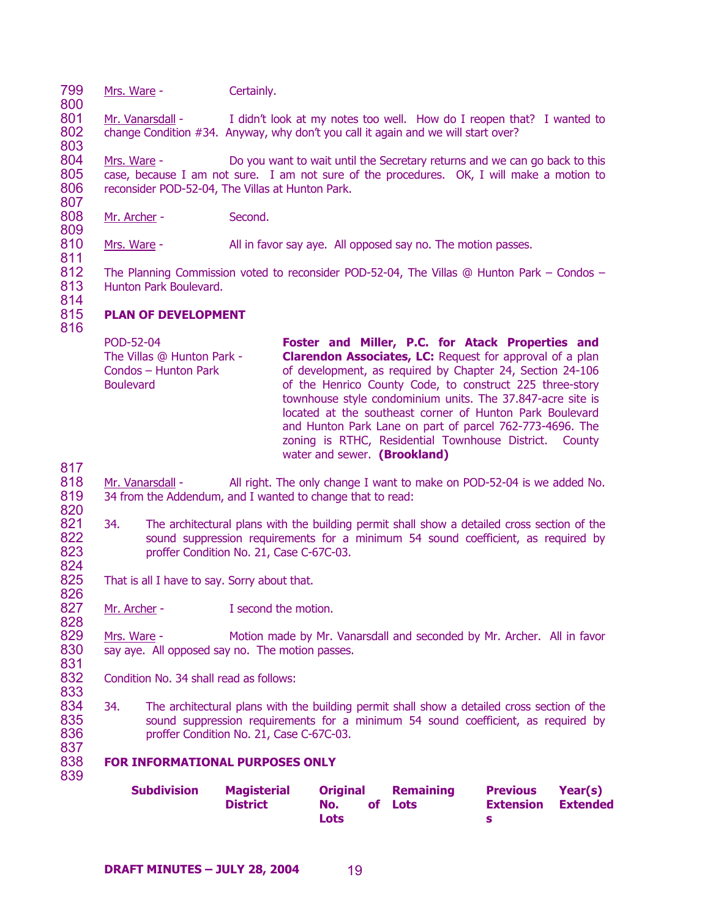Mrs. Ware - Certainly.

Mr. Vanarsdall - I didn't look at my notes too well. How do I reopen that? I wanted to change Condition #34. Anyway, why don't you call it again and we will start over?

Mrs. Ware - Do you want to wait until the Secretary returns and we can go back to this case, because I am not sure. I am not sure of the procedures. OK, I will make a motion to reconsider POD-52-04, The Villas at Hunton Park.

Mr. Archer - Second.

Mrs. Ware - All in favor say aye. All opposed say no. The motion passes.

The Planning Commission voted to reconsider POD-52-04, The Villas @ Hunton Park – Condos – Hunton Park Boulevard.

**PLAN OF DEVELOPMENT**

POD-52-04
The Villas @ Hunton Park - Condos – Hunton Park Boulevard

**Foster and Miller, P.C. for Atack Properties and Clarendon Associates, LC:** Request for approval of a plan of development, as required by Chapter 24, Section 24-106 of the Henrico County Code, to construct 225 three-story townhouse style condominium units. The 37.847-acre site is located at the southeast corner of Hunton Park Boulevard and Hunton Park Lane on part of parcel 762-773-4696. The zoning is RTHC, Residential Townhouse District. County water and sewer. **(Brookland)**

Mr. Vanarsdall - All right. The only change I want to make on POD-52-04 is we added No. 34 from the Addendum, and I wanted to change that to read:

34. The architectural plans with the building permit shall show a detailed cross section of the sound suppression requirements for a minimum 54 sound coefficient, as required by proffer Condition No. 21, Case C-67C-03.

That is all I have to say. Sorry about that.

Mr. Archer - I second the motion.

Mrs. Ware - Motion made by Mr. Vanarsdall and seconded by Mr. Archer. All in favor say aye. All opposed say no. The motion passes.

Condition No. 34 shall read as follows:

34. The architectural plans with the building permit shall show a detailed cross section of the sound suppression requirements for a minimum 54 sound coefficient, as required by proffer Condition No. 21, Case C-67C-03.

**FOR INFORMATIONAL PURPOSES ONLY**

| **Subdivision** | **Magisterial District** | **Original No. of Lots** | **Remaining Lots** | **Previous Extensions** | **Year(s) Extended** |
|---|---|---|---|---|---|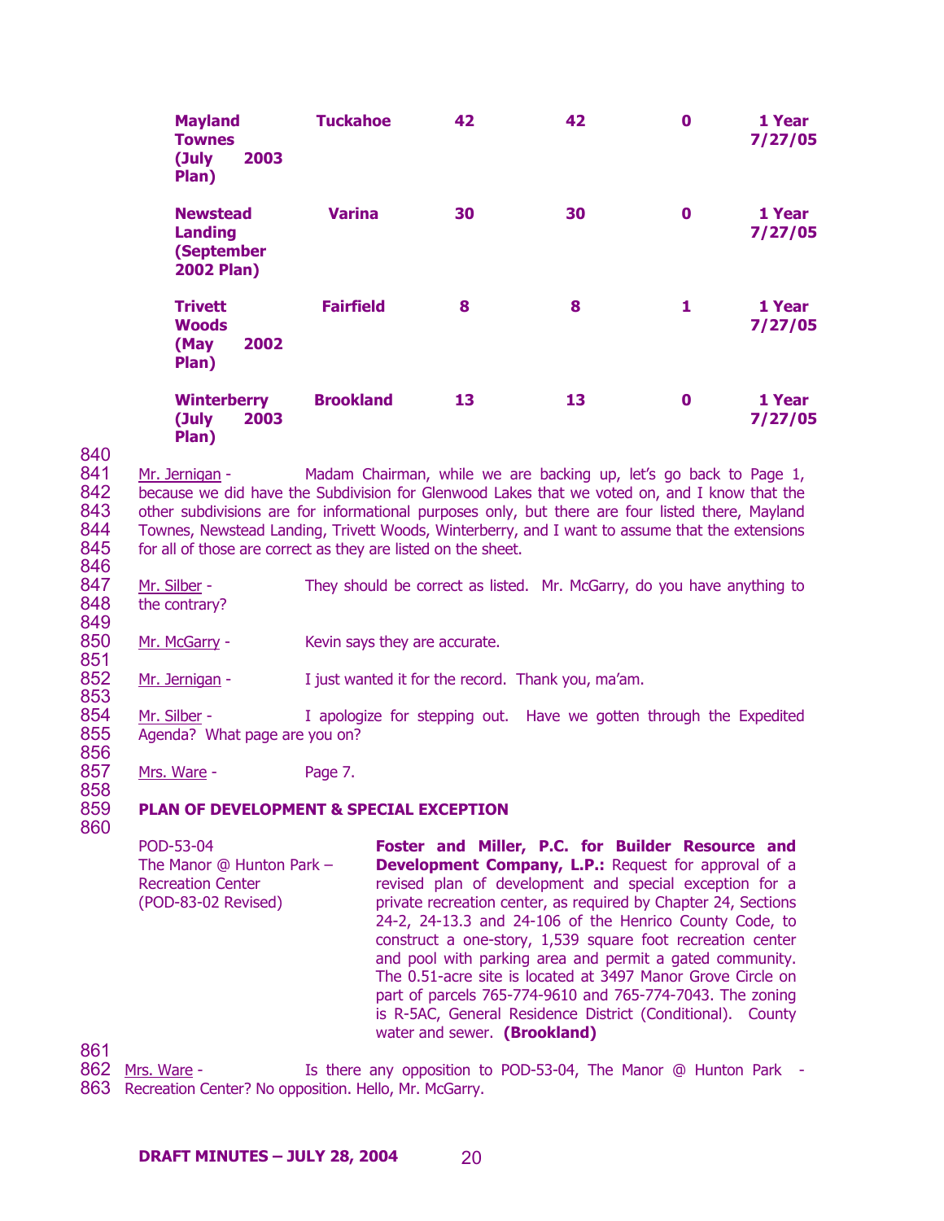| | | | | | |
|---|---|---|---|---|---|
| **Mayland Townes (July 2003 Plan)** | **Tuckahoe** | **42** | **42** | **0** | **1 Year 7/27/05** |
| **Newstead Landing (September 2002 Plan)** | **Varina** | **30** | **30** | **0** | **1 Year 7/27/05** |
| **Trivett Woods (May 2002 Plan)** | **Fairfield** | **8** | **8** | **1** | **1 Year 7/27/05** |
| **Winterberry (July 2003 Plan)** | **Brookland** | **13** | **13** | **0** | **1 Year 7/27/05** |

840
841 Mr. Jernigan - Madam Chairman, while we are backing up, let's go back to Page 1,
842 because we did have the Subdivision for Glenwood Lakes that we voted on, and I know that the
843 other subdivisions are for informational purposes only, but there are four listed there, Mayland
844 Townes, Newstead Landing, Trivett Woods, Winterberry, and I want to assume that the extensions
845 for all of those are correct as they are listed on the sheet.
846
847 Mr. Silber - They should be correct as listed. Mr. McGarry, do you have anything to
848 the contrary?
849
850 Mr. McGarry - Kevin says they are accurate.
851
852 Mr. Jernigan - I just wanted it for the record. Thank you, ma'am.
853
854 Mr. Silber - I apologize for stepping out. Have we gotten through the Expedited
855 Agenda? What page are you on?
856
857 Mrs. Ware - Page 7.
858
859 **PLAN OF DEVELOPMENT & SPECIAL EXCEPTION**
860

POD-53-04
The Manor @ Hunton Park – Recreation Center
(POD-83-02 Revised)

**Foster and Miller, P.C. for Builder Resource and Development Company, L.P.:** Request for approval of a revised plan of development and special exception for a private recreation center, as required by Chapter 24, Sections 24-2, 24-13.3 and 24-106 of the Henrico County Code, to construct a one-story, 1,539 square foot recreation center and pool with parking area and permit a gated community. The 0.51-acre site is located at 3497 Manor Grove Circle on part of parcels 765-774-9610 and 765-774-7043. The zoning is R-5AC, General Residence District (Conditional). County water and sewer. **(Brookland)**

861
862 Mrs. Ware - Is there any opposition to POD-53-04, The Manor @ Hunton Park -
863 Recreation Center? No opposition. Hello, Mr. McGarry.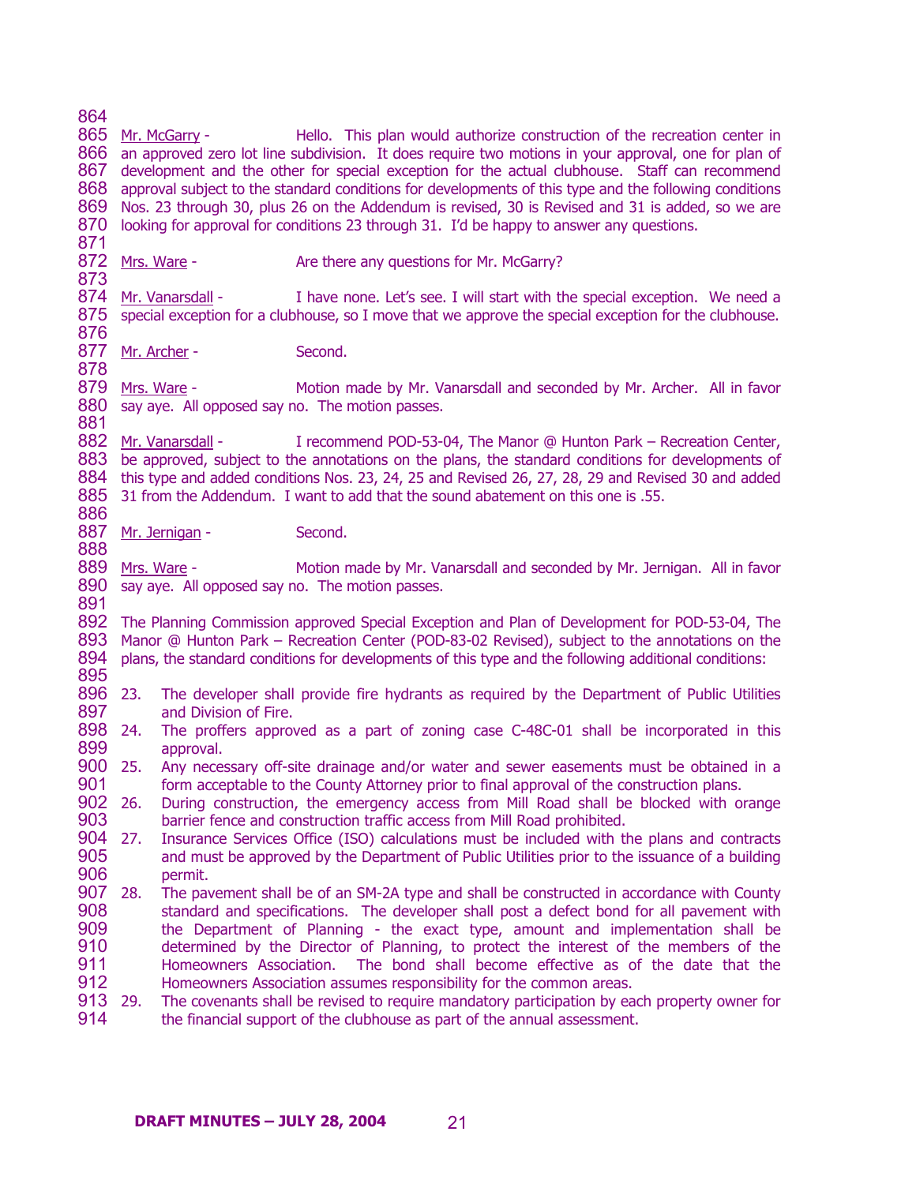Mr. McGarry - Hello. This plan would authorize construction of the recreation center in an approved zero lot line subdivision. It does require two motions in your approval, one for plan of development and the other for special exception for the actual clubhouse. Staff can recommend approval subject to the standard conditions for developments of this type and the following conditions Nos. 23 through 30, plus 26 on the Addendum is revised, 30 is Revised and 31 is added, so we are looking for approval for conditions 23 through 31. I'd be happy to answer any questions.

Mrs. Ware - Are there any questions for Mr. McGarry?

Mr. Vanarsdall - I have none. Let's see. I will start with the special exception. We need a special exception for a clubhouse, so I move that we approve the special exception for the clubhouse.

Mr. Archer - Second.

Mrs. Ware - Motion made by Mr. Vanarsdall and seconded by Mr. Archer. All in favor say aye. All opposed say no. The motion passes.

Mr. Vanarsdall - I recommend POD-53-04, The Manor @ Hunton Park – Recreation Center, be approved, subject to the annotations on the plans, the standard conditions for developments of this type and added conditions Nos. 23, 24, 25 and Revised 26, 27, 28, 29 and Revised 30 and added 31 from the Addendum. I want to add that the sound abatement on this one is .55.

Mr. Jernigan - Second.

Mrs. Ware - Motion made by Mr. Vanarsdall and seconded by Mr. Jernigan. All in favor say aye. All opposed say no. The motion passes.

The Planning Commission approved Special Exception and Plan of Development for POD-53-04, The Manor @ Hunton Park – Recreation Center (POD-83-02 Revised), subject to the annotations on the plans, the standard conditions for developments of this type and the following additional conditions:

23. The developer shall provide fire hydrants as required by the Department of Public Utilities and Division of Fire.
24. The proffers approved as a part of zoning case C-48C-01 shall be incorporated in this approval.
25. Any necessary off-site drainage and/or water and sewer easements must be obtained in a form acceptable to the County Attorney prior to final approval of the construction plans.
26. During construction, the emergency access from Mill Road shall be blocked with orange barrier fence and construction traffic access from Mill Road prohibited.
27. Insurance Services Office (ISO) calculations must be included with the plans and contracts and must be approved by the Department of Public Utilities prior to the issuance of a building permit.
28. The pavement shall be of an SM-2A type and shall be constructed in accordance with County standard and specifications. The developer shall post a defect bond for all pavement with the Department of Planning - the exact type, amount and implementation shall be determined by the Director of Planning, to protect the interest of the members of the Homeowners Association. The bond shall become effective as of the date that the Homeowners Association assumes responsibility for the common areas.
29. The covenants shall be revised to require mandatory participation by each property owner for the financial support of the clubhouse as part of the annual assessment.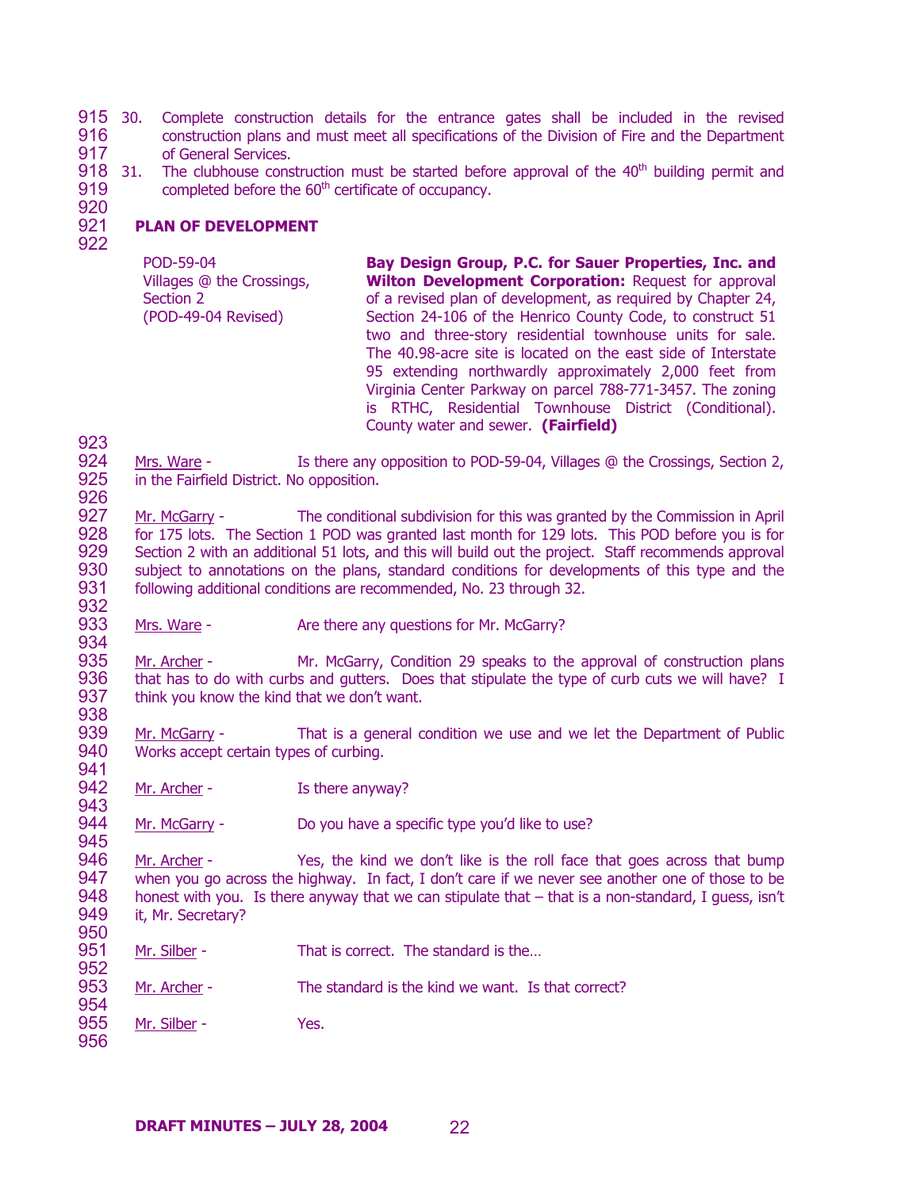30. Complete construction details for the entrance gates shall be included in the revised construction plans and must meet all specifications of the Division of Fire and the Department of General Services.
31. The clubhouse construction must be started before approval of the 40th building permit and completed before the 60th certificate of occupancy.

**PLAN OF DEVELOPMENT**

| | |
|---|---|
| POD-59-04<br>Villages @ the Crossings, Section 2<br>(POD-49-04 Revised) | **Bay Design Group, P.C. for Sauer Properties, Inc. and Wilton Development Corporation:** Request for approval of a revised plan of development, as required by Chapter 24, Section 24-106 of the Henrico County Code, to construct 51 two and three-story residential townhouse units for sale. The 40.98-acre site is located on the east side of Interstate 95 extending northwardly approximately 2,000 feet from Virginia Center Parkway on parcel 788-771-3457. The zoning is RTHC, Residential Townhouse District (Conditional). County water and sewer. **(Fairfield)** |

Mrs. Ware - Is there any opposition to POD-59-04, Villages @ the Crossings, Section 2, in the Fairfield District. No opposition.

Mr. McGarry - The conditional subdivision for this was granted by the Commission in April for 175 lots. The Section 1 POD was granted last month for 129 lots. This POD before you is for Section 2 with an additional 51 lots, and this will build out the project. Staff recommends approval subject to annotations on the plans, standard conditions for developments of this type and the following additional conditions are recommended, No. 23 through 32.

Mrs. Ware - Are there any questions for Mr. McGarry?

Mr. Archer - Mr. McGarry, Condition 29 speaks to the approval of construction plans that has to do with curbs and gutters. Does that stipulate the type of curb cuts we will have? I think you know the kind that we don't want.

Mr. McGarry - That is a general condition we use and we let the Department of Public Works accept certain types of curbing.

Mr. Archer - Is there anyway?

Mr. McGarry - Do you have a specific type you'd like to use?

Mr. Archer - Yes, the kind we don't like is the roll face that goes across that bump when you go across the highway. In fact, I don't care if we never see another one of those to be honest with you. Is there anyway that we can stipulate that – that is a non-standard, I guess, isn't it, Mr. Secretary?

Mr. Silber - That is correct. The standard is the…

Mr. Archer - The standard is the kind we want. Is that correct?

Mr. Silber - Yes.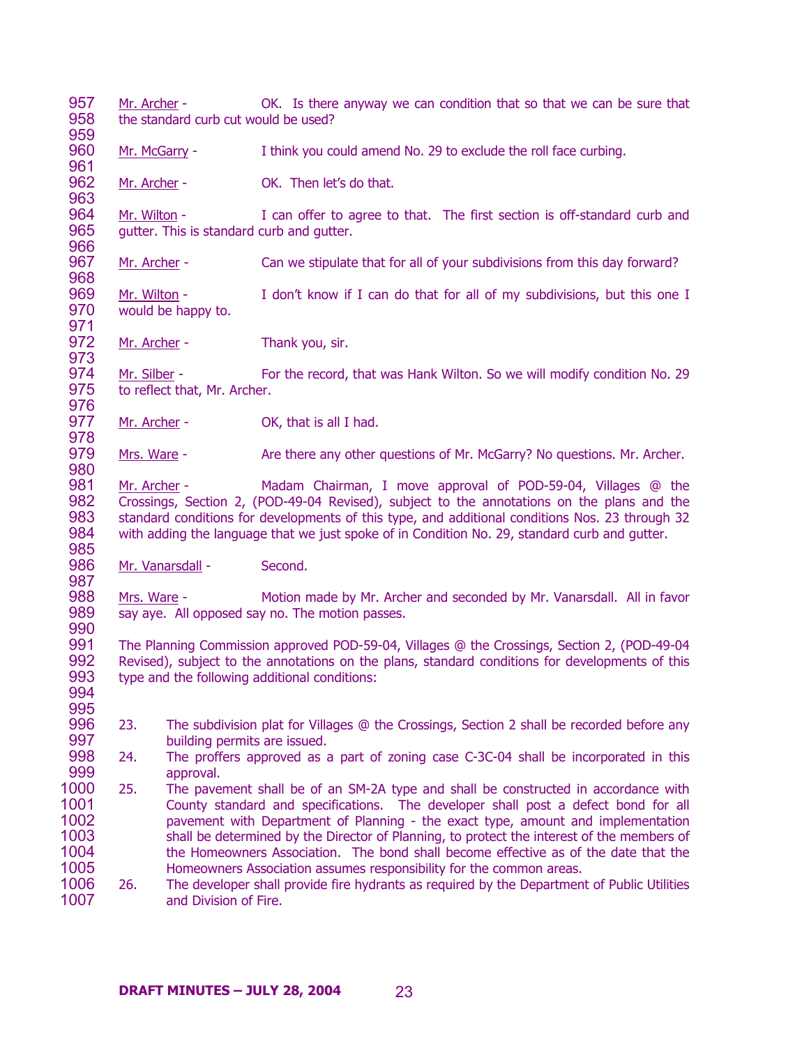Mr. Archer - OK. Is there anyway we can condition that so that we can be sure that the standard curb cut would be used?

Mr. McGarry - I think you could amend No. 29 to exclude the roll face curbing.

Mr. Archer - OK. Then let's do that.

Mr. Wilton - I can offer to agree to that. The first section is off-standard curb and gutter. This is standard curb and gutter.

Mr. Archer - Can we stipulate that for all of your subdivisions from this day forward?

Mr. Wilton - I don't know if I can do that for all of my subdivisions, but this one I would be happy to.

Mr. Archer - Thank you, sir.

Mr. Silber - For the record, that was Hank Wilton. So we will modify condition No. 29 to reflect that, Mr. Archer.

Mr. Archer - OK, that is all I had.

Mrs. Ware - Are there any other questions of Mr. McGarry? No questions. Mr. Archer.

Mr. Archer - Madam Chairman, I move approval of POD-59-04, Villages @ the Crossings, Section 2, (POD-49-04 Revised), subject to the annotations on the plans and the standard conditions for developments of this type, and additional conditions Nos. 23 through 32 with adding the language that we just spoke of in Condition No. 29, standard curb and gutter.

Mr. Vanarsdall - Second.

Mrs. Ware - Motion made by Mr. Archer and seconded by Mr. Vanarsdall. All in favor say aye. All opposed say no. The motion passes.

The Planning Commission approved POD-59-04, Villages @ the Crossings, Section 2, (POD-49-04 Revised), subject to the annotations on the plans, standard conditions for developments of this type and the following additional conditions:

23. The subdivision plat for Villages @ the Crossings, Section 2 shall be recorded before any building permits are issued.
24. The proffers approved as a part of zoning case C-3C-04 shall be incorporated in this approval.
25. The pavement shall be of an SM-2A type and shall be constructed in accordance with County standard and specifications. The developer shall post a defect bond for all pavement with Department of Planning - the exact type, amount and implementation shall be determined by the Director of Planning, to protect the interest of the members of the Homeowners Association. The bond shall become effective as of the date that the Homeowners Association assumes responsibility for the common areas.
26. The developer shall provide fire hydrants as required by the Department of Public Utilities and Division of Fire.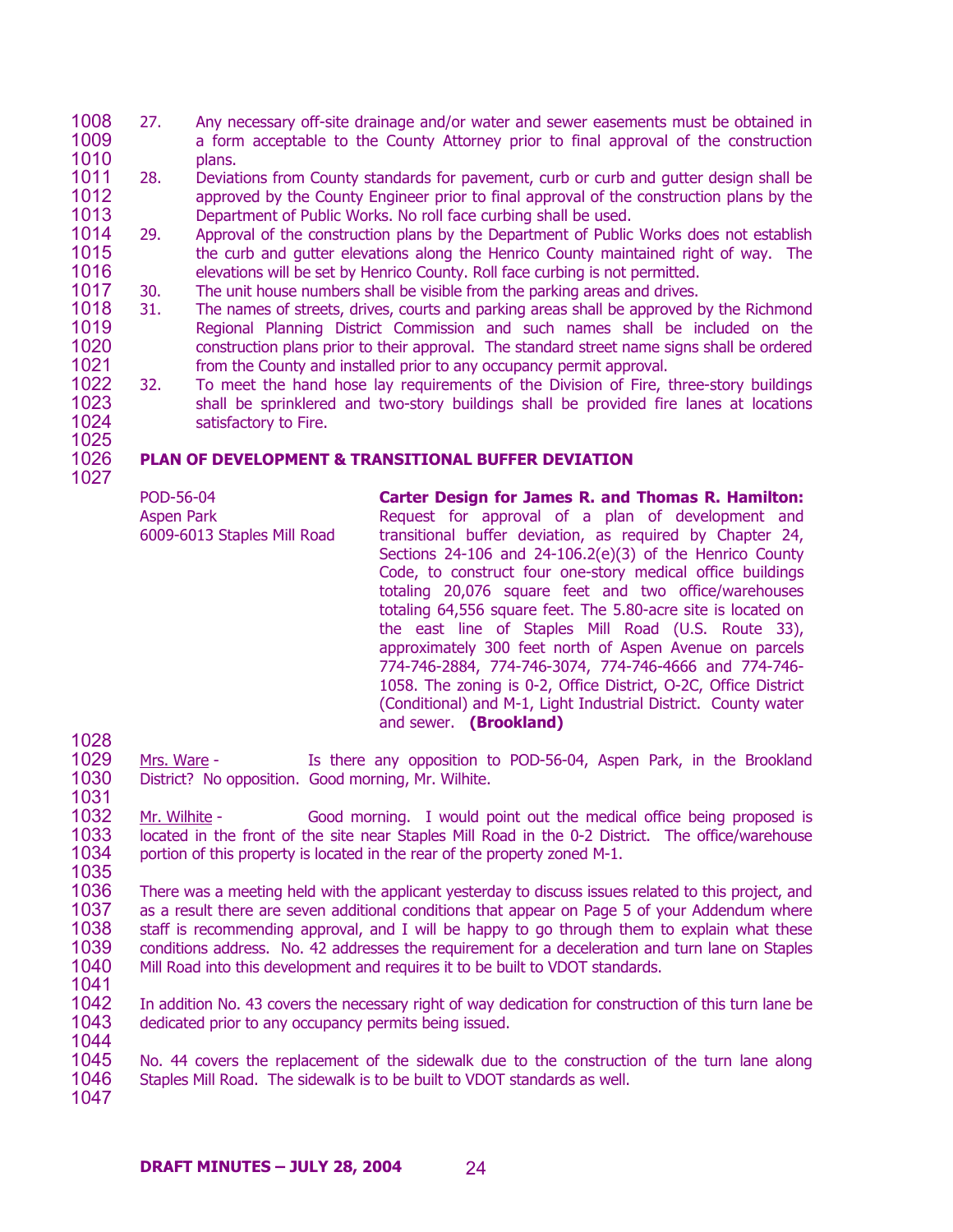27. Any necessary off-site drainage and/or water and sewer easements must be obtained in a form acceptable to the County Attorney prior to final approval of the construction plans.
28. Deviations from County standards for pavement, curb or curb and gutter design shall be approved by the County Engineer prior to final approval of the construction plans by the Department of Public Works. No roll face curbing shall be used.
29. Approval of the construction plans by the Department of Public Works does not establish the curb and gutter elevations along the Henrico County maintained right of way. The elevations will be set by Henrico County. Roll face curbing is not permitted.
30. The unit house numbers shall be visible from the parking areas and drives.
31. The names of streets, drives, courts and parking areas shall be approved by the Richmond Regional Planning District Commission and such names shall be included on the construction plans prior to their approval. The standard street name signs shall be ordered from the County and installed prior to any occupancy permit approval.
32. To meet the hand hose lay requirements of the Division of Fire, three-story buildings shall be sprinklered and two-story buildings shall be provided fire lanes at locations satisfactory to Fire.

**PLAN OF DEVELOPMENT & TRANSITIONAL BUFFER DEVIATION**

POD-56-04
Aspen Park
6009-6013 Staples Mill Road

**Carter Design for James R. and Thomas R. Hamilton:** Request for approval of a plan of development and transitional buffer deviation, as required by Chapter 24, Sections 24-106 and 24-106.2(e)(3) of the Henrico County Code, to construct four one-story medical office buildings totaling 20,076 square feet and two office/warehouses totaling 64,556 square feet. The 5.80-acre site is located on the east line of Staples Mill Road (U.S. Route 33), approximately 300 feet north of Aspen Avenue on parcels 774-746-2884, 774-746-3074, 774-746-4666 and 774-746-1058. The zoning is 0-2, Office District, O-2C, Office District (Conditional) and M-1, Light Industrial District. County water and sewer. **(Brookland)**

Mrs. Ware - Is there any opposition to POD-56-04, Aspen Park, in the Brookland District? No opposition. Good morning, Mr. Wilhite.

Mr. Wilhite - Good morning. I would point out the medical office being proposed is located in the front of the site near Staples Mill Road in the 0-2 District. The office/warehouse portion of this property is located in the rear of the property zoned M-1.

There was a meeting held with the applicant yesterday to discuss issues related to this project, and as a result there are seven additional conditions that appear on Page 5 of your Addendum where staff is recommending approval, and I will be happy to go through them to explain what these conditions address. No. 42 addresses the requirement for a deceleration and turn lane on Staples Mill Road into this development and requires it to be built to VDOT standards.

In addition No. 43 covers the necessary right of way dedication for construction of this turn lane be dedicated prior to any occupancy permits being issued.

No. 44 covers the replacement of the sidewalk due to the construction of the turn lane along Staples Mill Road. The sidewalk is to be built to VDOT standards as well.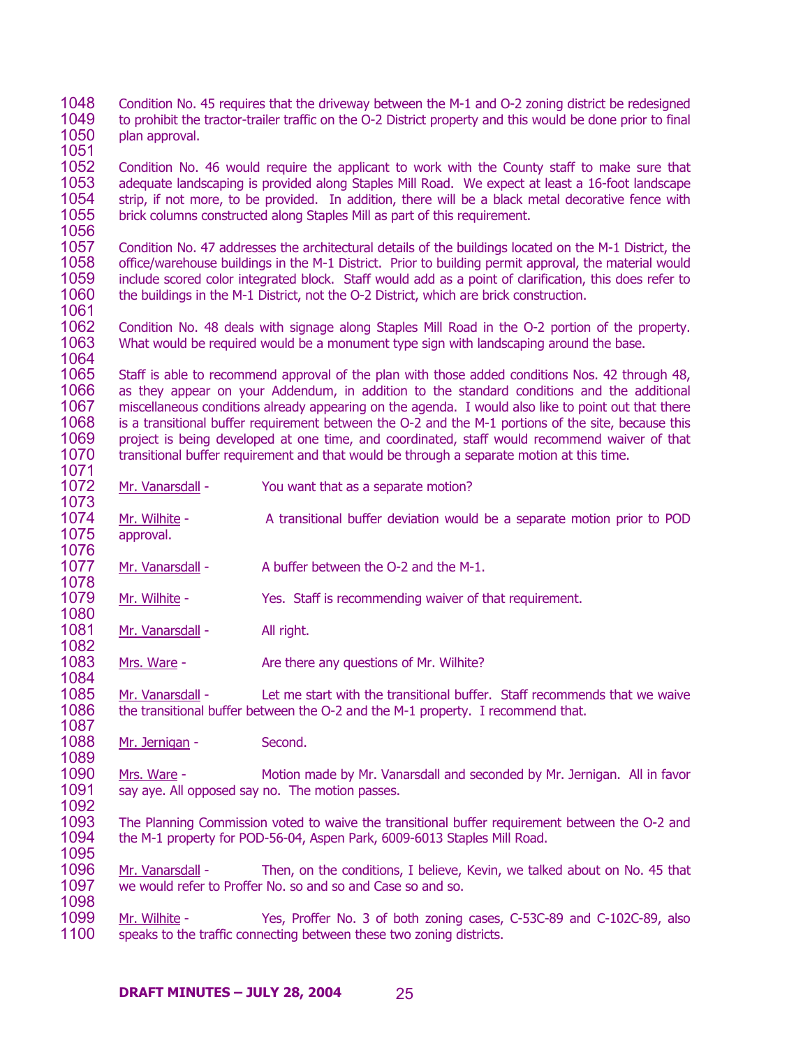Condition No. 45 requires that the driveway between the M-1 and O-2 zoning district be redesigned to prohibit the tractor-trailer traffic on the O-2 District property and this would be done prior to final plan approval.

Condition No. 46 would require the applicant to work with the County staff to make sure that adequate landscaping is provided along Staples Mill Road. We expect at least a 16-foot landscape strip, if not more, to be provided. In addition, there will be a black metal decorative fence with brick columns constructed along Staples Mill as part of this requirement.

Condition No. 47 addresses the architectural details of the buildings located on the M-1 District, the office/warehouse buildings in the M-1 District. Prior to building permit approval, the material would include scored color integrated block. Staff would add as a point of clarification, this does refer to the buildings in the M-1 District, not the O-2 District, which are brick construction.

Condition No. 48 deals with signage along Staples Mill Road in the O-2 portion of the property. What would be required would be a monument type sign with landscaping around the base.

Staff is able to recommend approval of the plan with those added conditions Nos. 42 through 48, as they appear on your Addendum, in addition to the standard conditions and the additional miscellaneous conditions already appearing on the agenda. I would also like to point out that there is a transitional buffer requirement between the O-2 and the M-1 portions of the site, because this project is being developed at one time, and coordinated, staff would recommend waiver of that transitional buffer requirement and that would be through a separate motion at this time.

Mr. Vanarsdall - You want that as a separate motion?

Mr. Wilhite - A transitional buffer deviation would be a separate motion prior to POD approval.

Mr. Vanarsdall - A buffer between the O-2 and the M-1.

Mr. Wilhite - Yes. Staff is recommending waiver of that requirement.

Mr. Vanarsdall - All right.

Mrs. Ware - Are there any questions of Mr. Wilhite?

Mr. Vanarsdall - Let me start with the transitional buffer. Staff recommends that we waive the transitional buffer between the O-2 and the M-1 property. I recommend that.

Mr. Jernigan - Second.

Mrs. Ware - Motion made by Mr. Vanarsdall and seconded by Mr. Jernigan. All in favor say aye. All opposed say no. The motion passes.

The Planning Commission voted to waive the transitional buffer requirement between the O-2 and the M-1 property for POD-56-04, Aspen Park, 6009-6013 Staples Mill Road.

Mr. Vanarsdall - Then, on the conditions, I believe, Kevin, we talked about on No. 45 that we would refer to Proffer No. so and so and Case so and so.

Mr. Wilhite - Yes, Proffer No. 3 of both zoning cases, C-53C-89 and C-102C-89, also speaks to the traffic connecting between these two zoning districts.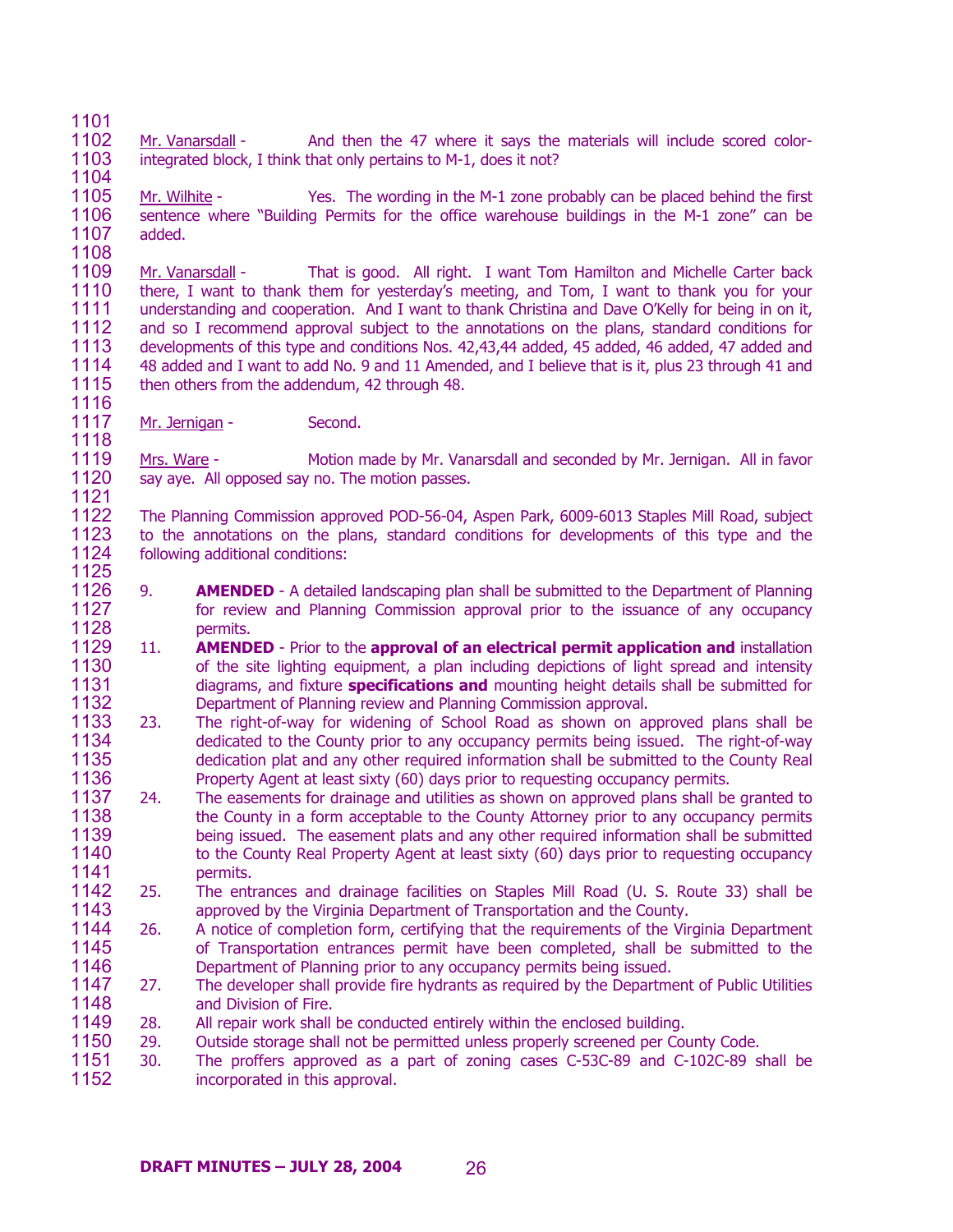Mr. Vanarsdall - And then the 47 where it says the materials will include scored color-integrated block, I think that only pertains to M-1, does it not?

Mr. Wilhite - Yes. The wording in the M-1 zone probably can be placed behind the first sentence where "Building Permits for the office warehouse buildings in the M-1 zone" can be added.

Mr. Vanarsdall - That is good. All right. I want Tom Hamilton and Michelle Carter back there, I want to thank them for yesterday's meeting, and Tom, I want to thank you for your understanding and cooperation. And I want to thank Christina and Dave O'Kelly for being in on it, and so I recommend approval subject to the annotations on the plans, standard conditions for developments of this type and conditions Nos. 42,43,44 added, 45 added, 46 added, 47 added and 48 added and I want to add No. 9 and 11 Amended, and I believe that is it, plus 23 through 41 and then others from the addendum, 42 through 48.

Mr. Jernigan - Second.

Mrs. Ware - Motion made by Mr. Vanarsdall and seconded by Mr. Jernigan. All in favor say aye. All opposed say no. The motion passes.

The Planning Commission approved POD-56-04, Aspen Park, 6009-6013 Staples Mill Road, subject to the annotations on the plans, standard conditions for developments of this type and the following additional conditions:

9. **AMENDED** - A detailed landscaping plan shall be submitted to the Department of Planning for review and Planning Commission approval prior to the issuance of any occupancy permits.
11. **AMENDED** - Prior to the **approval of an electrical permit application and** installation of the site lighting equipment, a plan including depictions of light spread and intensity diagrams, and fixture **specifications and** mounting height details shall be submitted for Department of Planning review and Planning Commission approval.
23. The right-of-way for widening of School Road as shown on approved plans shall be dedicated to the County prior to any occupancy permits being issued. The right-of-way dedication plat and any other required information shall be submitted to the County Real Property Agent at least sixty (60) days prior to requesting occupancy permits.
24. The easements for drainage and utilities as shown on approved plans shall be granted to the County in a form acceptable to the County Attorney prior to any occupancy permits being issued. The easement plats and any other required information shall be submitted to the County Real Property Agent at least sixty (60) days prior to requesting occupancy permits.
25. The entrances and drainage facilities on Staples Mill Road (U. S. Route 33) shall be approved by the Virginia Department of Transportation and the County.
26. A notice of completion form, certifying that the requirements of the Virginia Department of Transportation entrances permit have been completed, shall be submitted to the Department of Planning prior to any occupancy permits being issued.
27. The developer shall provide fire hydrants as required by the Department of Public Utilities and Division of Fire.
28. All repair work shall be conducted entirely within the enclosed building.
29. Outside storage shall not be permitted unless properly screened per County Code.
30. The proffers approved as a part of zoning cases C-53C-89 and C-102C-89 shall be incorporated in this approval.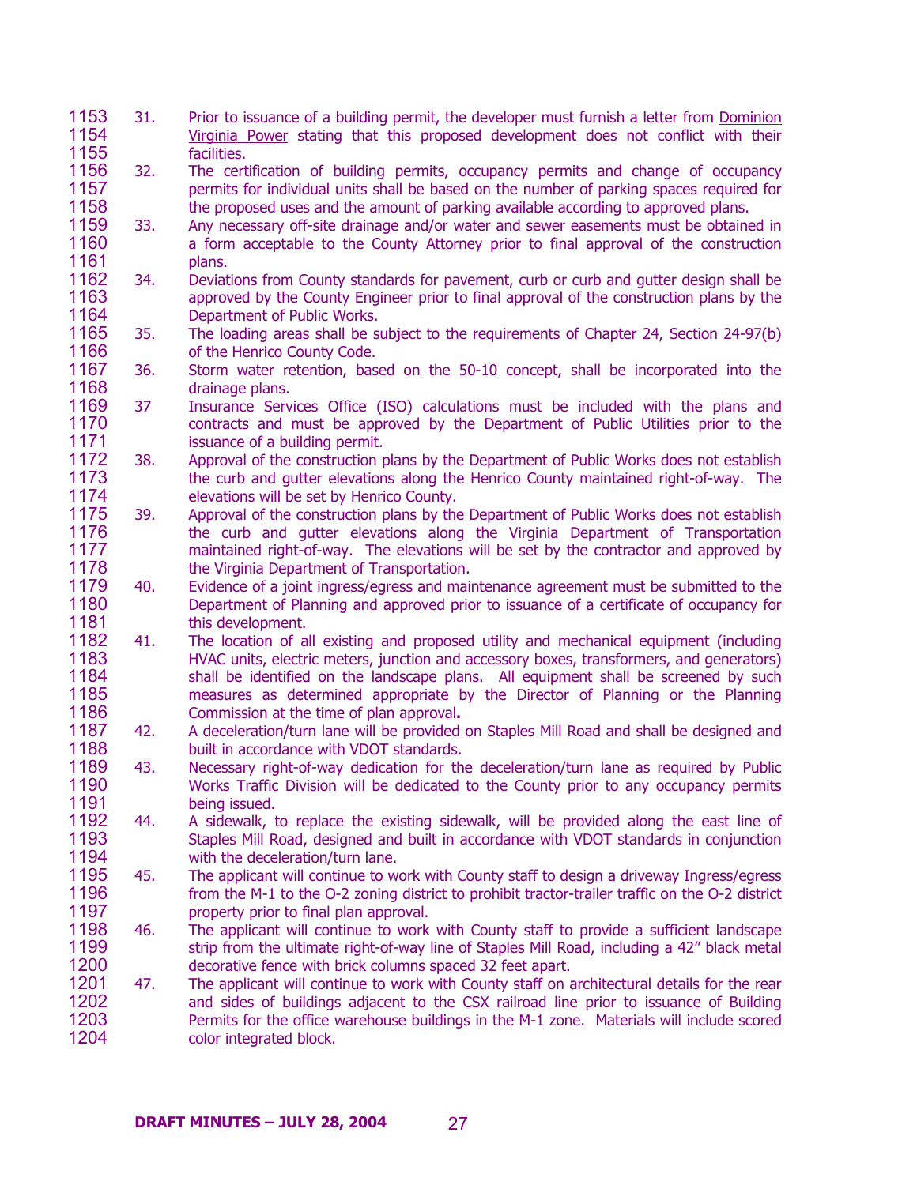31. Prior to issuance of a building permit, the developer must furnish a letter from Dominion Virginia Power stating that this proposed development does not conflict with their facilities.
32. The certification of building permits, occupancy permits and change of occupancy permits for individual units shall be based on the number of parking spaces required for the proposed uses and the amount of parking available according to approved plans.
33. Any necessary off-site drainage and/or water and sewer easements must be obtained in a form acceptable to the County Attorney prior to final approval of the construction plans.
34. Deviations from County standards for pavement, curb or curb and gutter design shall be approved by the County Engineer prior to final approval of the construction plans by the Department of Public Works.
35. The loading areas shall be subject to the requirements of Chapter 24, Section 24-97(b) of the Henrico County Code.
36. Storm water retention, based on the 50-10 concept, shall be incorporated into the drainage plans.
37 Insurance Services Office (ISO) calculations must be included with the plans and contracts and must be approved by the Department of Public Utilities prior to the issuance of a building permit.
38. Approval of the construction plans by the Department of Public Works does not establish the curb and gutter elevations along the Henrico County maintained right-of-way. The elevations will be set by Henrico County.
39. Approval of the construction plans by the Department of Public Works does not establish the curb and gutter elevations along the Virginia Department of Transportation maintained right-of-way. The elevations will be set by the contractor and approved by the Virginia Department of Transportation.
40. Evidence of a joint ingress/egress and maintenance agreement must be submitted to the Department of Planning and approved prior to issuance of a certificate of occupancy for this development.
41. The location of all existing and proposed utility and mechanical equipment (including HVAC units, electric meters, junction and accessory boxes, transformers, and generators) shall be identified on the landscape plans. All equipment shall be screened by such measures as determined appropriate by the Director of Planning or the Planning Commission at the time of plan approval**.**
42. A deceleration/turn lane will be provided on Staples Mill Road and shall be designed and built in accordance with VDOT standards.
43. Necessary right-of-way dedication for the deceleration/turn lane as required by Public Works Traffic Division will be dedicated to the County prior to any occupancy permits being issued.
44. A sidewalk, to replace the existing sidewalk, will be provided along the east line of Staples Mill Road, designed and built in accordance with VDOT standards in conjunction with the deceleration/turn lane.
45. The applicant will continue to work with County staff to design a driveway Ingress/egress from the M-1 to the O-2 zoning district to prohibit tractor-trailer traffic on the O-2 district property prior to final plan approval.
46. The applicant will continue to work with County staff to provide a sufficient landscape strip from the ultimate right-of-way line of Staples Mill Road, including a 42" black metal decorative fence with brick columns spaced 32 feet apart.
47. The applicant will continue to work with County staff on architectural details for the rear and sides of buildings adjacent to the CSX railroad line prior to issuance of Building Permits for the office warehouse buildings in the M-1 zone. Materials will include scored color integrated block.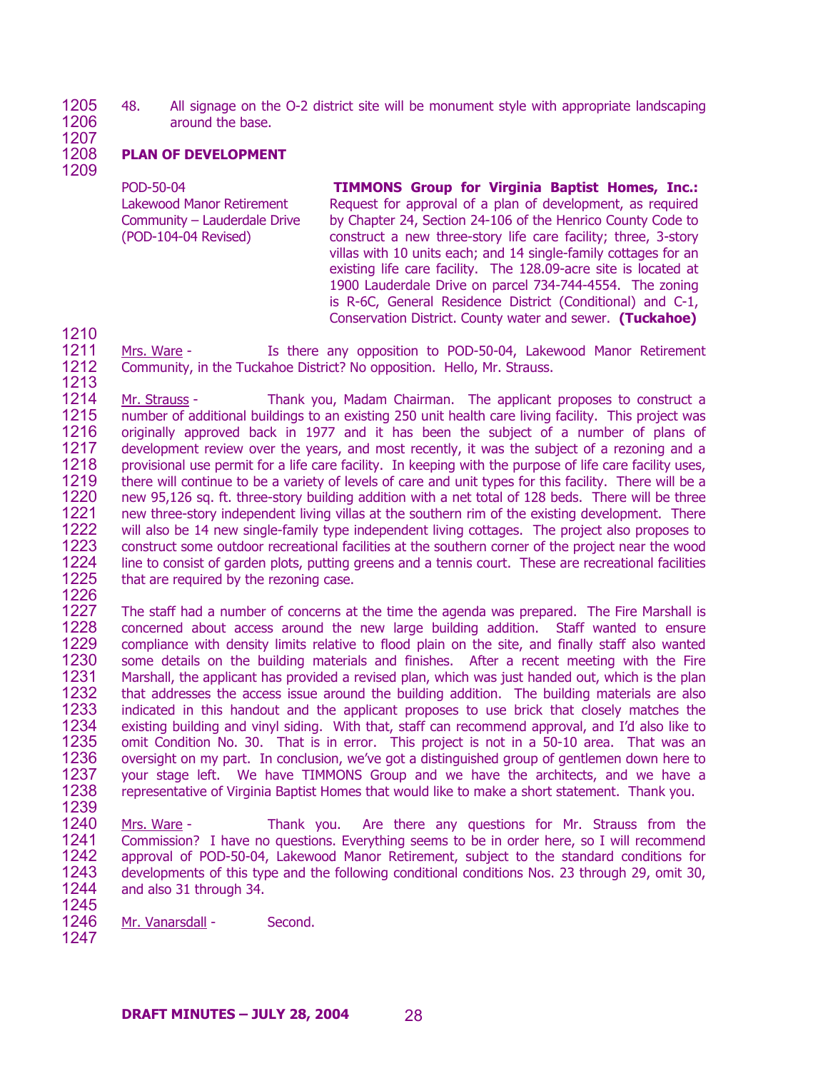48. All signage on the O-2 district site will be monument style with appropriate landscaping around the base.

**PLAN OF DEVELOPMENT**

| | |
|---|---|
| POD-50-04<br>Lakewood Manor Retirement Community – Lauderdale Drive<br>(POD-104-04 Revised) | **TIMMONS Group for Virginia Baptist Homes, Inc.:** Request for approval of a plan of development, as required by Chapter 24, Section 24-106 of the Henrico County Code to construct a new three-story life care facility; three, 3-story villas with 10 units each; and 14 single-family cottages for an existing life care facility. The 128.09-acre site is located at 1900 Lauderdale Drive on parcel 734-744-4554. The zoning is R-6C, General Residence District (Conditional) and C-1, Conservation District. County water and sewer. **(Tuckahoe)** |

Mrs. Ware - Is there any opposition to POD-50-04, Lakewood Manor Retirement Community, in the Tuckahoe District? No opposition. Hello, Mr. Strauss.

Mr. Strauss - Thank you, Madam Chairman. The applicant proposes to construct a number of additional buildings to an existing 250 unit health care living facility. This project was originally approved back in 1977 and it has been the subject of a number of plans of development review over the years, and most recently, it was the subject of a rezoning and a provisional use permit for a life care facility. In keeping with the purpose of life care facility uses, there will continue to be a variety of levels of care and unit types for this facility. There will be a new 95,126 sq. ft. three-story building addition with a net total of 128 beds. There will be three new three-story independent living villas at the southern rim of the existing development. There will also be 14 new single-family type independent living cottages. The project also proposes to construct some outdoor recreational facilities at the southern corner of the project near the wood line to consist of garden plots, putting greens and a tennis court. These are recreational facilities that are required by the rezoning case.

The staff had a number of concerns at the time the agenda was prepared. The Fire Marshall is concerned about access around the new large building addition. Staff wanted to ensure compliance with density limits relative to flood plain on the site, and finally staff also wanted some details on the building materials and finishes. After a recent meeting with the Fire Marshall, the applicant has provided a revised plan, which was just handed out, which is the plan that addresses the access issue around the building addition. The building materials are also indicated in this handout and the applicant proposes to use brick that closely matches the existing building and vinyl siding. With that, staff can recommend approval, and I'd also like to omit Condition No. 30. That is in error. This project is not in a 50-10 area. That was an oversight on my part. In conclusion, we've got a distinguished group of gentlemen down here to your stage left. We have TIMMONS Group and we have the architects, and we have a representative of Virginia Baptist Homes that would like to make a short statement. Thank you.

Mrs. Ware - Thank you. Are there any questions for Mr. Strauss from the Commission? I have no questions. Everything seems to be in order here, so I will recommend approval of POD-50-04, Lakewood Manor Retirement, subject to the standard conditions for developments of this type and the following conditional conditions Nos. 23 through 29, omit 30, and also 31 through 34.

Mr. Vanarsdall - Second.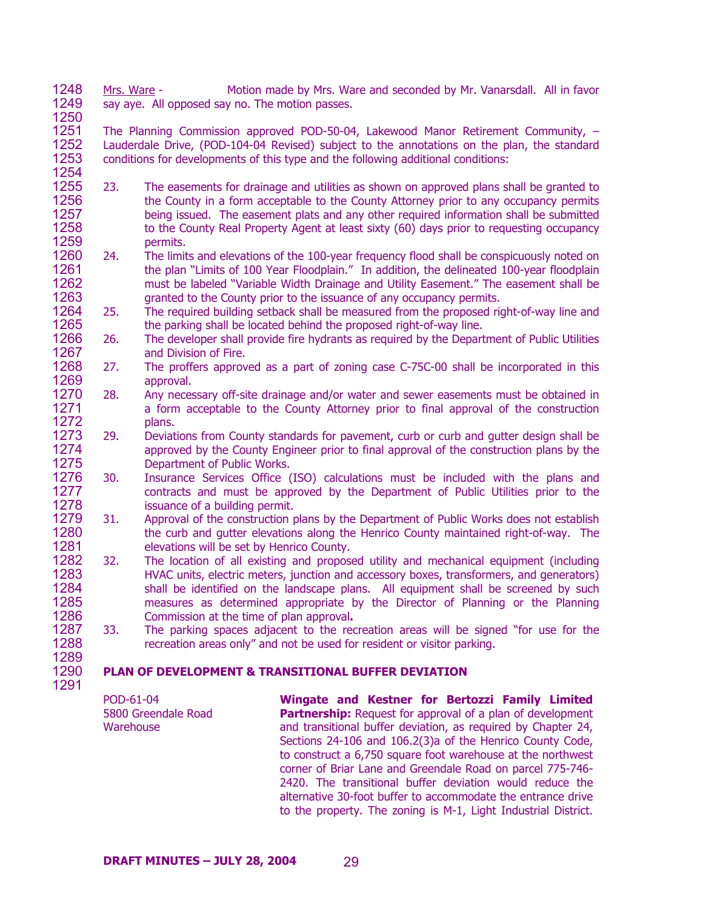Mrs. Ware - Motion made by Mrs. Ware and seconded by Mr. Vanarsdall. All in favor say aye. All opposed say no. The motion passes.

The Planning Commission approved POD-50-04, Lakewood Manor Retirement Community, – Lauderdale Drive, (POD-104-04 Revised) subject to the annotations on the plan, the standard conditions for developments of this type and the following additional conditions:

23. The easements for drainage and utilities as shown on approved plans shall be granted to the County in a form acceptable to the County Attorney prior to any occupancy permits being issued. The easement plats and any other required information shall be submitted to the County Real Property Agent at least sixty (60) days prior to requesting occupancy permits.
24. The limits and elevations of the 100-year frequency flood shall be conspicuously noted on the plan "Limits of 100 Year Floodplain." In addition, the delineated 100-year floodplain must be labeled "Variable Width Drainage and Utility Easement." The easement shall be granted to the County prior to the issuance of any occupancy permits.
25. The required building setback shall be measured from the proposed right-of-way line and the parking shall be located behind the proposed right-of-way line.
26. The developer shall provide fire hydrants as required by the Department of Public Utilities and Division of Fire.
27. The proffers approved as a part of zoning case C-75C-00 shall be incorporated in this approval.
28. Any necessary off-site drainage and/or water and sewer easements must be obtained in a form acceptable to the County Attorney prior to final approval of the construction plans.
29. Deviations from County standards for pavement, curb or curb and gutter design shall be approved by the County Engineer prior to final approval of the construction plans by the Department of Public Works.
30. Insurance Services Office (ISO) calculations must be included with the plans and contracts and must be approved by the Department of Public Utilities prior to the issuance of a building permit.
31. Approval of the construction plans by the Department of Public Works does not establish the curb and gutter elevations along the Henrico County maintained right-of-way. The elevations will be set by Henrico County.
32. The location of all existing and proposed utility and mechanical equipment (including HVAC units, electric meters, junction and accessory boxes, transformers, and generators) shall be identified on the landscape plans. All equipment shall be screened by such measures as determined appropriate by the Director of Planning or the Planning Commission at the time of plan approval**.**
33. The parking spaces adjacent to the recreation areas will be signed "for use for the recreation areas only" and not be used for resident or visitor parking.

**PLAN OF DEVELOPMENT & TRANSITIONAL BUFFER DEVIATION**

POD-61-04
5800 Greendale Road
Warehouse

**Wingate and Kestner for Bertozzi Family Limited Partnership:** Request for approval of a plan of development and transitional buffer deviation, as required by Chapter 24, Sections 24-106 and 106.2(3)a of the Henrico County Code, to construct a 6,750 square foot warehouse at the northwest corner of Briar Lane and Greendale Road on parcel 775-746-2420. The transitional buffer deviation would reduce the alternative 30-foot buffer to accommodate the entrance drive to the property. The zoning is M-1, Light Industrial District.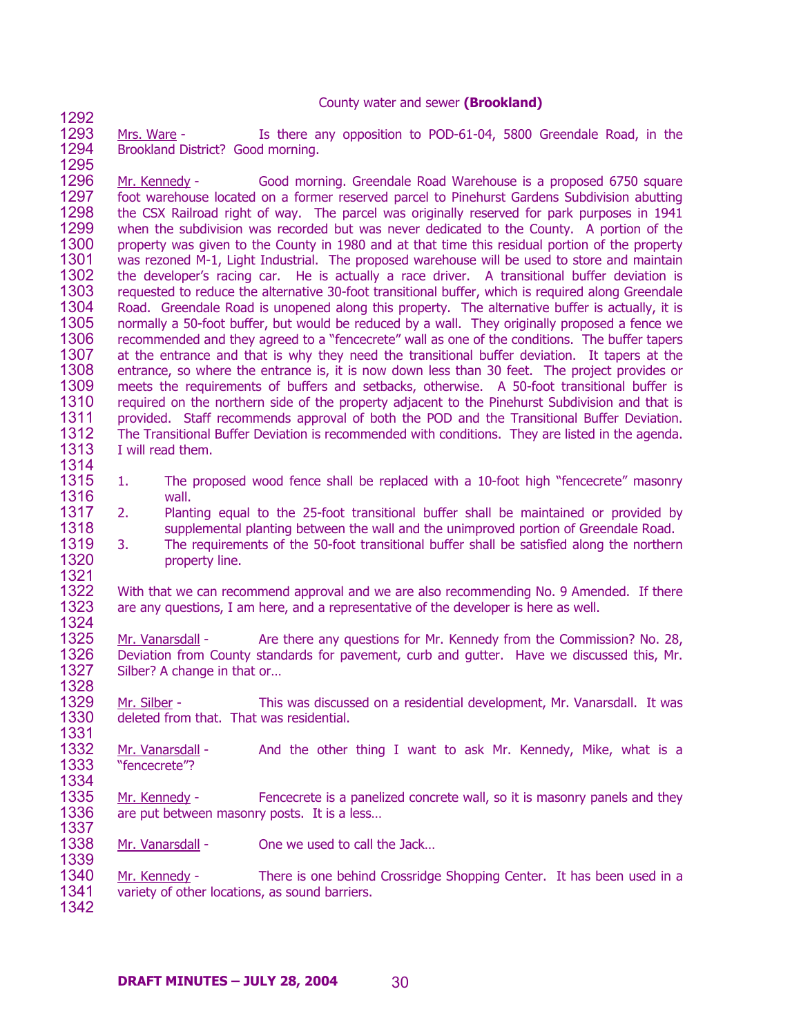County water and sewer **(Brookland)**

Mrs. Ware - Is there any opposition to POD-61-04, 5800 Greendale Road, in the Brookland District? Good morning.

Mr. Kennedy - Good morning. Greendale Road Warehouse is a proposed 6750 square foot warehouse located on a former reserved parcel to Pinehurst Gardens Subdivision abutting the CSX Railroad right of way. The parcel was originally reserved for park purposes in 1941 when the subdivision was recorded but was never dedicated to the County. A portion of the property was given to the County in 1980 and at that time this residual portion of the property was rezoned M-1, Light Industrial. The proposed warehouse will be used to store and maintain the developer's racing car. He is actually a race driver. A transitional buffer deviation is requested to reduce the alternative 30-foot transitional buffer, which is required along Greendale Road. Greendale Road is unopened along this property. The alternative buffer is actually, it is normally a 50-foot buffer, but would be reduced by a wall. They originally proposed a fence we recommended and they agreed to a "fencecrete" wall as one of the conditions. The buffer tapers at the entrance and that is why they need the transitional buffer deviation. It tapers at the entrance, so where the entrance is, it is now down less than 30 feet. The project provides or meets the requirements of buffers and setbacks, otherwise. A 50-foot transitional buffer is required on the northern side of the property adjacent to the Pinehurst Subdivision and that is provided. Staff recommends approval of both the POD and the Transitional Buffer Deviation. The Transitional Buffer Deviation is recommended with conditions. They are listed in the agenda. I will read them.

1. The proposed wood fence shall be replaced with a 10-foot high "fencecrete" masonry wall.
2. Planting equal to the 25-foot transitional buffer shall be maintained or provided by supplemental planting between the wall and the unimproved portion of Greendale Road.
3. The requirements of the 50-foot transitional buffer shall be satisfied along the northern property line.

With that we can recommend approval and we are also recommending No. 9 Amended. If there are any questions, I am here, and a representative of the developer is here as well.

Mr. Vanarsdall - Are there any questions for Mr. Kennedy from the Commission? No. 28, Deviation from County standards for pavement, curb and gutter. Have we discussed this, Mr. Silber? A change in that or…

Mr. Silber - This was discussed on a residential development, Mr. Vanarsdall. It was deleted from that. That was residential.

Mr. Vanarsdall - And the other thing I want to ask Mr. Kennedy, Mike, what is a "fencecrete"?

Mr. Kennedy - Fencecrete is a panelized concrete wall, so it is masonry panels and they are put between masonry posts. It is a less…

Mr. Vanarsdall - One we used to call the Jack…

Mr. Kennedy - There is one behind Crossridge Shopping Center. It has been used in a variety of other locations, as sound barriers.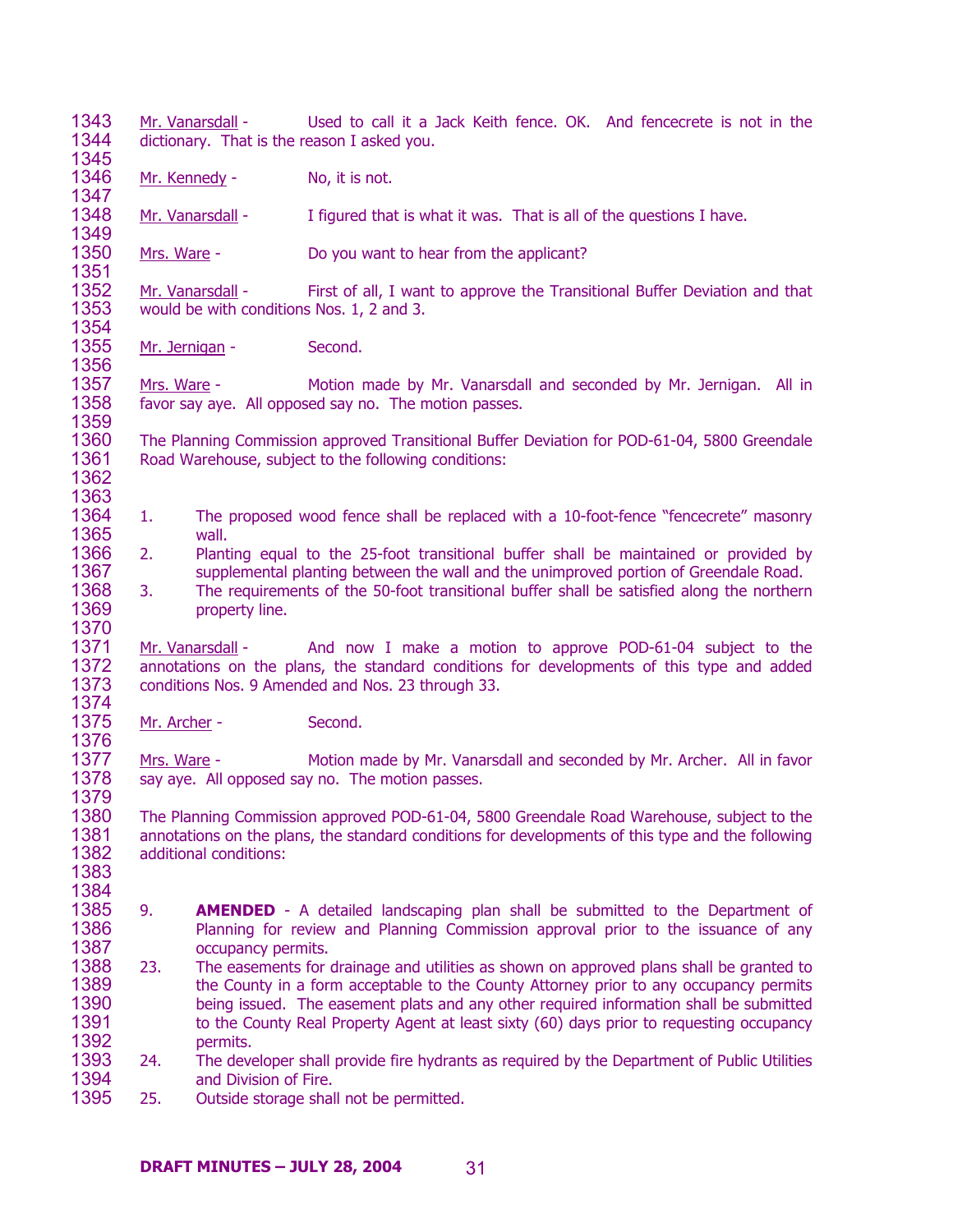Mr. Vanarsdall - Used to call it a Jack Keith fence. OK. And fencecrete is not in the dictionary. That is the reason I asked you.

Mr. Kennedy - No, it is not.

Mr. Vanarsdall - I figured that is what it was. That is all of the questions I have.

Mrs. Ware - Do you want to hear from the applicant?

Mr. Vanarsdall - First of all, I want to approve the Transitional Buffer Deviation and that would be with conditions Nos. 1, 2 and 3.

Mr. Jernigan - Second.

Mrs. Ware - Motion made by Mr. Vanarsdall and seconded by Mr. Jernigan. All in favor say aye. All opposed say no. The motion passes.

The Planning Commission approved Transitional Buffer Deviation for POD-61-04, 5800 Greendale Road Warehouse, subject to the following conditions:

1. The proposed wood fence shall be replaced with a 10-foot-fence "fencecrete" masonry wall.
2. Planting equal to the 25-foot transitional buffer shall be maintained or provided by supplemental planting between the wall and the unimproved portion of Greendale Road.
3. The requirements of the 50-foot transitional buffer shall be satisfied along the northern property line.

Mr. Vanarsdall - And now I make a motion to approve POD-61-04 subject to the annotations on the plans, the standard conditions for developments of this type and added conditions Nos. 9 Amended and Nos. 23 through 33.

Mr. Archer - Second.

Mrs. Ware - Motion made by Mr. Vanarsdall and seconded by Mr. Archer. All in favor say aye. All opposed say no. The motion passes.

The Planning Commission approved POD-61-04, 5800 Greendale Road Warehouse, subject to the annotations on the plans, the standard conditions for developments of this type and the following additional conditions:

9. **AMENDED** - A detailed landscaping plan shall be submitted to the Department of Planning for review and Planning Commission approval prior to the issuance of any occupancy permits.
23. The easements for drainage and utilities as shown on approved plans shall be granted to the County in a form acceptable to the County Attorney prior to any occupancy permits being issued. The easement plats and any other required information shall be submitted to the County Real Property Agent at least sixty (60) days prior to requesting occupancy permits.
24. The developer shall provide fire hydrants as required by the Department of Public Utilities and Division of Fire.
25. Outside storage shall not be permitted.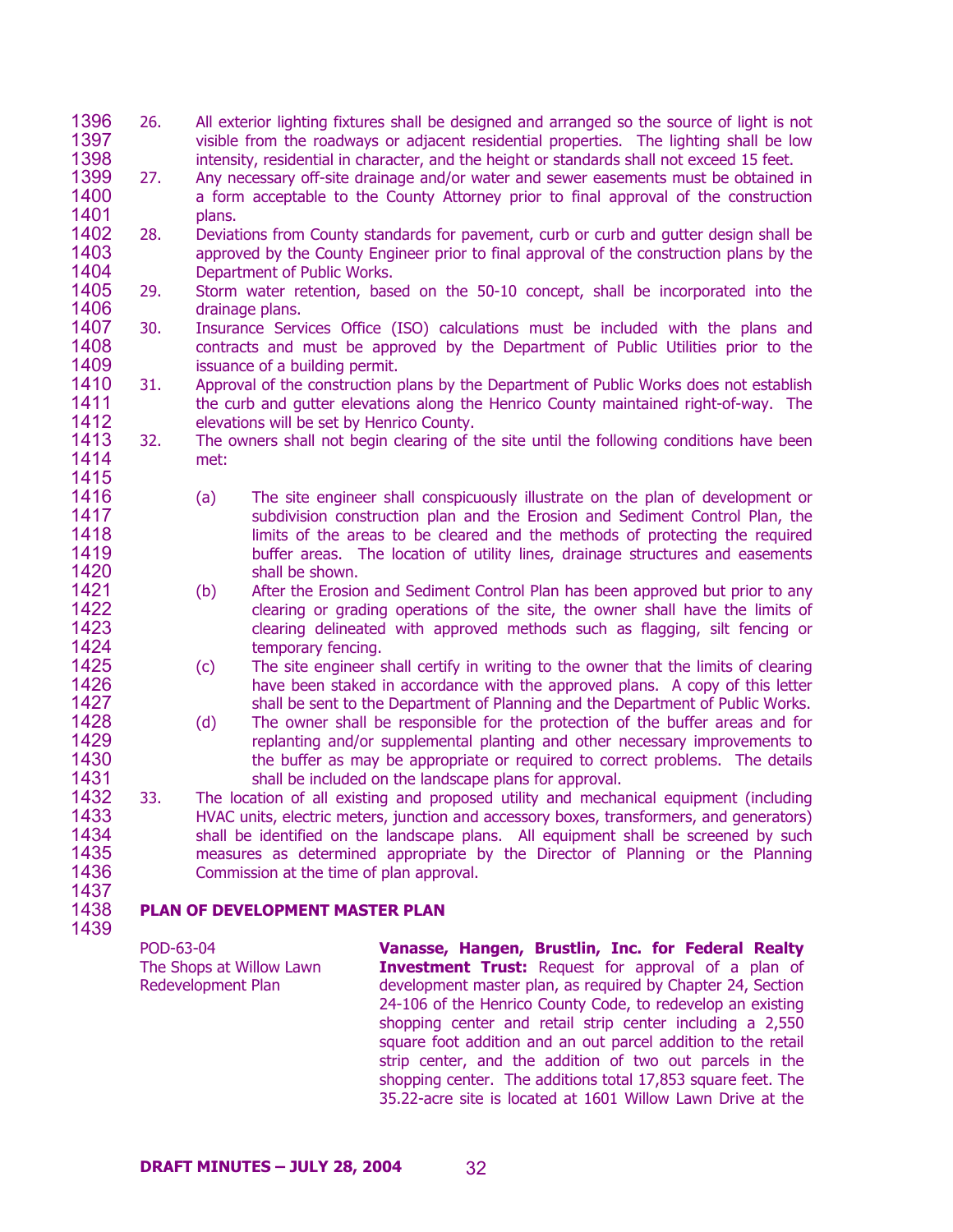26. All exterior lighting fixtures shall be designed and arranged so the source of light is not visible from the roadways or adjacent residential properties. The lighting shall be low intensity, residential in character, and the height or standards shall not exceed 15 feet.
27. Any necessary off-site drainage and/or water and sewer easements must be obtained in a form acceptable to the County Attorney prior to final approval of the construction plans.
28. Deviations from County standards for pavement, curb or curb and gutter design shall be approved by the County Engineer prior to final approval of the construction plans by the Department of Public Works.
29. Storm water retention, based on the 50-10 concept, shall be incorporated into the drainage plans.
30. Insurance Services Office (ISO) calculations must be included with the plans and contracts and must be approved by the Department of Public Utilities prior to the issuance of a building permit.
31. Approval of the construction plans by the Department of Public Works does not establish the curb and gutter elevations along the Henrico County maintained right-of-way. The elevations will be set by Henrico County.
32. The owners shall not begin clearing of the site until the following conditions have been met:

    (a) The site engineer shall conspicuously illustrate on the plan of development or subdivision construction plan and the Erosion and Sediment Control Plan, the limits of the areas to be cleared and the methods of protecting the required buffer areas. The location of utility lines, drainage structures and easements shall be shown.
    (b) After the Erosion and Sediment Control Plan has been approved but prior to any clearing or grading operations of the site, the owner shall have the limits of clearing delineated with approved methods such as flagging, silt fencing or temporary fencing.
    (c) The site engineer shall certify in writing to the owner that the limits of clearing have been staked in accordance with the approved plans. A copy of this letter shall be sent to the Department of Planning and the Department of Public Works.
    (d) The owner shall be responsible for the protection of the buffer areas and for replanting and/or supplemental planting and other necessary improvements to the buffer as may be appropriate or required to correct problems. The details shall be included on the landscape plans for approval.
33. The location of all existing and proposed utility and mechanical equipment (including HVAC units, electric meters, junction and accessory boxes, transformers, and generators) shall be identified on the landscape plans. All equipment shall be screened by such measures as determined appropriate by the Director of Planning or the Planning Commission at the time of plan approval.

**PLAN OF DEVELOPMENT MASTER PLAN**

POD-63-04
The Shops at Willow Lawn Redevelopment Plan

**Vanasse, Hangen, Brustlin, Inc. for Federal Realty Investment Trust:** Request for approval of a plan of development master plan, as required by Chapter 24, Section 24-106 of the Henrico County Code, to redevelop an existing shopping center and retail strip center including a 2,550 square foot addition and an out parcel addition to the retail strip center, and the addition of two out parcels in the shopping center. The additions total 17,853 square feet. The 35.22-acre site is located at 1601 Willow Lawn Drive at the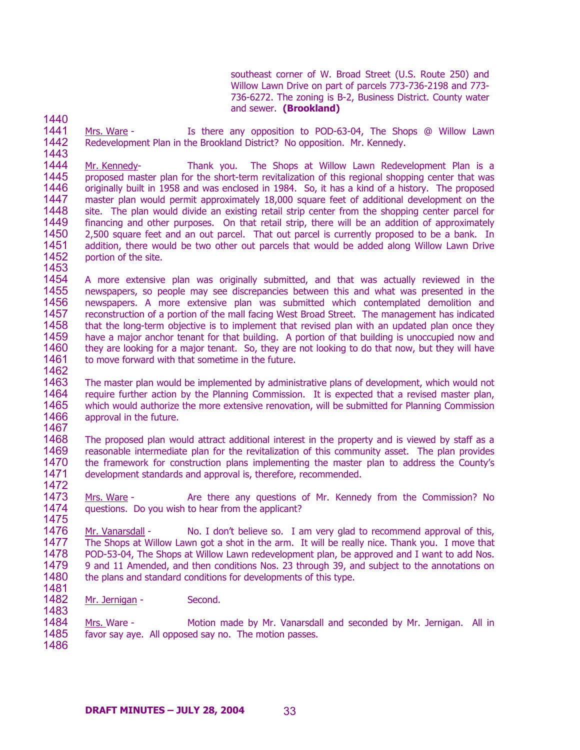southeast corner of W. Broad Street (U.S. Route 250) and Willow Lawn Drive on part of parcels 773-736-2198 and 773-736-6272. The zoning is B-2, Business District. County water and sewer. **(Brookland)**

Mrs. Ware - Is there any opposition to POD-63-04, The Shops @ Willow Lawn Redevelopment Plan in the Brookland District? No opposition. Mr. Kennedy.

Mr. Kennedy- Thank you. The Shops at Willow Lawn Redevelopment Plan is a proposed master plan for the short-term revitalization of this regional shopping center that was originally built in 1958 and was enclosed in 1984. So, it has a kind of a history. The proposed master plan would permit approximately 18,000 square feet of additional development on the site. The plan would divide an existing retail strip center from the shopping center parcel for financing and other purposes. On that retail strip, there will be an addition of approximately 2,500 square feet and an out parcel. That out parcel is currently proposed to be a bank. In addition, there would be two other out parcels that would be added along Willow Lawn Drive portion of the site.

A more extensive plan was originally submitted, and that was actually reviewed in the newspapers, so people may see discrepancies between this and what was presented in the newspapers. A more extensive plan was submitted which contemplated demolition and reconstruction of a portion of the mall facing West Broad Street. The management has indicated that the long-term objective is to implement that revised plan with an updated plan once they have a major anchor tenant for that building. A portion of that building is unoccupied now and they are looking for a major tenant. So, they are not looking to do that now, but they will have to move forward with that sometime in the future.

The master plan would be implemented by administrative plans of development, which would not require further action by the Planning Commission. It is expected that a revised master plan, which would authorize the more extensive renovation, will be submitted for Planning Commission approval in the future.

The proposed plan would attract additional interest in the property and is viewed by staff as a reasonable intermediate plan for the revitalization of this community asset. The plan provides the framework for construction plans implementing the master plan to address the County's development standards and approval is, therefore, recommended.

Mrs. Ware - Are there any questions of Mr. Kennedy from the Commission? No questions. Do you wish to hear from the applicant?

Mr. Vanarsdall - No. I don't believe so. I am very glad to recommend approval of this, The Shops at Willow Lawn got a shot in the arm. It will be really nice. Thank you. I move that POD-53-04, The Shops at Willow Lawn redevelopment plan, be approved and I want to add Nos. 9 and 11 Amended, and then conditions Nos. 23 through 39, and subject to the annotations on the plans and standard conditions for developments of this type.

Mr. Jernigan - Second.

Mrs. Ware - Motion made by Mr. Vanarsdall and seconded by Mr. Jernigan. All in favor say aye. All opposed say no. The motion passes.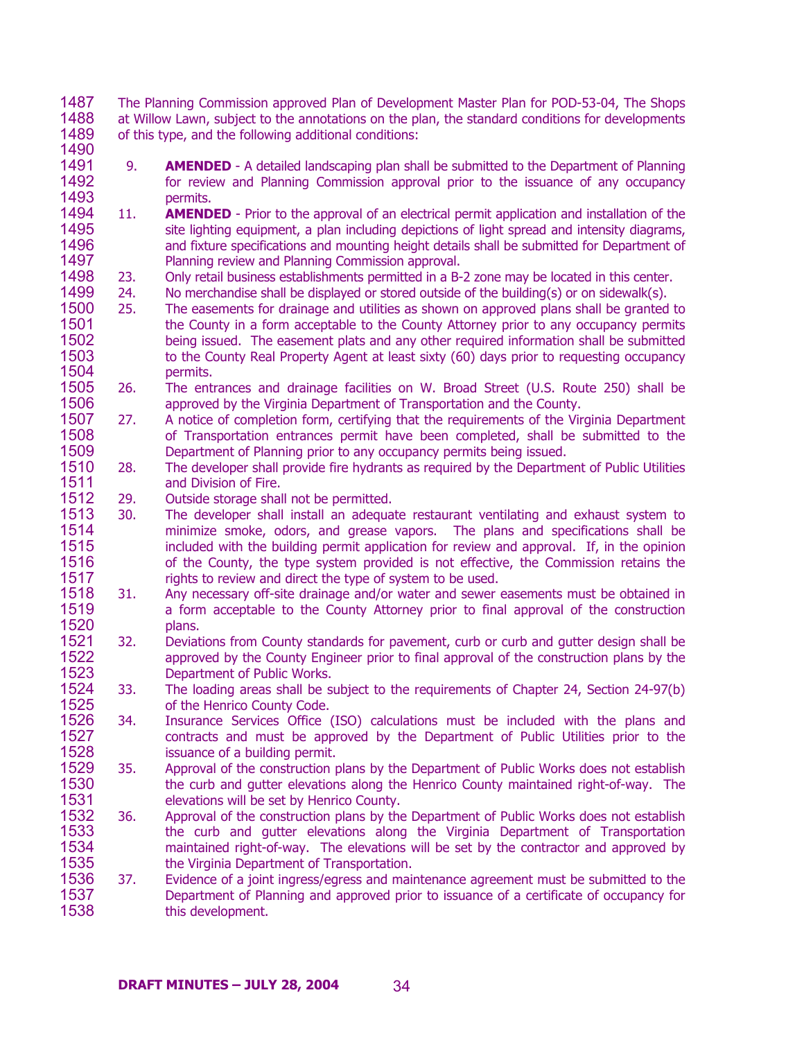The Planning Commission approved Plan of Development Master Plan for POD-53-04, The Shops at Willow Lawn, subject to the annotations on the plan, the standard conditions for developments of this type, and the following additional conditions:

9. **AMENDED** - A detailed landscaping plan shall be submitted to the Department of Planning for review and Planning Commission approval prior to the issuance of any occupancy permits.
11. **AMENDED** - Prior to the approval of an electrical permit application and installation of the site lighting equipment, a plan including depictions of light spread and intensity diagrams, and fixture specifications and mounting height details shall be submitted for Department of Planning review and Planning Commission approval.
23. Only retail business establishments permitted in a B-2 zone may be located in this center.
24. No merchandise shall be displayed or stored outside of the building(s) or on sidewalk(s).
25. The easements for drainage and utilities as shown on approved plans shall be granted to the County in a form acceptable to the County Attorney prior to any occupancy permits being issued. The easement plats and any other required information shall be submitted to the County Real Property Agent at least sixty (60) days prior to requesting occupancy permits.
26. The entrances and drainage facilities on W. Broad Street (U.S. Route 250) shall be approved by the Virginia Department of Transportation and the County.
27. A notice of completion form, certifying that the requirements of the Virginia Department of Transportation entrances permit have been completed, shall be submitted to the Department of Planning prior to any occupancy permits being issued.
28. The developer shall provide fire hydrants as required by the Department of Public Utilities and Division of Fire.
29. Outside storage shall not be permitted.
30. The developer shall install an adequate restaurant ventilating and exhaust system to minimize smoke, odors, and grease vapors. The plans and specifications shall be included with the building permit application for review and approval. If, in the opinion of the County, the type system provided is not effective, the Commission retains the rights to review and direct the type of system to be used.
31. Any necessary off-site drainage and/or water and sewer easements must be obtained in a form acceptable to the County Attorney prior to final approval of the construction plans.
32. Deviations from County standards for pavement, curb or curb and gutter design shall be approved by the County Engineer prior to final approval of the construction plans by the Department of Public Works.
33. The loading areas shall be subject to the requirements of Chapter 24, Section 24-97(b) of the Henrico County Code.
34. Insurance Services Office (ISO) calculations must be included with the plans and contracts and must be approved by the Department of Public Utilities prior to the issuance of a building permit.
35. Approval of the construction plans by the Department of Public Works does not establish the curb and gutter elevations along the Henrico County maintained right-of-way. The elevations will be set by Henrico County.
36. Approval of the construction plans by the Department of Public Works does not establish the curb and gutter elevations along the Virginia Department of Transportation maintained right-of-way. The elevations will be set by the contractor and approved by the Virginia Department of Transportation.
37. Evidence of a joint ingress/egress and maintenance agreement must be submitted to the Department of Planning and approved prior to issuance of a certificate of occupancy for this development.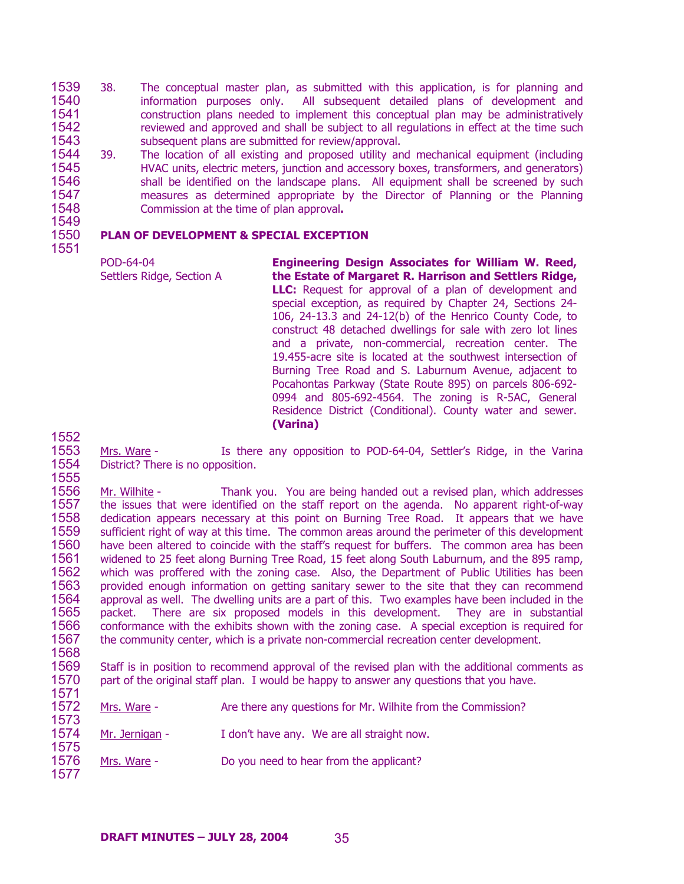38. The conceptual master plan, as submitted with this application, is for planning and information purposes only. All subsequent detailed plans of development and construction plans needed to implement this conceptual plan may be administratively reviewed and approved and shall be subject to all regulations in effect at the time such subsequent plans are submitted for review/approval.

39. The location of all existing and proposed utility and mechanical equipment (including HVAC units, electric meters, junction and accessory boxes, transformers, and generators) shall be identified on the landscape plans. All equipment shall be screened by such measures as determined appropriate by the Director of Planning or the Planning Commission at the time of plan approval**.**

**PLAN OF DEVELOPMENT & SPECIAL EXCEPTION**

| | |
|---|---|
| POD-64-04<br>Settlers Ridge, Section A | **Engineering Design Associates for William W. Reed, the Estate of Margaret R. Harrison and Settlers Ridge, LLC:** Request for approval of a plan of development and special exception, as required by Chapter 24, Sections 24-106, 24-13.3 and 24-12(b) of the Henrico County Code, to construct 48 detached dwellings for sale with zero lot lines and a private, non-commercial, recreation center. The 19.455-acre site is located at the southwest intersection of Burning Tree Road and S. Laburnum Avenue, adjacent to Pocahontas Parkway (State Route 895) on parcels 806-692-0994 and 805-692-4564. The zoning is R-5AC, General Residence District (Conditional). County water and sewer. **(Varina)** |

Mrs. Ware - Is there any opposition to POD-64-04, Settler's Ridge, in the Varina District? There is no opposition.

Mr. Wilhite - Thank you. You are being handed out a revised plan, which addresses the issues that were identified on the staff report on the agenda. No apparent right-of-way dedication appears necessary at this point on Burning Tree Road. It appears that we have sufficient right of way at this time. The common areas around the perimeter of this development have been altered to coincide with the staff's request for buffers. The common area has been widened to 25 feet along Burning Tree Road, 15 feet along South Laburnum, and the 895 ramp, which was proffered with the zoning case. Also, the Department of Public Utilities has been provided enough information on getting sanitary sewer to the site that they can recommend approval as well. The dwelling units are a part of this. Two examples have been included in the packet. There are six proposed models in this development. They are in substantial conformance with the exhibits shown with the zoning case. A special exception is required for the community center, which is a private non-commercial recreation center development.

Staff is in position to recommend approval of the revised plan with the additional comments as part of the original staff plan. I would be happy to answer any questions that you have.

Mrs. Ware - Are there any questions for Mr. Wilhite from the Commission?

Mr. Jernigan - I don't have any. We are all straight now.

Mrs. Ware - Do you need to hear from the applicant?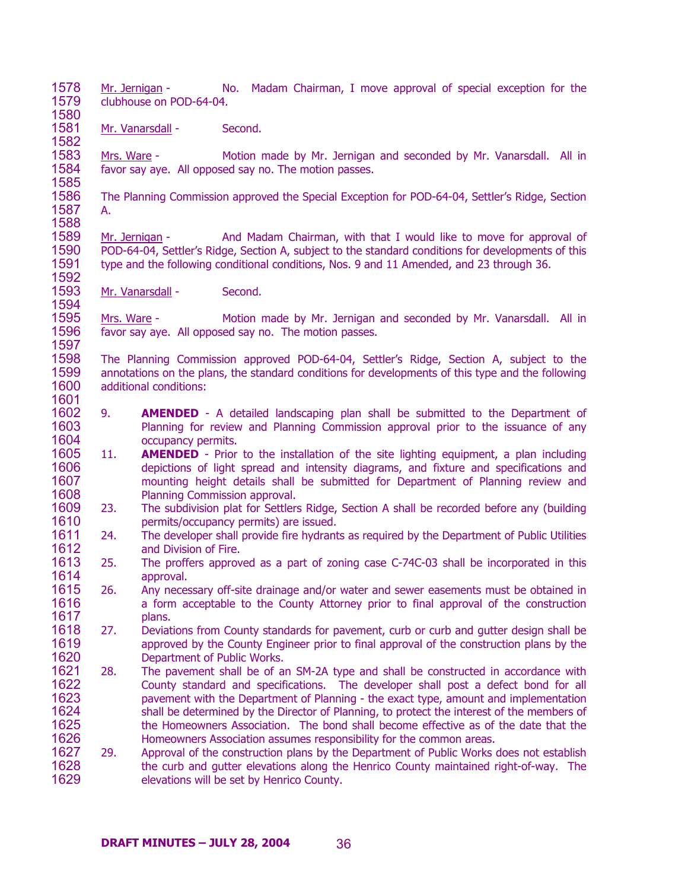Mr. Jernigan - No. Madam Chairman, I move approval of special exception for the clubhouse on POD-64-04.

Mr. Vanarsdall - Second.

Mrs. Ware - Motion made by Mr. Jernigan and seconded by Mr. Vanarsdall. All in favor say aye. All opposed say no. The motion passes.

The Planning Commission approved the Special Exception for POD-64-04, Settler's Ridge, Section A.

Mr. Jernigan - And Madam Chairman, with that I would like to move for approval of POD-64-04, Settler's Ridge, Section A, subject to the standard conditions for developments of this type and the following conditional conditions, Nos. 9 and 11 Amended, and 23 through 36.

Mr. Vanarsdall - Second.

Mrs. Ware - Motion made by Mr. Jernigan and seconded by Mr. Vanarsdall. All in favor say aye. All opposed say no. The motion passes.

The Planning Commission approved POD-64-04, Settler's Ridge, Section A, subject to the annotations on the plans, the standard conditions for developments of this type and the following additional conditions:

9. **AMENDED** - A detailed landscaping plan shall be submitted to the Department of Planning for review and Planning Commission approval prior to the issuance of any occupancy permits.
11. **AMENDED** - Prior to the installation of the site lighting equipment, a plan including depictions of light spread and intensity diagrams, and fixture and specifications and mounting height details shall be submitted for Department of Planning review and Planning Commission approval.
23. The subdivision plat for Settlers Ridge, Section A shall be recorded before any (building permits/occupancy permits) are issued.
24. The developer shall provide fire hydrants as required by the Department of Public Utilities and Division of Fire.
25. The proffers approved as a part of zoning case C-74C-03 shall be incorporated in this approval.
26. Any necessary off-site drainage and/or water and sewer easements must be obtained in a form acceptable to the County Attorney prior to final approval of the construction plans.
27. Deviations from County standards for pavement, curb or curb and gutter design shall be approved by the County Engineer prior to final approval of the construction plans by the Department of Public Works.
28. The pavement shall be of an SM-2A type and shall be constructed in accordance with County standard and specifications. The developer shall post a defect bond for all pavement with the Department of Planning - the exact type, amount and implementation shall be determined by the Director of Planning, to protect the interest of the members of the Homeowners Association. The bond shall become effective as of the date that the Homeowners Association assumes responsibility for the common areas.
29. Approval of the construction plans by the Department of Public Works does not establish the curb and gutter elevations along the Henrico County maintained right-of-way. The elevations will be set by Henrico County.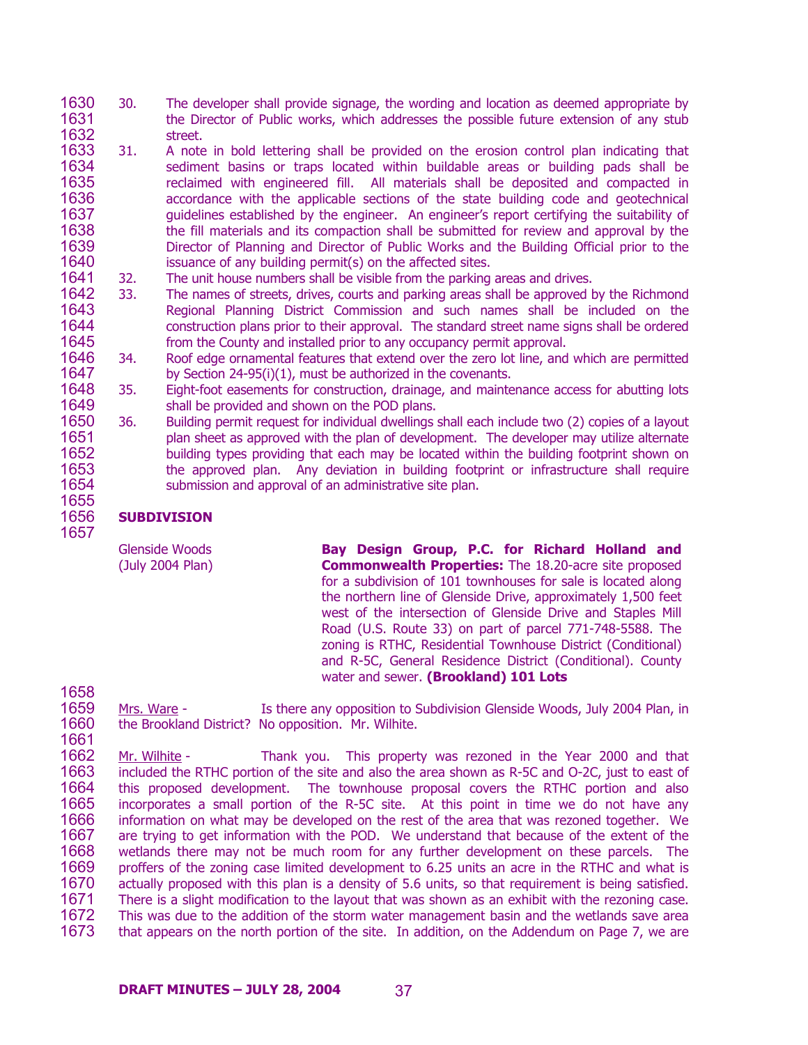30. The developer shall provide signage, the wording and location as deemed appropriate by the Director of Public works, which addresses the possible future extension of any stub street.
31. A note in bold lettering shall be provided on the erosion control plan indicating that sediment basins or traps located within buildable areas or building pads shall be reclaimed with engineered fill. All materials shall be deposited and compacted in accordance with the applicable sections of the state building code and geotechnical guidelines established by the engineer. An engineer's report certifying the suitability of the fill materials and its compaction shall be submitted for review and approval by the Director of Planning and Director of Public Works and the Building Official prior to the issuance of any building permit(s) on the affected sites.
32. The unit house numbers shall be visible from the parking areas and drives.
33. The names of streets, drives, courts and parking areas shall be approved by the Richmond Regional Planning District Commission and such names shall be included on the construction plans prior to their approval. The standard street name signs shall be ordered from the County and installed prior to any occupancy permit approval.
34. Roof edge ornamental features that extend over the zero lot line, and which are permitted by Section 24-95(i)(1), must be authorized in the covenants.
35. Eight-foot easements for construction, drainage, and maintenance access for abutting lots shall be provided and shown on the POD plans.
36. Building permit request for individual dwellings shall each include two (2) copies of a layout plan sheet as approved with the plan of development. The developer may utilize alternate building types providing that each may be located within the building footprint shown on the approved plan. Any deviation in building footprint or infrastructure shall require submission and approval of an administrative site plan.

**SUBDIVISION**

Glenside Woods (July 2004 Plan)

**Bay Design Group, P.C. for Richard Holland and Commonwealth Properties:** The 18.20-acre site proposed for a subdivision of 101 townhouses for sale is located along the northern line of Glenside Drive, approximately 1,500 feet west of the intersection of Glenside Drive and Staples Mill Road (U.S. Route 33) on part of parcel 771-748-5588. The zoning is RTHC, Residential Townhouse District (Conditional) and R-5C, General Residence District (Conditional). County water and sewer. **(Brookland) 101 Lots**

Mrs. Ware - Is there any opposition to Subdivision Glenside Woods, July 2004 Plan, in the Brookland District? No opposition. Mr. Wilhite.

Mr. Wilhite - Thank you. This property was rezoned in the Year 2000 and that included the RTHC portion of the site and also the area shown as R-5C and O-2C, just to east of this proposed development. The townhouse proposal covers the RTHC portion and also incorporates a small portion of the R-5C site. At this point in time we do not have any information on what may be developed on the rest of the area that was rezoned together. We are trying to get information with the POD. We understand that because of the extent of the wetlands there may not be much room for any further development on these parcels. The proffers of the zoning case limited development to 6.25 units an acre in the RTHC and what is actually proposed with this plan is a density of 5.6 units, so that requirement is being satisfied. There is a slight modification to the layout that was shown as an exhibit with the rezoning case. This was due to the addition of the storm water management basin and the wetlands save area that appears on the north portion of the site. In addition, on the Addendum on Page 7, we are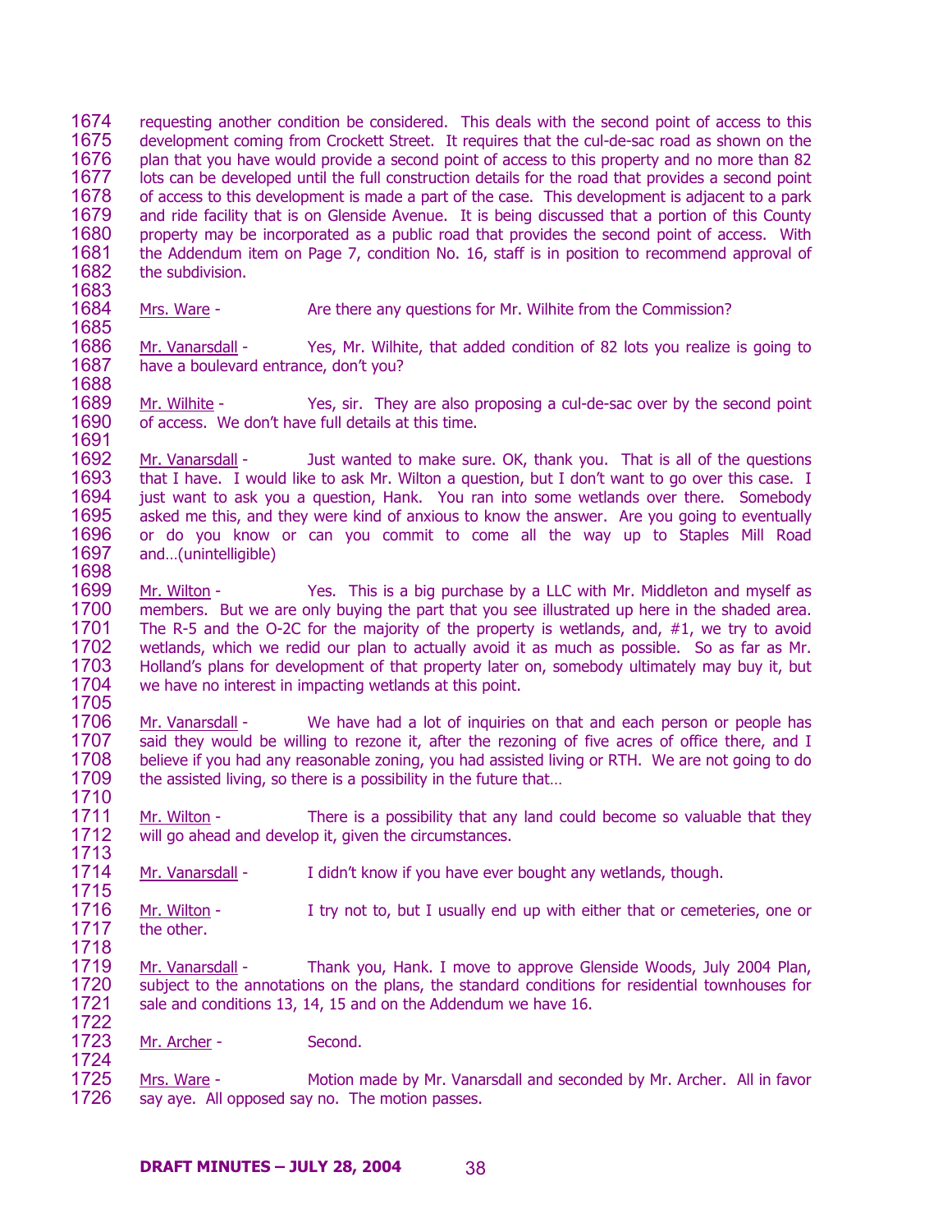requesting another condition be considered. This deals with the second point of access to this development coming from Crockett Street. It requires that the cul-de-sac road as shown on the plan that you have would provide a second point of access to this property and no more than 82 lots can be developed until the full construction details for the road that provides a second point of access to this development is made a part of the case. This development is adjacent to a park and ride facility that is on Glenside Avenue. It is being discussed that a portion of this County property may be incorporated as a public road that provides the second point of access. With the Addendum item on Page 7, condition No. 16, staff is in position to recommend approval of the subdivision.

Mrs. Ware - Are there any questions for Mr. Wilhite from the Commission?

Mr. Vanarsdall - Yes, Mr. Wilhite, that added condition of 82 lots you realize is going to have a boulevard entrance, don't you?

Mr. Wilhite - Yes, sir. They are also proposing a cul-de-sac over by the second point of access. We don't have full details at this time.

Mr. Vanarsdall - Just wanted to make sure. OK, thank you. That is all of the questions that I have. I would like to ask Mr. Wilton a question, but I don't want to go over this case. I just want to ask you a question, Hank. You ran into some wetlands over there. Somebody asked me this, and they were kind of anxious to know the answer. Are you going to eventually or do you know or can you commit to come all the way up to Staples Mill Road and…(unintelligible)

Mr. Wilton - Yes. This is a big purchase by a LLC with Mr. Middleton and myself as members. But we are only buying the part that you see illustrated up here in the shaded area. The R-5 and the O-2C for the majority of the property is wetlands, and, #1, we try to avoid wetlands, which we redid our plan to actually avoid it as much as possible. So as far as Mr. Holland's plans for development of that property later on, somebody ultimately may buy it, but we have no interest in impacting wetlands at this point.

Mr. Vanarsdall - We have had a lot of inquiries on that and each person or people has said they would be willing to rezone it, after the rezoning of five acres of office there, and I believe if you had any reasonable zoning, you had assisted living or RTH. We are not going to do the assisted living, so there is a possibility in the future that…

Mr. Wilton - There is a possibility that any land could become so valuable that they will go ahead and develop it, given the circumstances.

Mr. Vanarsdall - I didn't know if you have ever bought any wetlands, though.

Mr. Wilton - I try not to, but I usually end up with either that or cemeteries, one or the other.

Mr. Vanarsdall - Thank you, Hank. I move to approve Glenside Woods, July 2004 Plan, subject to the annotations on the plans, the standard conditions for residential townhouses for sale and conditions 13, 14, 15 and on the Addendum we have 16.

Mr. Archer - Second.

Mrs. Ware - Motion made by Mr. Vanarsdall and seconded by Mr. Archer. All in favor say aye. All opposed say no. The motion passes.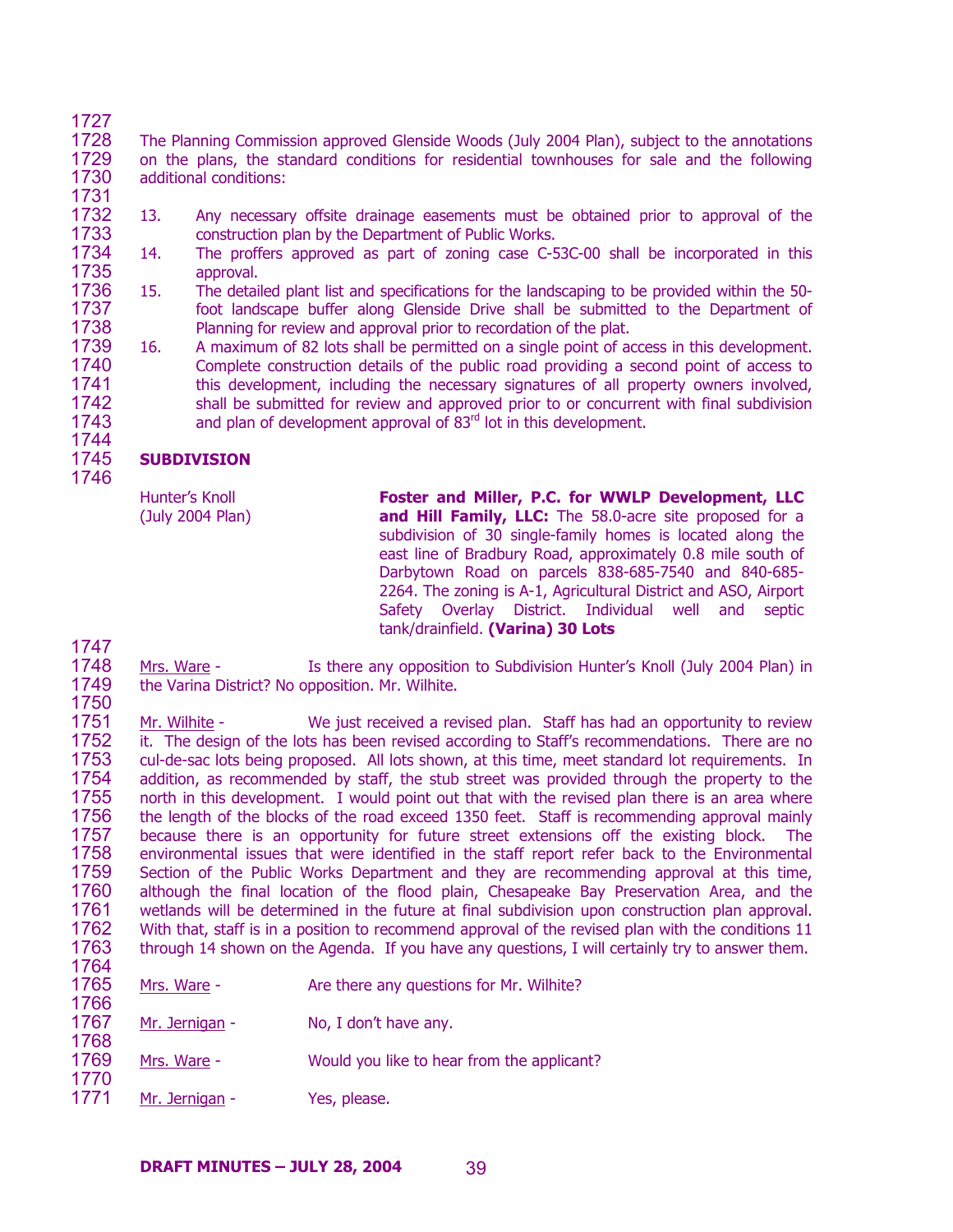The Planning Commission approved Glenside Woods (July 2004 Plan), subject to the annotations on the plans, the standard conditions for residential townhouses for sale and the following additional conditions:

13. Any necessary offsite drainage easements must be obtained prior to approval of the construction plan by the Department of Public Works.
14. The proffers approved as part of zoning case C-53C-00 shall be incorporated in this approval.
15. The detailed plant list and specifications for the landscaping to be provided within the 50-foot landscape buffer along Glenside Drive shall be submitted to the Department of Planning for review and approval prior to recordation of the plat.
16. A maximum of 82 lots shall be permitted on a single point of access in this development. Complete construction details of the public road providing a second point of access to this development, including the necessary signatures of all property owners involved, shall be submitted for review and approved prior to or concurrent with final subdivision and plan of development approval of 83rd lot in this development.

**SUBDIVISION**

Hunter's Knoll (July 2004 Plan)

**Foster and Miller, P.C. for WWLP Development, LLC and Hill Family, LLC:** The 58.0-acre site proposed for a subdivision of 30 single-family homes is located along the east line of Bradbury Road, approximately 0.8 mile south of Darbytown Road on parcels 838-685-7540 and 840-685-2264. The zoning is A-1, Agricultural District and ASO, Airport Safety Overlay District. Individual well and septic tank/drainfield. **(Varina) 30 Lots**

Mrs. Ware - Is there any opposition to Subdivision Hunter's Knoll (July 2004 Plan) in the Varina District? No opposition. Mr. Wilhite.

Mr. Wilhite - We just received a revised plan. Staff has had an opportunity to review it. The design of the lots has been revised according to Staff's recommendations. There are no cul-de-sac lots being proposed. All lots shown, at this time, meet standard lot requirements. In addition, as recommended by staff, the stub street was provided through the property to the north in this development. I would point out that with the revised plan there is an area where the length of the blocks of the road exceed 1350 feet. Staff is recommending approval mainly because there is an opportunity for future street extensions off the existing block. The environmental issues that were identified in the staff report refer back to the Environmental Section of the Public Works Department and they are recommending approval at this time, although the final location of the flood plain, Chesapeake Bay Preservation Area, and the wetlands will be determined in the future at final subdivision upon construction plan approval. With that, staff is in a position to recommend approval of the revised plan with the conditions 11 through 14 shown on the Agenda. If you have any questions, I will certainly try to answer them.

Mrs. Ware - Are there any questions for Mr. Wilhite?

Mr. Jernigan - No, I don't have any.

Mrs. Ware - Would you like to hear from the applicant?

Mr. Jernigan - Yes, please.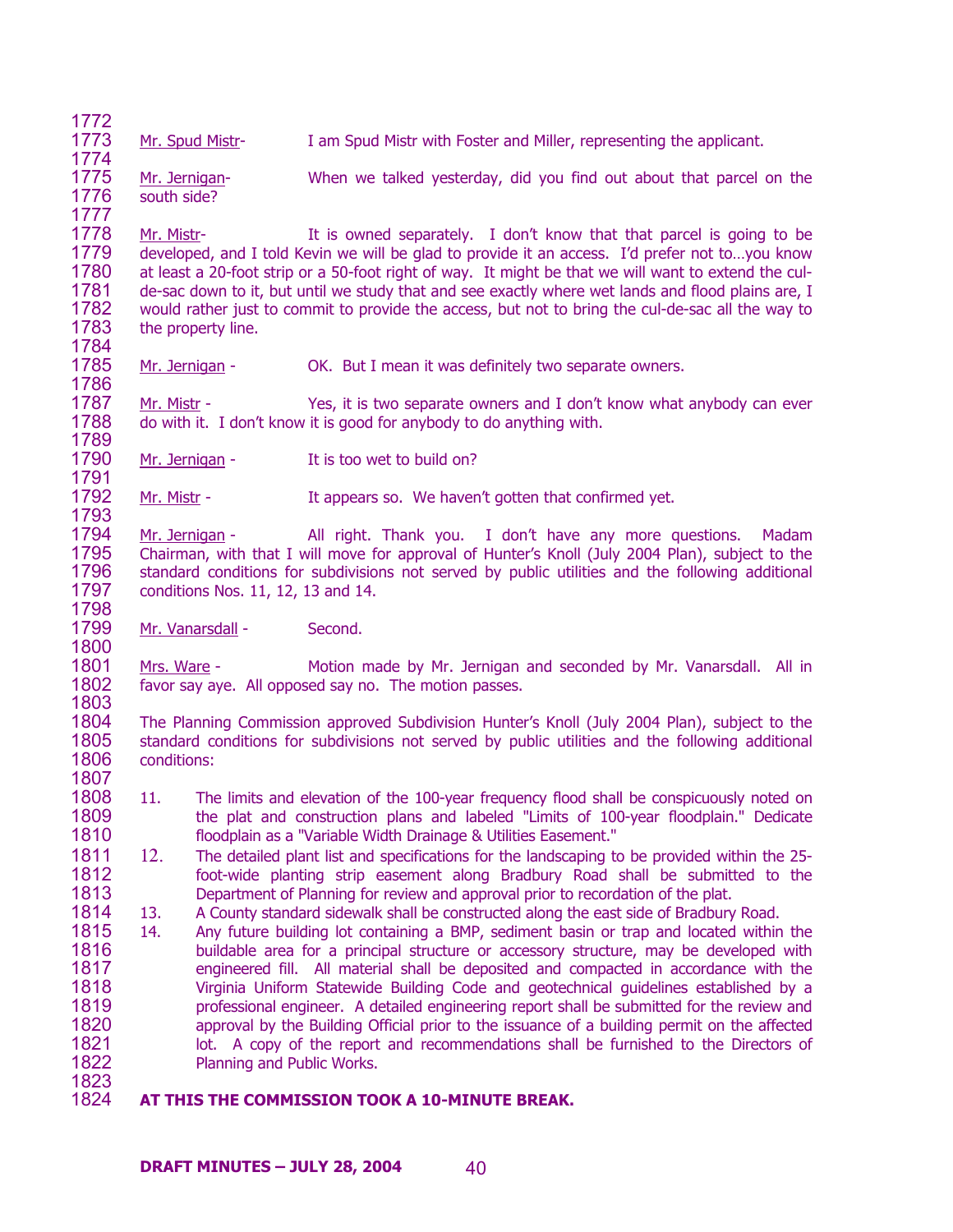Mr. Spud Mistr- I am Spud Mistr with Foster and Miller, representing the applicant.

Mr. Jernigan- When we talked yesterday, did you find out about that parcel on the south side?

Mr. Mistr- It is owned separately. I don't know that that parcel is going to be developed, and I told Kevin we will be glad to provide it an access. I'd prefer not to…you know at least a 20-foot strip or a 50-foot right of way. It might be that we will want to extend the cul-de-sac down to it, but until we study that and see exactly where wet lands and flood plains are, I would rather just to commit to provide the access, but not to bring the cul-de-sac all the way to the property line.

Mr. Jernigan - OK. But I mean it was definitely two separate owners.

Mr. Mistr - Yes, it is two separate owners and I don't know what anybody can ever do with it. I don't know it is good for anybody to do anything with.

Mr. Jernigan - It is too wet to build on?

Mr. Mistr - It appears so. We haven't gotten that confirmed yet.

Mr. Jernigan - All right. Thank you. I don't have any more questions. Madam Chairman, with that I will move for approval of Hunter's Knoll (July 2004 Plan), subject to the standard conditions for subdivisions not served by public utilities and the following additional conditions Nos. 11, 12, 13 and 14.

Mr. Vanarsdall - Second.

Mrs. Ware - Motion made by Mr. Jernigan and seconded by Mr. Vanarsdall. All in favor say aye. All opposed say no. The motion passes.

The Planning Commission approved Subdivision Hunter's Knoll (July 2004 Plan), subject to the standard conditions for subdivisions not served by public utilities and the following additional conditions:

11. The limits and elevation of the 100-year frequency flood shall be conspicuously noted on the plat and construction plans and labeled "Limits of 100-year floodplain." Dedicate floodplain as a "Variable Width Drainage & Utilities Easement."
12. The detailed plant list and specifications for the landscaping to be provided within the 25-foot-wide planting strip easement along Bradbury Road shall be submitted to the Department of Planning for review and approval prior to recordation of the plat.
13. A County standard sidewalk shall be constructed along the east side of Bradbury Road.
14. Any future building lot containing a BMP, sediment basin or trap and located within the buildable area for a principal structure or accessory structure, may be developed with engineered fill. All material shall be deposited and compacted in accordance with the Virginia Uniform Statewide Building Code and geotechnical guidelines established by a professional engineer. A detailed engineering report shall be submitted for the review and approval by the Building Official prior to the issuance of a building permit on the affected lot. A copy of the report and recommendations shall be furnished to the Directors of Planning and Public Works.

**AT THIS THE COMMISSION TOOK A 10-MINUTE BREAK.**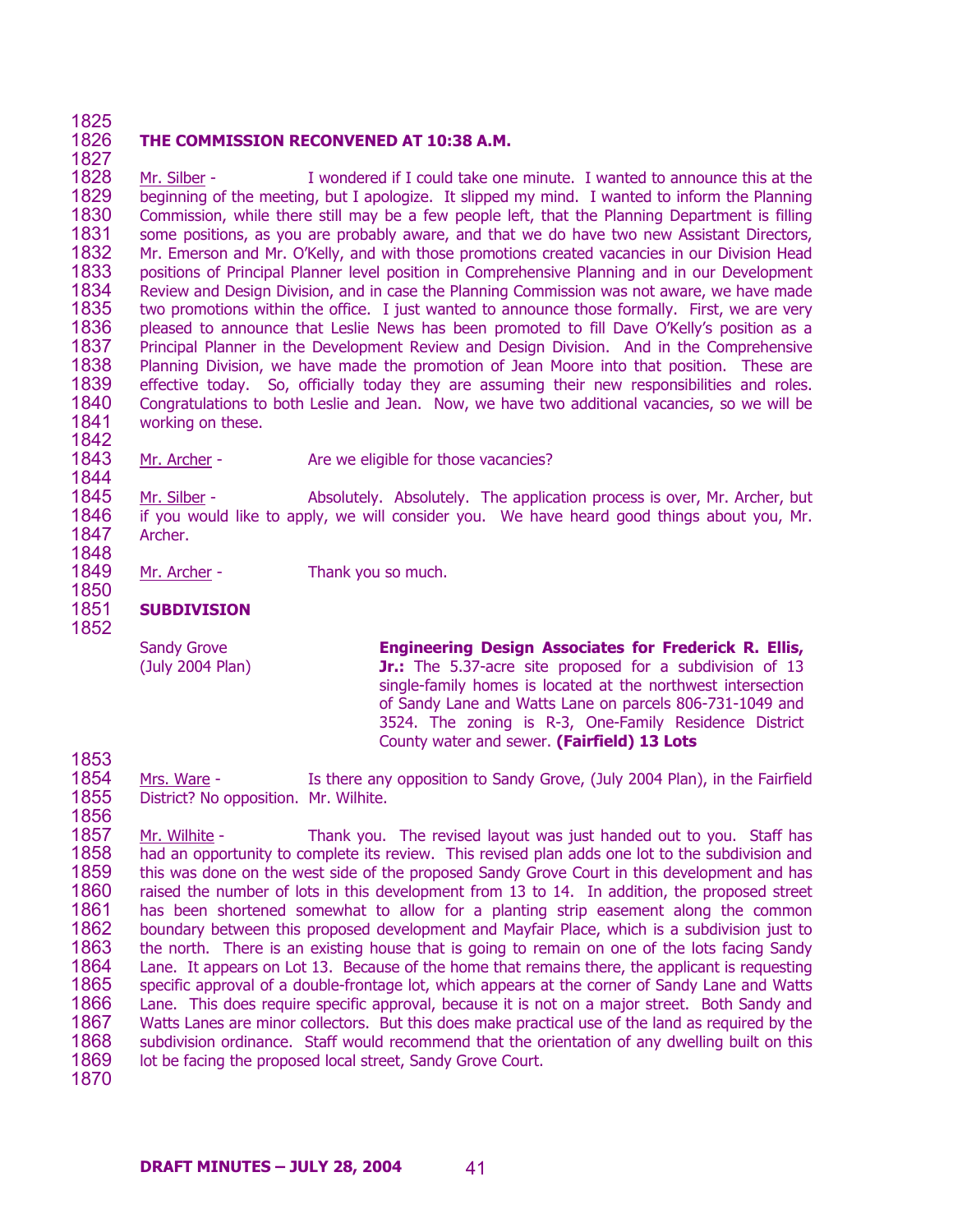**THE COMMISSION RECONVENED AT 10:38 A.M.**

Mr. Silber - I wondered if I could take one minute. I wanted to announce this at the beginning of the meeting, but I apologize. It slipped my mind. I wanted to inform the Planning Commission, while there still may be a few people left, that the Planning Department is filling some positions, as you are probably aware, and that we do have two new Assistant Directors, Mr. Emerson and Mr. O'Kelly, and with those promotions created vacancies in our Division Head positions of Principal Planner level position in Comprehensive Planning and in our Development Review and Design Division, and in case the Planning Commission was not aware, we have made two promotions within the office. I just wanted to announce those formally. First, we are very pleased to announce that Leslie News has been promoted to fill Dave O'Kelly's position as a Principal Planner in the Development Review and Design Division. And in the Comprehensive Planning Division, we have made the promotion of Jean Moore into that position. These are effective today. So, officially today they are assuming their new responsibilities and roles. Congratulations to both Leslie and Jean. Now, we have two additional vacancies, so we will be working on these.

Mr. Archer - Are we eligible for those vacancies?

Mr. Silber - Absolutely. Absolutely. The application process is over, Mr. Archer, but if you would like to apply, we will consider you. We have heard good things about you, Mr. Archer.

Mr. Archer - Thank you so much.

**SUBDIVISION**

Sandy Grove (July 2004 Plan)

**Engineering Design Associates for Frederick R. Ellis, Jr.:** The 5.37-acre site proposed for a subdivision of 13 single-family homes is located at the northwest intersection of Sandy Lane and Watts Lane on parcels 806-731-1049 and 3524. The zoning is R-3, One-Family Residence District County water and sewer. **(Fairfield) 13 Lots**

Mrs. Ware - Is there any opposition to Sandy Grove, (July 2004 Plan), in the Fairfield District? No opposition. Mr. Wilhite.

Mr. Wilhite - Thank you. The revised layout was just handed out to you. Staff has had an opportunity to complete its review. This revised plan adds one lot to the subdivision and this was done on the west side of the proposed Sandy Grove Court in this development and has raised the number of lots in this development from 13 to 14. In addition, the proposed street has been shortened somewhat to allow for a planting strip easement along the common boundary between this proposed development and Mayfair Place, which is a subdivision just to the north. There is an existing house that is going to remain on one of the lots facing Sandy Lane. It appears on Lot 13. Because of the home that remains there, the applicant is requesting specific approval of a double-frontage lot, which appears at the corner of Sandy Lane and Watts Lane. This does require specific approval, because it is not on a major street. Both Sandy and Watts Lanes are minor collectors. But this does make practical use of the land as required by the subdivision ordinance. Staff would recommend that the orientation of any dwelling built on this lot be facing the proposed local street, Sandy Grove Court.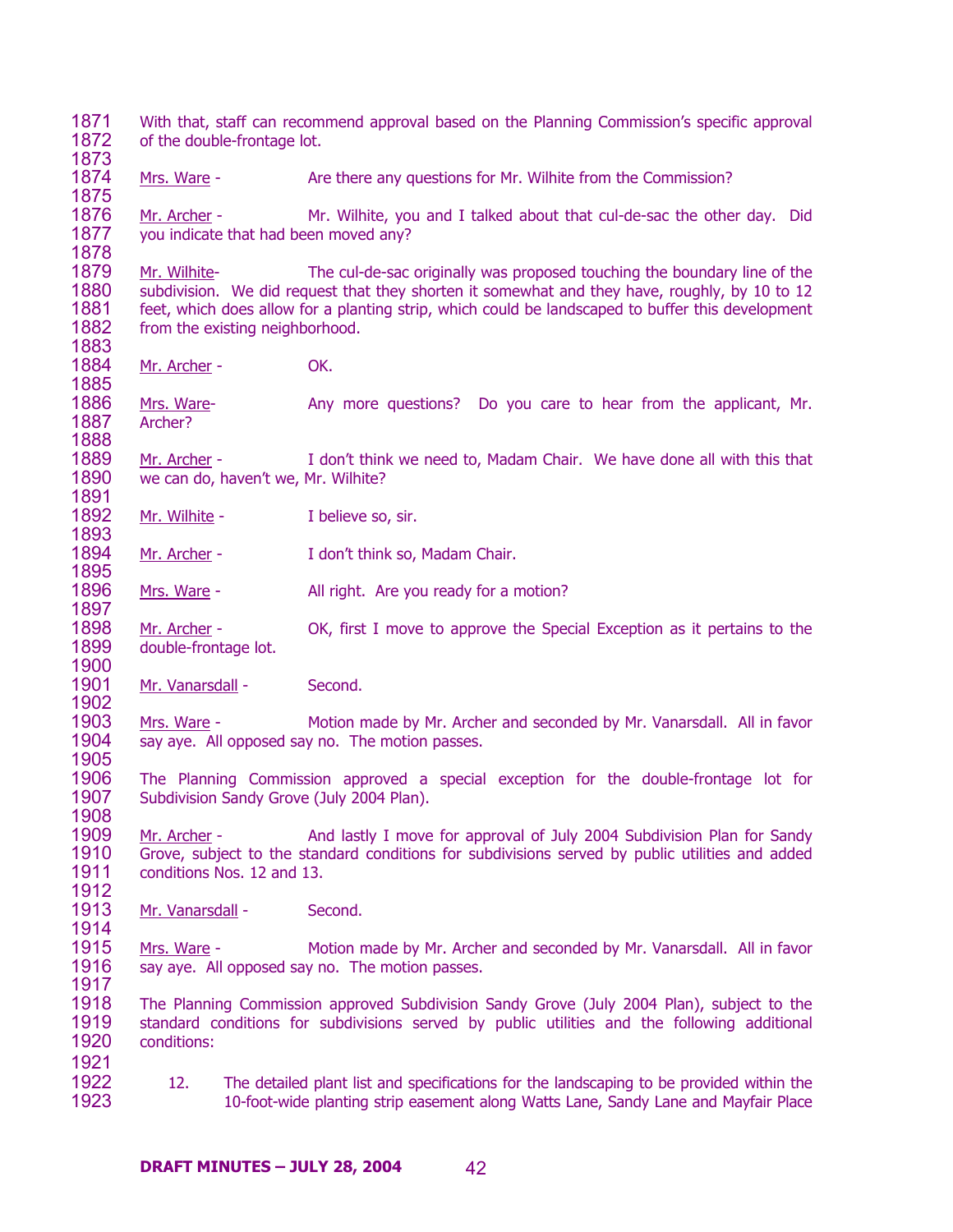With that, staff can recommend approval based on the Planning Commission's specific approval of the double-frontage lot.

Mrs. Ware - Are there any questions for Mr. Wilhite from the Commission?

Mr. Archer - Mr. Wilhite, you and I talked about that cul-de-sac the other day. Did you indicate that had been moved any?

Mr. Wilhite- The cul-de-sac originally was proposed touching the boundary line of the subdivision. We did request that they shorten it somewhat and they have, roughly, by 10 to 12 feet, which does allow for a planting strip, which could be landscaped to buffer this development from the existing neighborhood.

Mr. Archer - OK.

Mrs. Ware- Any more questions? Do you care to hear from the applicant, Mr. Archer?

Mr. Archer - I don't think we need to, Madam Chair. We have done all with this that we can do, haven't we, Mr. Wilhite?

Mr. Wilhite - I believe so, sir.

Mr. Archer - I don't think so, Madam Chair.

Mrs. Ware - All right. Are you ready for a motion?

Mr. Archer - OK, first I move to approve the Special Exception as it pertains to the double-frontage lot.

Mr. Vanarsdall - Second.

Mrs. Ware - Motion made by Mr. Archer and seconded by Mr. Vanarsdall. All in favor say aye. All opposed say no. The motion passes.

The Planning Commission approved a special exception for the double-frontage lot for Subdivision Sandy Grove (July 2004 Plan).

Mr. Archer - And lastly I move for approval of July 2004 Subdivision Plan for Sandy Grove, subject to the standard conditions for subdivisions served by public utilities and added conditions Nos. 12 and 13.

Mr. Vanarsdall - Second.

Mrs. Ware - Motion made by Mr. Archer and seconded by Mr. Vanarsdall. All in favor say aye. All opposed say no. The motion passes.

The Planning Commission approved Subdivision Sandy Grove (July 2004 Plan), subject to the standard conditions for subdivisions served by public utilities and the following additional conditions:

12. The detailed plant list and specifications for the landscaping to be provided within the 10-foot-wide planting strip easement along Watts Lane, Sandy Lane and Mayfair Place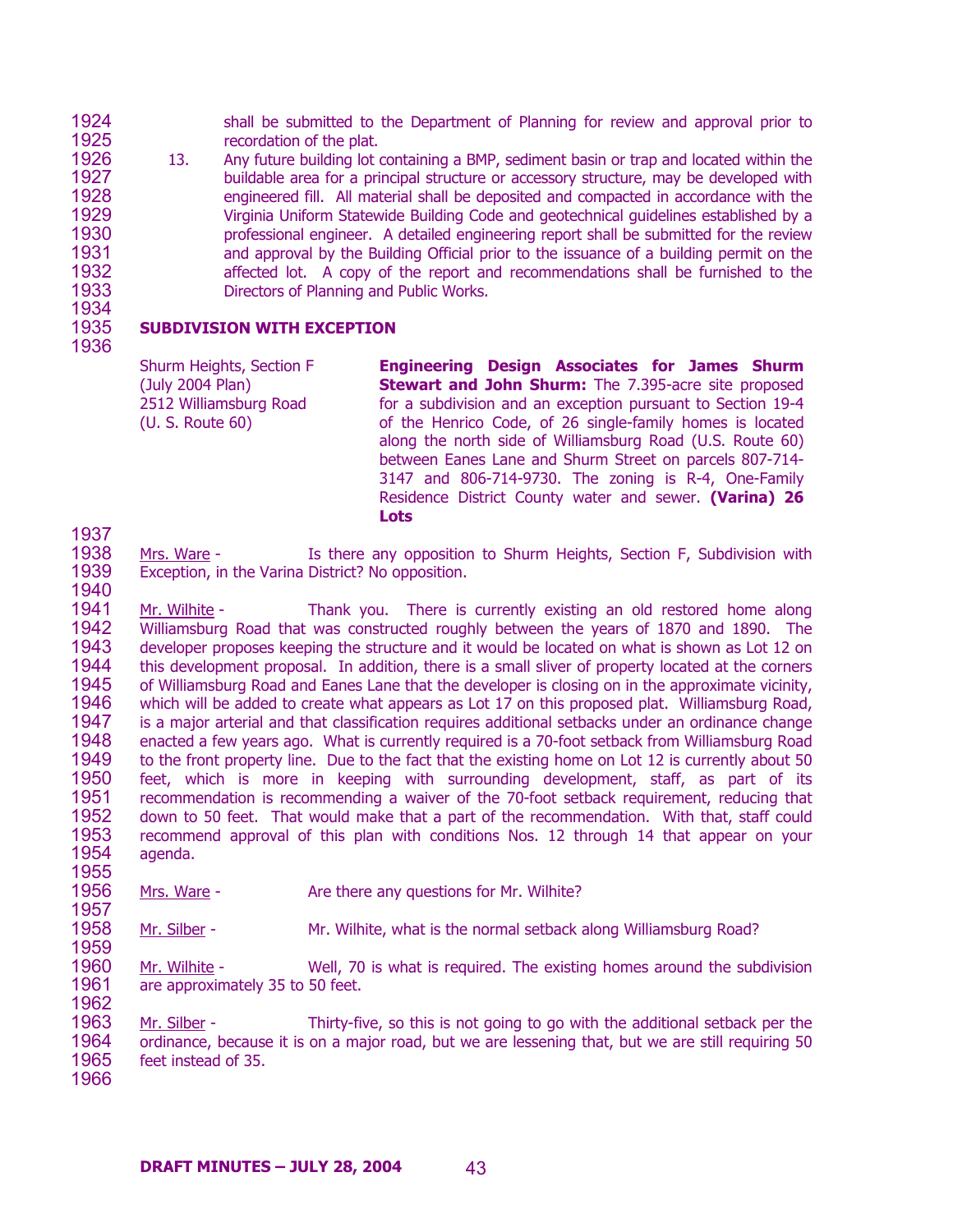shall be submitted to the Department of Planning for review and approval prior to recordation of the plat.

13. Any future building lot containing a BMP, sediment basin or trap and located within the buildable area for a principal structure or accessory structure, may be developed with engineered fill. All material shall be deposited and compacted in accordance with the Virginia Uniform Statewide Building Code and geotechnical guidelines established by a professional engineer. A detailed engineering report shall be submitted for the review and approval by the Building Official prior to the issuance of a building permit on the affected lot. A copy of the report and recommendations shall be furnished to the Directors of Planning and Public Works.

**SUBDIVISION WITH EXCEPTION**

Shurm Heights, Section F
(July 2004 Plan)
2512 Williamsburg Road
(U. S. Route 60)

**Engineering Design Associates for James Shurm Stewart and John Shurm:** The 7.395-acre site proposed for a subdivision and an exception pursuant to Section 19-4 of the Henrico Code, of 26 single-family homes is located along the north side of Williamsburg Road (U.S. Route 60) between Eanes Lane and Shurm Street on parcels 807-714-3147 and 806-714-9730. The zoning is R-4, One-Family Residence District County water and sewer. **(Varina) 26 Lots**

Mrs. Ware - Is there any opposition to Shurm Heights, Section F, Subdivision with Exception, in the Varina District? No opposition.

Mr. Wilhite - Thank you. There is currently existing an old restored home along Williamsburg Road that was constructed roughly between the years of 1870 and 1890. The developer proposes keeping the structure and it would be located on what is shown as Lot 12 on this development proposal. In addition, there is a small sliver of property located at the corners of Williamsburg Road and Eanes Lane that the developer is closing on in the approximate vicinity, which will be added to create what appears as Lot 17 on this proposed plat. Williamsburg Road, is a major arterial and that classification requires additional setbacks under an ordinance change enacted a few years ago. What is currently required is a 70-foot setback from Williamsburg Road to the front property line. Due to the fact that the existing home on Lot 12 is currently about 50 feet, which is more in keeping with surrounding development, staff, as part of its recommendation is recommending a waiver of the 70-foot setback requirement, reducing that down to 50 feet. That would make that a part of the recommendation. With that, staff could recommend approval of this plan with conditions Nos. 12 through 14 that appear on your agenda.

Mrs. Ware - Are there any questions for Mr. Wilhite?

Mr. Silber - Mr. Wilhite, what is the normal setback along Williamsburg Road?

Mr. Wilhite - Well, 70 is what is required. The existing homes around the subdivision are approximately 35 to 50 feet.

Mr. Silber - Thirty-five, so this is not going to go with the additional setback per the ordinance, because it is on a major road, but we are lessening that, but we are still requiring 50 feet instead of 35.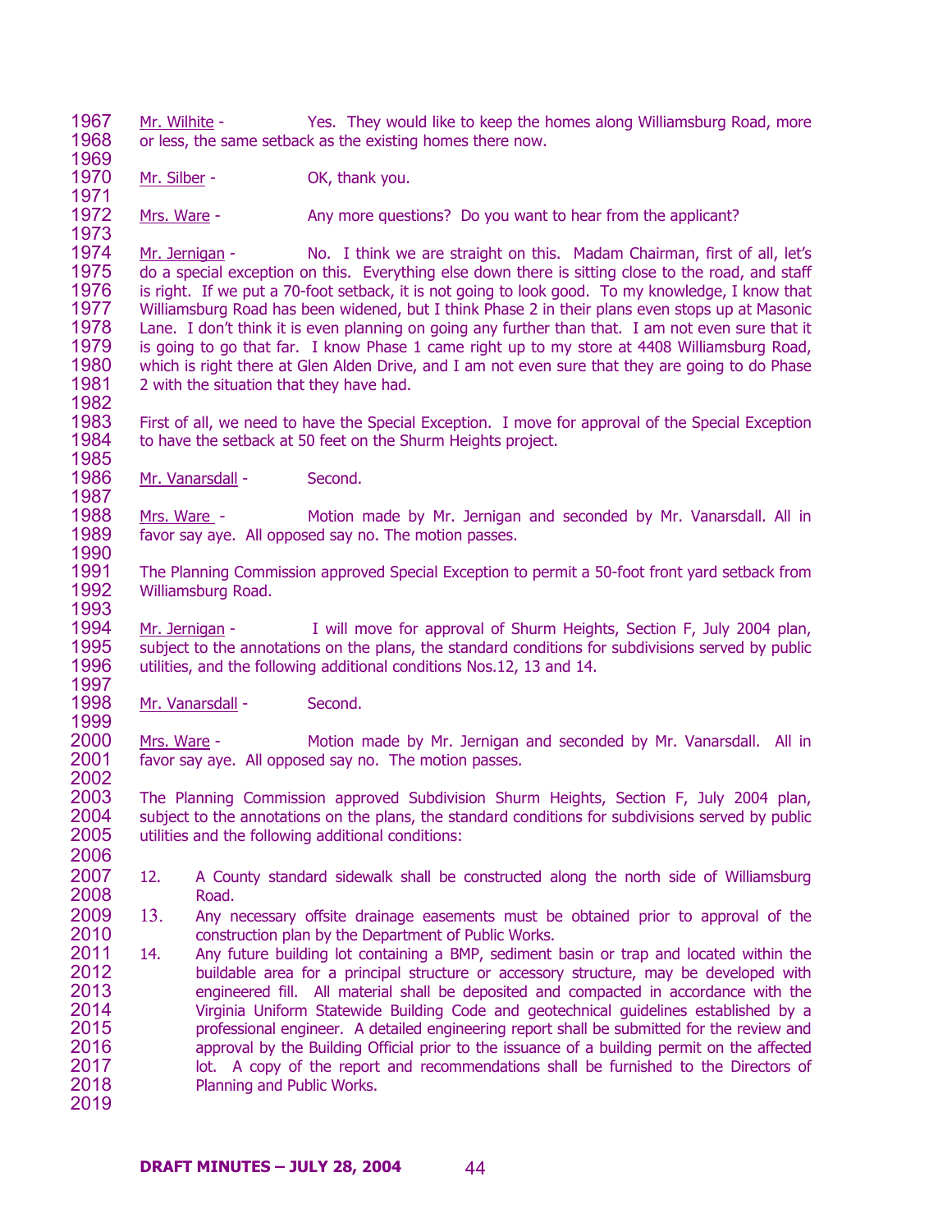Mr. Wilhite - Yes. They would like to keep the homes along Williamsburg Road, more or less, the same setback as the existing homes there now.

Mr. Silber - OK, thank you.

Mrs. Ware - Any more questions? Do you want to hear from the applicant?

Mr. Jernigan - No. I think we are straight on this. Madam Chairman, first of all, let's do a special exception on this. Everything else down there is sitting close to the road, and staff is right. If we put a 70-foot setback, it is not going to look good. To my knowledge, I know that Williamsburg Road has been widened, but I think Phase 2 in their plans even stops up at Masonic Lane. I don't think it is even planning on going any further than that. I am not even sure that it is going to go that far. I know Phase 1 came right up to my store at 4408 Williamsburg Road, which is right there at Glen Alden Drive, and I am not even sure that they are going to do Phase 2 with the situation that they have had.

First of all, we need to have the Special Exception. I move for approval of the Special Exception to have the setback at 50 feet on the Shurm Heights project.

Mr. Vanarsdall - Second.

Mrs. Ware - Motion made by Mr. Jernigan and seconded by Mr. Vanarsdall. All in favor say aye. All opposed say no. The motion passes.

The Planning Commission approved Special Exception to permit a 50-foot front yard setback from Williamsburg Road.

Mr. Jernigan - I will move for approval of Shurm Heights, Section F, July 2004 plan, subject to the annotations on the plans, the standard conditions for subdivisions served by public utilities, and the following additional conditions Nos.12, 13 and 14.

Mr. Vanarsdall - Second.

Mrs. Ware - Motion made by Mr. Jernigan and seconded by Mr. Vanarsdall. All in favor say aye. All opposed say no. The motion passes.

The Planning Commission approved Subdivision Shurm Heights, Section F, July 2004 plan, subject to the annotations on the plans, the standard conditions for subdivisions served by public utilities and the following additional conditions:

12. A County standard sidewalk shall be constructed along the north side of Williamsburg Road.
13. Any necessary offsite drainage easements must be obtained prior to approval of the construction plan by the Department of Public Works.
14. Any future building lot containing a BMP, sediment basin or trap and located within the buildable area for a principal structure or accessory structure, may be developed with engineered fill. All material shall be deposited and compacted in accordance with the Virginia Uniform Statewide Building Code and geotechnical guidelines established by a professional engineer. A detailed engineering report shall be submitted for the review and approval by the Building Official prior to the issuance of a building permit on the affected lot. A copy of the report and recommendations shall be furnished to the Directors of Planning and Public Works.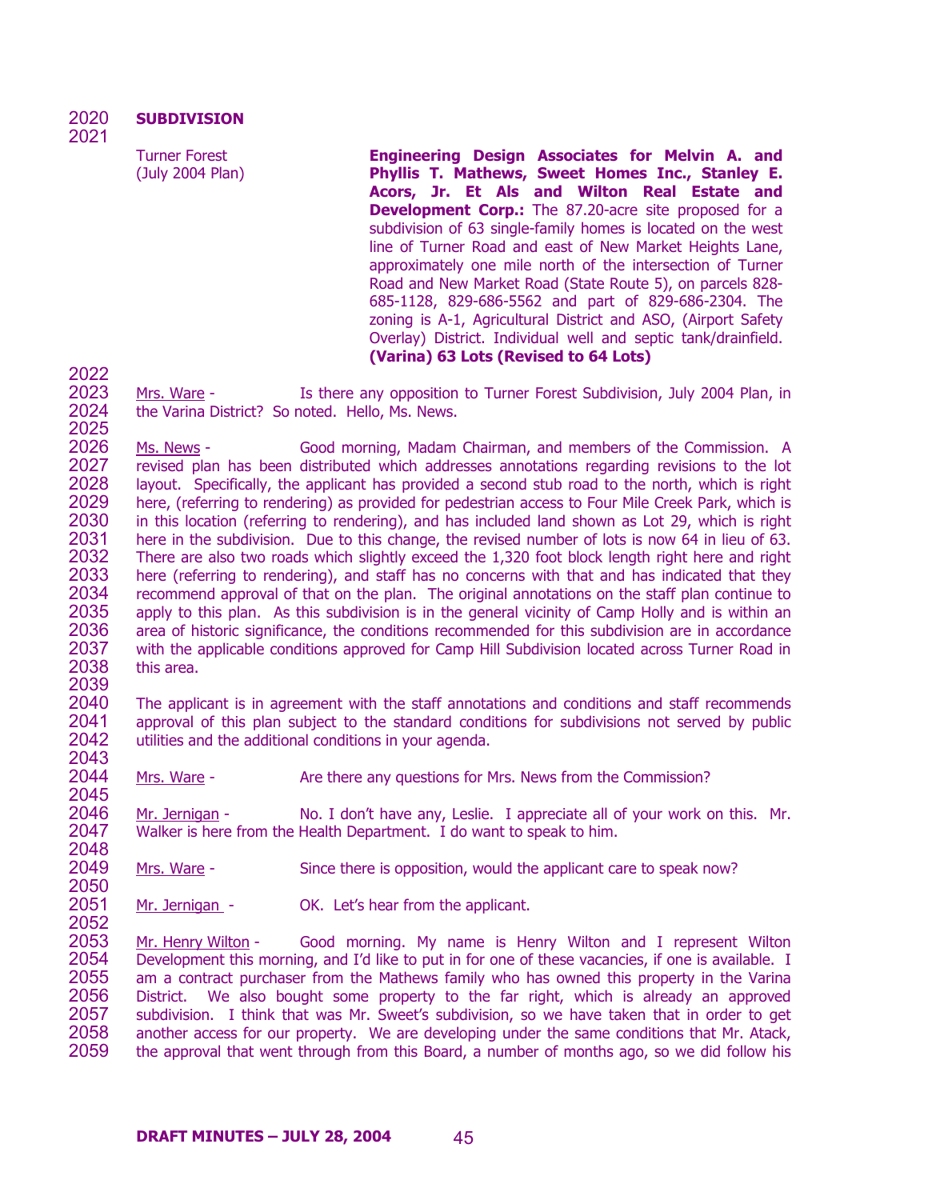## SUBDIVISION

**Turner Forest (July 2004 Plan)**

**Engineering Design Associates for Melvin A. and Phyllis T. Mathews, Sweet Homes Inc., Stanley E. Acors, Jr. Et Als and Wilton Real Estate and Development Corp.:** The 87.20-acre site proposed for a subdivision of 63 single-family homes is located on the west line of Turner Road and east of New Market Heights Lane, approximately one mile north of the intersection of Turner Road and New Market Road (State Route 5), on parcels 828-685-1128, 829-686-5562 and part of 829-686-2304. The zoning is A-1, Agricultural District and ASO, (Airport Safety Overlay) District. Individual well and septic tank/drainfield. **(Varina) 63 Lots (Revised to 64 Lots)**

Mrs. Ware - Is there any opposition to Turner Forest Subdivision, July 2004 Plan, in the Varina District? So noted. Hello, Ms. News.

Ms. News - Good morning, Madam Chairman, and members of the Commission. A revised plan has been distributed which addresses annotations regarding revisions to the lot layout. Specifically, the applicant has provided a second stub road to the north, which is right here, (referring to rendering) as provided for pedestrian access to Four Mile Creek Park, which is in this location (referring to rendering), and has included land shown as Lot 29, which is right here in the subdivision. Due to this change, the revised number of lots is now 64 in lieu of 63. There are also two roads which slightly exceed the 1,320 foot block length right here and right here (referring to rendering), and staff has no concerns with that and has indicated that they recommend approval of that on the plan. The original annotations on the staff plan continue to apply to this plan. As this subdivision is in the general vicinity of Camp Holly and is within an area of historic significance, the conditions recommended for this subdivision are in accordance with the applicable conditions approved for Camp Hill Subdivision located across Turner Road in this area.

The applicant is in agreement with the staff annotations and conditions and staff recommends approval of this plan subject to the standard conditions for subdivisions not served by public utilities and the additional conditions in your agenda.

Mrs. Ware - Are there any questions for Mrs. News from the Commission?

Mr. Jernigan - No. I don't have any, Leslie. I appreciate all of your work on this. Mr. Walker is here from the Health Department. I do want to speak to him.

Mrs. Ware - Since there is opposition, would the applicant care to speak now?

Mr. Jernigan - OK. Let's hear from the applicant.

Mr. Henry Wilton - Good morning. My name is Henry Wilton and I represent Wilton Development this morning, and I'd like to put in for one of these vacancies, if one is available. I am a contract purchaser from the Mathews family who has owned this property in the Varina District. We also bought some property to the far right, which is already an approved subdivision. I think that was Mr. Sweet's subdivision, so we have taken that in order to get another access for our property. We are developing under the same conditions that Mr. Atack, the approval that went through from this Board, a number of months ago, so we did follow his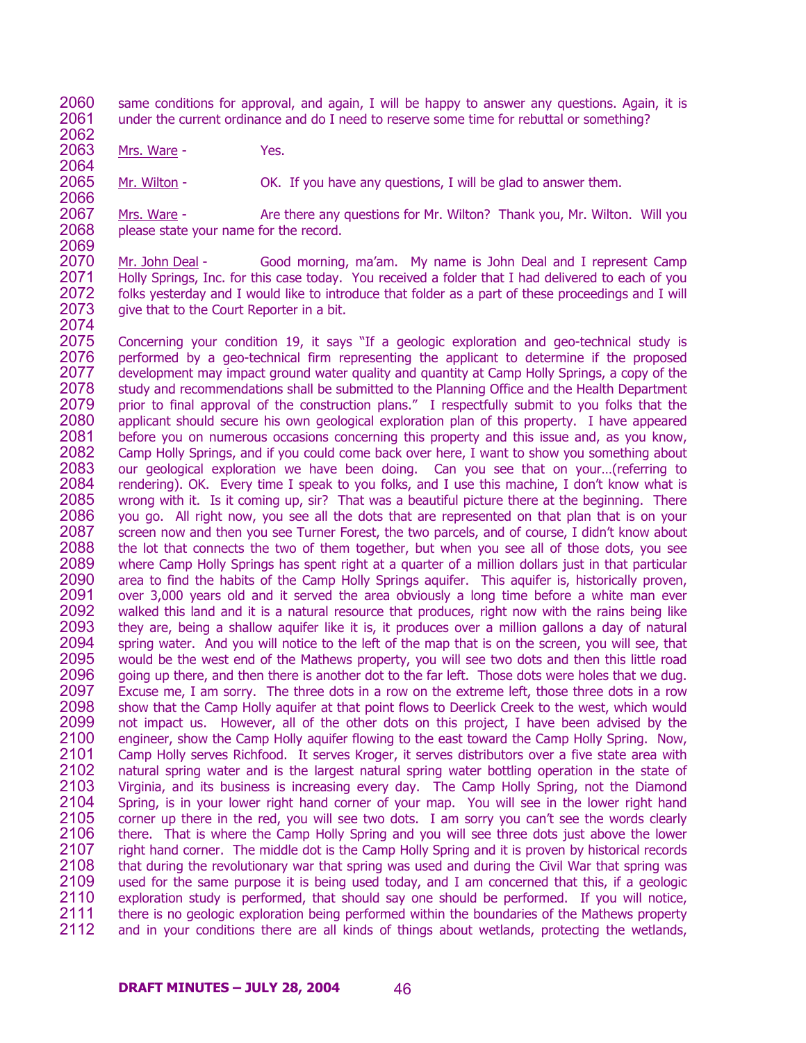same conditions for approval, and again, I will be happy to answer any questions. Again, it is under the current ordinance and do I need to reserve some time for rebuttal or something?

Mrs. Ware - Yes.

Mr. Wilton - OK. If you have any questions, I will be glad to answer them.

Mrs. Ware - Are there any questions for Mr. Wilton? Thank you, Mr. Wilton. Will you please state your name for the record.

Mr. John Deal - Good morning, ma'am. My name is John Deal and I represent Camp Holly Springs, Inc. for this case today. You received a folder that I had delivered to each of you folks yesterday and I would like to introduce that folder as a part of these proceedings and I will give that to the Court Reporter in a bit.

Concerning your condition 19, it says "If a geologic exploration and geo-technical study is performed by a geo-technical firm representing the applicant to determine if the proposed development may impact ground water quality and quantity at Camp Holly Springs, a copy of the study and recommendations shall be submitted to the Planning Office and the Health Department prior to final approval of the construction plans." I respectfully submit to you folks that the applicant should secure his own geological exploration plan of this property. I have appeared before you on numerous occasions concerning this property and this issue and, as you know, Camp Holly Springs, and if you could come back over here, I want to show you something about our geological exploration we have been doing. Can you see that on your…(referring to rendering). OK. Every time I speak to you folks, and I use this machine, I don't know what is wrong with it. Is it coming up, sir? That was a beautiful picture there at the beginning. There you go. All right now, you see all the dots that are represented on that plan that is on your screen now and then you see Turner Forest, the two parcels, and of course, I didn't know about the lot that connects the two of them together, but when you see all of those dots, you see where Camp Holly Springs has spent right at a quarter of a million dollars just in that particular area to find the habits of the Camp Holly Springs aquifer. This aquifer is, historically proven, over 3,000 years old and it served the area obviously a long time before a white man ever walked this land and it is a natural resource that produces, right now with the rains being like they are, being a shallow aquifer like it is, it produces over a million gallons a day of natural spring water. And you will notice to the left of the map that is on the screen, you will see, that would be the west end of the Mathews property, you will see two dots and then this little road going up there, and then there is another dot to the far left. Those dots were holes that we dug. Excuse me, I am sorry. The three dots in a row on the extreme left, those three dots in a row show that the Camp Holly aquifer at that point flows to Deerlick Creek to the west, which would not impact us. However, all of the other dots on this project, I have been advised by the engineer, show the Camp Holly aquifer flowing to the east toward the Camp Holly Spring. Now, Camp Holly serves Richfood. It serves Kroger, it serves distributors over a five state area with natural spring water and is the largest natural spring water bottling operation in the state of Virginia, and its business is increasing every day. The Camp Holly Spring, not the Diamond Spring, is in your lower right hand corner of your map. You will see in the lower right hand corner up there in the red, you will see two dots. I am sorry you can't see the words clearly there. That is where the Camp Holly Spring and you will see three dots just above the lower right hand corner. The middle dot is the Camp Holly Spring and it is proven by historical records that during the revolutionary war that spring was used and during the Civil War that spring was used for the same purpose it is being used today, and I am concerned that this, if a geologic exploration study is performed, that should say one should be performed. If you will notice, there is no geologic exploration being performed within the boundaries of the Mathews property and in your conditions there are all kinds of things about wetlands, protecting the wetlands,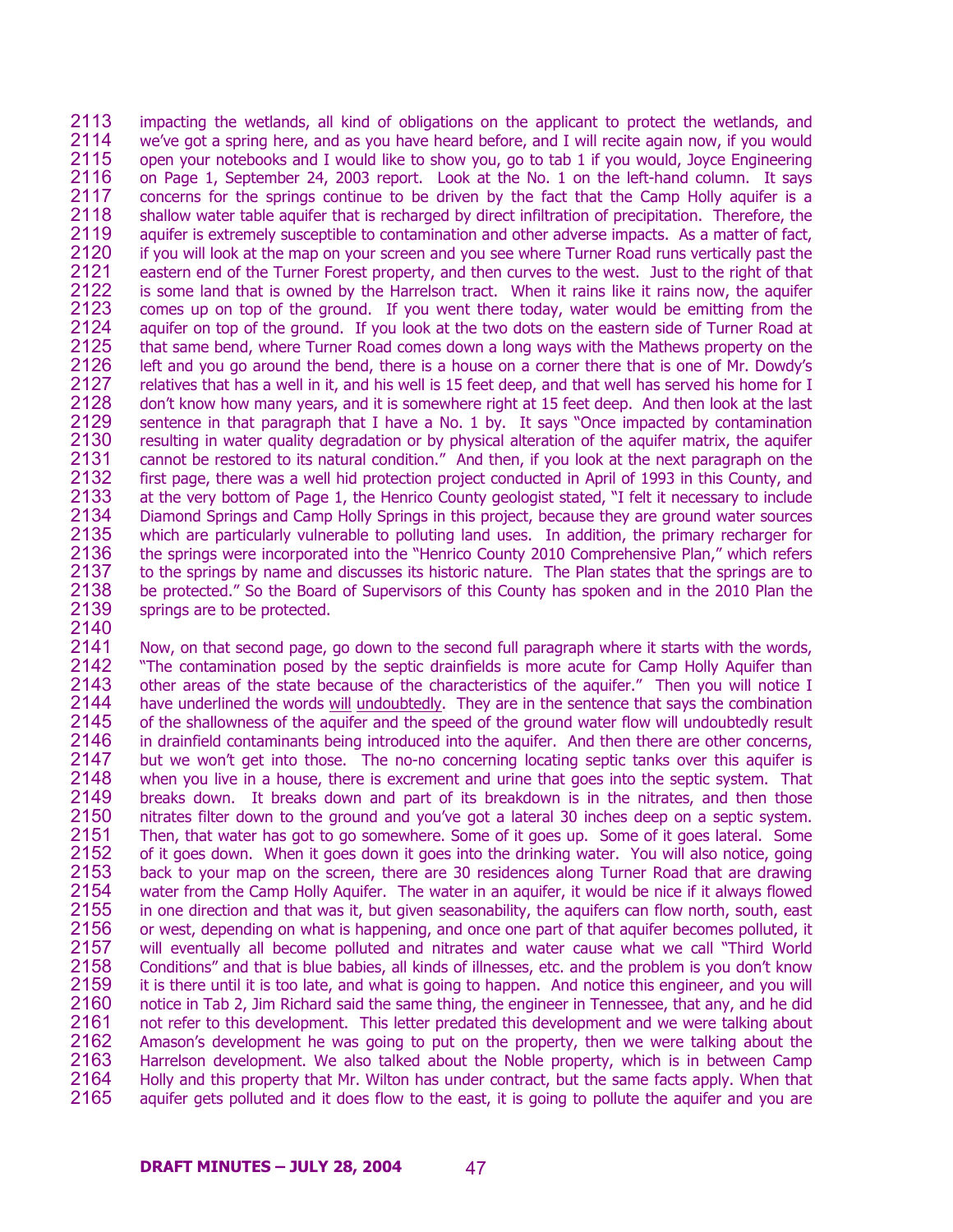impacting the wetlands, all kind of obligations on the applicant to protect the wetlands, and we've got a spring here, and as you have heard before, and I will recite again now, if you would open your notebooks and I would like to show you, go to tab 1 if you would, Joyce Engineering on Page 1, September 24, 2003 report. Look at the No. 1 on the left-hand column. It says concerns for the springs continue to be driven by the fact that the Camp Holly aquifer is a shallow water table aquifer that is recharged by direct infiltration of precipitation. Therefore, the aquifer is extremely susceptible to contamination and other adverse impacts. As a matter of fact, if you will look at the map on your screen and you see where Turner Road runs vertically past the eastern end of the Turner Forest property, and then curves to the west. Just to the right of that is some land that is owned by the Harrelson tract. When it rains like it rains now, the aquifer comes up on top of the ground. If you went there today, water would be emitting from the aquifer on top of the ground. If you look at the two dots on the eastern side of Turner Road at that same bend, where Turner Road comes down a long ways with the Mathews property on the left and you go around the bend, there is a house on a corner there that is one of Mr. Dowdy's relatives that has a well in it, and his well is 15 feet deep, and that well has served his home for I don't know how many years, and it is somewhere right at 15 feet deep. And then look at the last sentence in that paragraph that I have a No. 1 by. It says "Once impacted by contamination resulting in water quality degradation or by physical alteration of the aquifer matrix, the aquifer cannot be restored to its natural condition." And then, if you look at the next paragraph on the first page, there was a well hid protection project conducted in April of 1993 in this County, and at the very bottom of Page 1, the Henrico County geologist stated, "I felt it necessary to include Diamond Springs and Camp Holly Springs in this project, because they are ground water sources which are particularly vulnerable to polluting land uses. In addition, the primary recharger for the springs were incorporated into the "Henrico County 2010 Comprehensive Plan," which refers to the springs by name and discusses its historic nature. The Plan states that the springs are to be protected." So the Board of Supervisors of this County has spoken and in the 2010 Plan the springs are to be protected.

Now, on that second page, go down to the second full paragraph where it starts with the words, "The contamination posed by the septic drainfields is more acute for Camp Holly Aquifer than other areas of the state because of the characteristics of the aquifer." Then you will notice I have underlined the words <u>will</u> <u>undoubtedly</u>. They are in the sentence that says the combination of the shallowness of the aquifer and the speed of the ground water flow will undoubtedly result in drainfield contaminants being introduced into the aquifer. And then there are other concerns, but we won't get into those. The no-no concerning locating septic tanks over this aquifer is when you live in a house, there is excrement and urine that goes into the septic system. That breaks down. It breaks down and part of its breakdown is in the nitrates, and then those nitrates filter down to the ground and you've got a lateral 30 inches deep on a septic system. Then, that water has got to go somewhere. Some of it goes up. Some of it goes lateral. Some of it goes down. When it goes down it goes into the drinking water. You will also notice, going back to your map on the screen, there are 30 residences along Turner Road that are drawing water from the Camp Holly Aquifer. The water in an aquifer, it would be nice if it always flowed in one direction and that was it, but given seasonability, the aquifers can flow north, south, east or west, depending on what is happening, and once one part of that aquifer becomes polluted, it will eventually all become polluted and nitrates and water cause what we call "Third World Conditions" and that is blue babies, all kinds of illnesses, etc. and the problem is you don't know it is there until it is too late, and what is going to happen. And notice this engineer, and you will notice in Tab 2, Jim Richard said the same thing, the engineer in Tennessee, that any, and he did not refer to this development. This letter predated this development and we were talking about Amason's development he was going to put on the property, then we were talking about the Harrelson development. We also talked about the Noble property, which is in between Camp Holly and this property that Mr. Wilton has under contract, but the same facts apply. When that aquifer gets polluted and it does flow to the east, it is going to pollute the aquifer and you are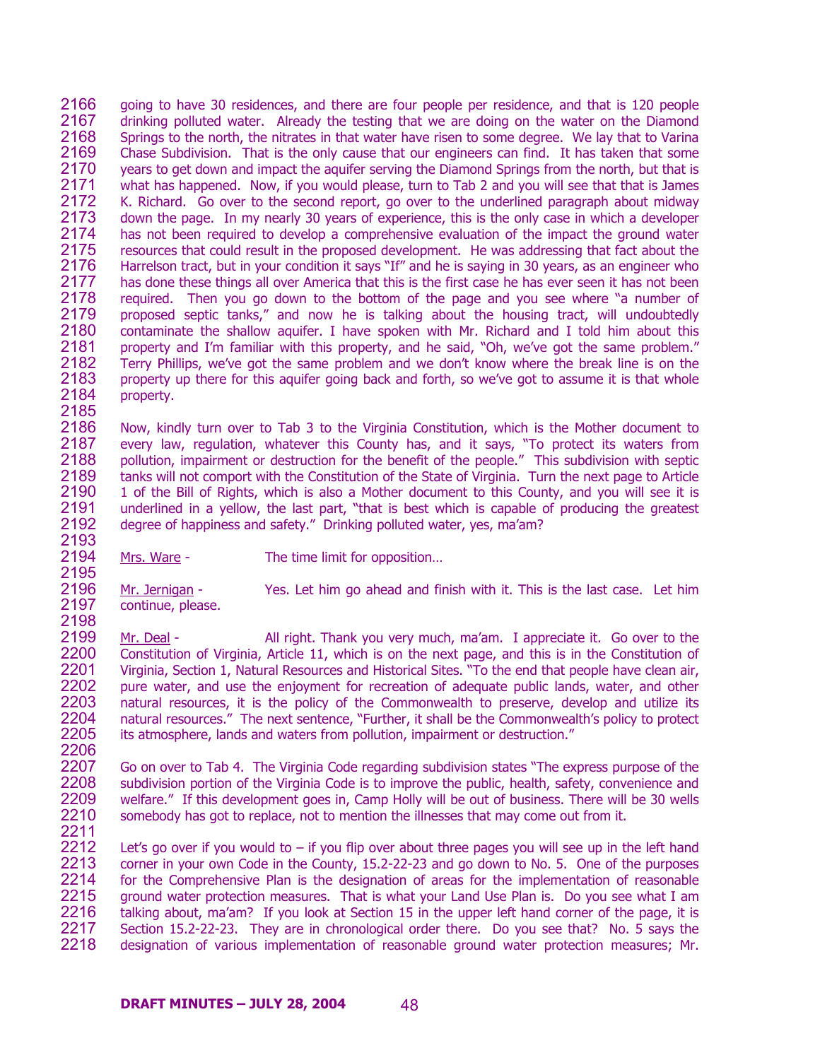2166 going to have 30 residences, and there are four people per residence, and that is 120 people
2167 drinking polluted water. Already the testing that we are doing on the water on the Diamond
2168 Springs to the north, the nitrates in that water have risen to some degree. We lay that to Varina
2169 Chase Subdivision. That is the only cause that our engineers can find. It has taken that some
2170 years to get down and impact the aquifer serving the Diamond Springs from the north, but that is
2171 what has happened. Now, if you would please, turn to Tab 2 and you will see that that is James
2172 K. Richard. Go over to the second report, go over to the underlined paragraph about midway
2173 down the page. In my nearly 30 years of experience, this is the only case in which a developer
2174 has not been required to develop a comprehensive evaluation of the impact the ground water
2175 resources that could result in the proposed development. He was addressing that fact about the
2176 Harrelson tract, but in your condition it says "If" and he is saying in 30 years, as an engineer who
2177 has done these things all over America that this is the first case he has ever seen it has not been
2178 required. Then you go down to the bottom of the page and you see where "a number of
2179 proposed septic tanks," and now he is talking about the housing tract, will undoubtedly
2180 contaminate the shallow aquifer. I have spoken with Mr. Richard and I told him about this
2181 property and I'm familiar with this property, and he said, "Oh, we've got the same problem."
2182 Terry Phillips, we've got the same problem and we don't know where the break line is on the
2183 property up there for this aquifer going back and forth, so we've got to assume it is that whole
2184 property.
2185
2186 Now, kindly turn over to Tab 3 to the Virginia Constitution, which is the Mother document to
2187 every law, regulation, whatever this County has, and it says, "To protect its waters from
2188 pollution, impairment or destruction for the benefit of the people." This subdivision with septic
2189 tanks will not comport with the Constitution of the State of Virginia. Turn the next page to Article
2190 1 of the Bill of Rights, which is also a Mother document to this County, and you will see it is
2191 underlined in a yellow, the last part, "that is best which is capable of producing the greatest
2192 degree of happiness and safety." Drinking polluted water, yes, ma'am?
2193
2194 <u>Mrs. Ware</u> - The time limit for opposition…
2195
2196 <u>Mr. Jernigan</u> - Yes. Let him go ahead and finish with it. This is the last case. Let him
2197 continue, please.
2198
2199 <u>Mr. Deal</u> - All right. Thank you very much, ma'am. I appreciate it. Go over to the
2200 Constitution of Virginia, Article 11, which is on the next page, and this is in the Constitution of
2201 Virginia, Section 1, Natural Resources and Historical Sites. "To the end that people have clean air,
2202 pure water, and use the enjoyment for recreation of adequate public lands, water, and other
2203 natural resources, it is the policy of the Commonwealth to preserve, develop and utilize its
2204 natural resources." The next sentence, "Further, it shall be the Commonwealth's policy to protect
2205 its atmosphere, lands and waters from pollution, impairment or destruction."
2206
2207 Go on over to Tab 4. The Virginia Code regarding subdivision states "The express purpose of the
2208 subdivision portion of the Virginia Code is to improve the public, health, safety, convenience and
2209 welfare." If this development goes in, Camp Holly will be out of business. There will be 30 wells
2210 somebody has got to replace, not to mention the illnesses that may come out from it.
2211
2212 Let's go over if you would to – if you flip over about three pages you will see up in the left hand
2213 corner in your own Code in the County, 15.2-22-23 and go down to No. 5. One of the purposes
2214 for the Comprehensive Plan is the designation of areas for the implementation of reasonable
2215 ground water protection measures. That is what your Land Use Plan is. Do you see what I am
2216 talking about, ma'am? If you look at Section 15 in the upper left hand corner of the page, it is
2217 Section 15.2-22-23. They are in chronological order there. Do you see that? No. 5 says the
2218 designation of various implementation of reasonable ground water protection measures; Mr.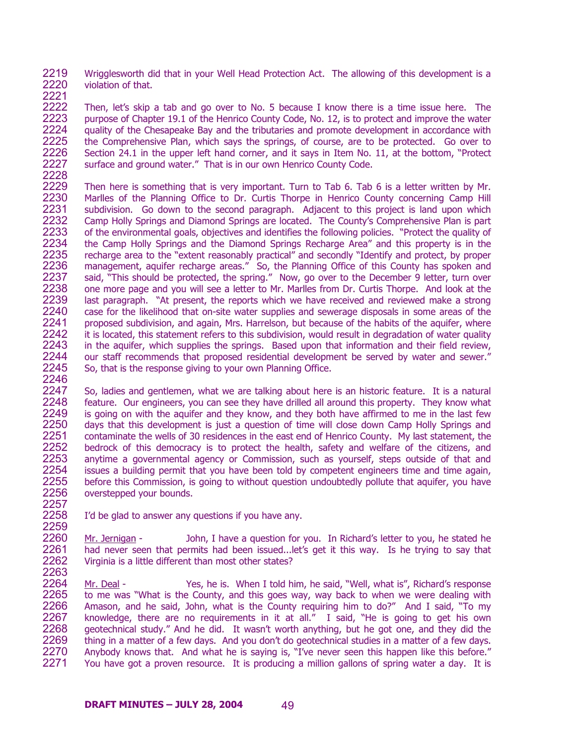Wrigglesworth did that in your Well Head Protection Act. The allowing of this development is a violation of that.

Then, let's skip a tab and go over to No. 5 because I know there is a time issue here. The purpose of Chapter 19.1 of the Henrico County Code, No. 12, is to protect and improve the water quality of the Chesapeake Bay and the tributaries and promote development in accordance with the Comprehensive Plan, which says the springs, of course, are to be protected. Go over to Section 24.1 in the upper left hand corner, and it says in Item No. 11, at the bottom, "Protect surface and ground water." That is in our own Henrico County Code.

Then here is something that is very important. Turn to Tab 6. Tab 6 is a letter written by Mr. Marlles of the Planning Office to Dr. Curtis Thorpe in Henrico County concerning Camp Hill subdivision. Go down to the second paragraph. Adjacent to this project is land upon which Camp Holly Springs and Diamond Springs are located. The County's Comprehensive Plan is part of the environmental goals, objectives and identifies the following policies. "Protect the quality of the Camp Holly Springs and the Diamond Springs Recharge Area" and this property is in the recharge area to the "extent reasonably practical" and secondly "Identify and protect, by proper management, aquifer recharge areas." So, the Planning Office of this County has spoken and said, "This should be protected, the spring." Now, go over to the December 9 letter, turn over one more page and you will see a letter to Mr. Marlles from Dr. Curtis Thorpe. And look at the last paragraph. "At present, the reports which we have received and reviewed make a strong case for the likelihood that on-site water supplies and sewerage disposals in some areas of the proposed subdivision, and again, Mrs. Harrelson, but because of the habits of the aquifer, where it is located, this statement refers to this subdivision, would result in degradation of water quality in the aquifer, which supplies the springs. Based upon that information and their field review, our staff recommends that proposed residential development be served by water and sewer." So, that is the response giving to your own Planning Office.

So, ladies and gentlemen, what we are talking about here is an historic feature. It is a natural feature. Our engineers, you can see they have drilled all around this property. They know what is going on with the aquifer and they know, and they both have affirmed to me in the last few days that this development is just a question of time will close down Camp Holly Springs and contaminate the wells of 30 residences in the east end of Henrico County. My last statement, the bedrock of this democracy is to protect the health, safety and welfare of the citizens, and anytime a governmental agency or Commission, such as yourself, steps outside of that and issues a building permit that you have been told by competent engineers time and time again, before this Commission, is going to without question undoubtedly pollute that aquifer, you have overstepped your bounds.

I'd be glad to answer any questions if you have any.

Mr. Jernigan - John, I have a question for you. In Richard's letter to you, he stated he had never seen that permits had been issued...let's get it this way. Is he trying to say that Virginia is a little different than most other states?

Mr. Deal - Yes, he is. When I told him, he said, "Well, what is", Richard's response to me was "What is the County, and this goes way, way back to when we were dealing with Amason, and he said, John, what is the County requiring him to do?" And I said, "To my knowledge, there are no requirements in it at all." I said, "He is going to get his own geotechnical study." And he did. It wasn't worth anything, but he got one, and they did the thing in a matter of a few days. And you don't do geotechnical studies in a matter of a few days. Anybody knows that. And what he is saying is, "I've never seen this happen like this before." You have got a proven resource. It is producing a million gallons of spring water a day. It is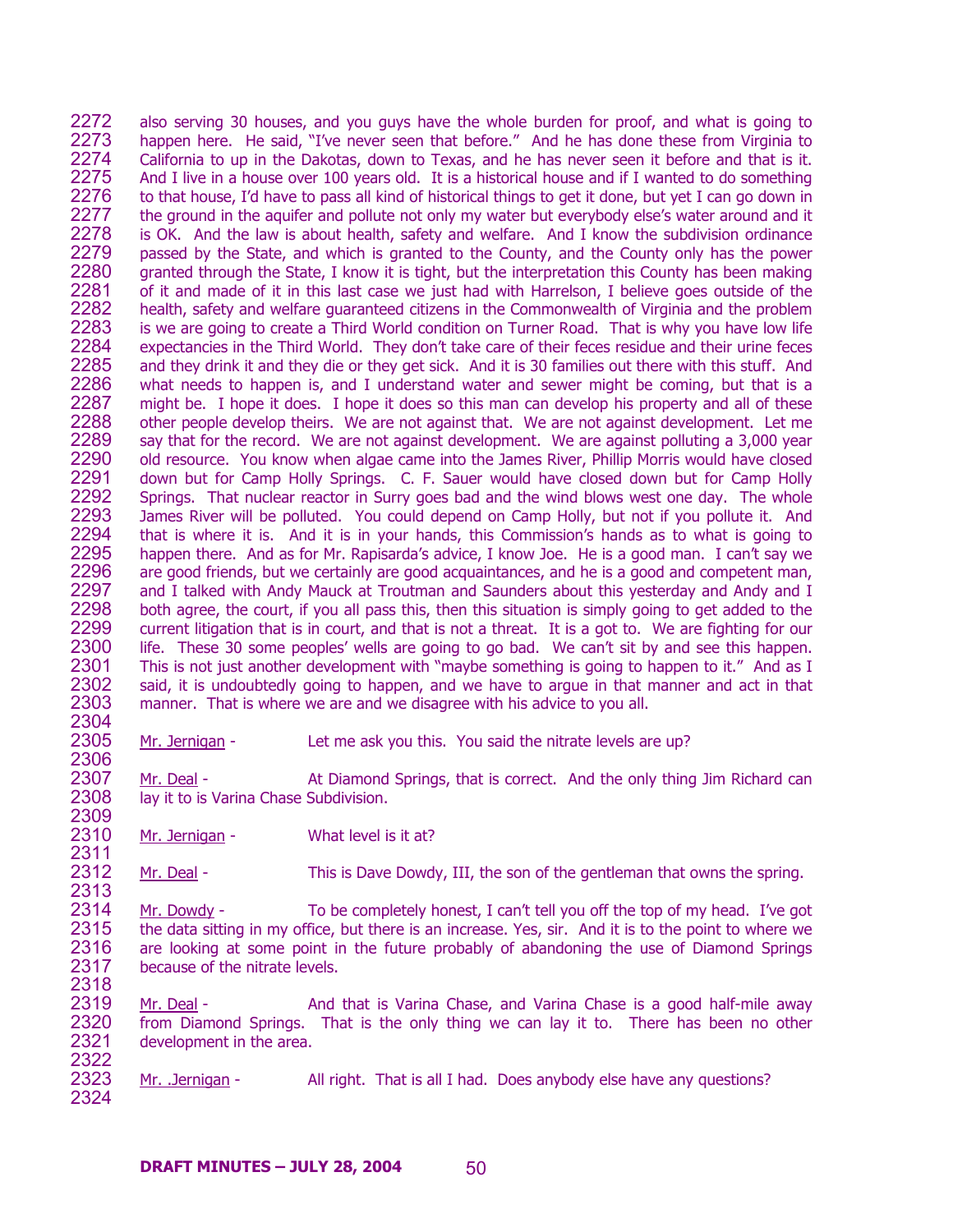also serving 30 houses, and you guys have the whole burden for proof, and what is going to happen here. He said, "I've never seen that before." And he has done these from Virginia to California to up in the Dakotas, down to Texas, and he has never seen it before and that is it. And I live in a house over 100 years old. It is a historical house and if I wanted to do something to that house, I'd have to pass all kind of historical things to get it done, but yet I can go down in the ground in the aquifer and pollute not only my water but everybody else's water around and it is OK. And the law is about health, safety and welfare. And I know the subdivision ordinance passed by the State, and which is granted to the County, and the County only has the power granted through the State, I know it is tight, but the interpretation this County has been making of it and made of it in this last case we just had with Harrelson, I believe goes outside of the health, safety and welfare guaranteed citizens in the Commonwealth of Virginia and the problem is we are going to create a Third World condition on Turner Road. That is why you have low life expectancies in the Third World. They don't take care of their feces residue and their urine feces and they drink it and they die or they get sick. And it is 30 families out there with this stuff. And what needs to happen is, and I understand water and sewer might be coming, but that is a might be. I hope it does. I hope it does so this man can develop his property and all of these other people develop theirs. We are not against that. We are not against development. Let me say that for the record. We are not against development. We are against polluting a 3,000 year old resource. You know when algae came into the James River, Phillip Morris would have closed down but for Camp Holly Springs. C. F. Sauer would have closed down but for Camp Holly Springs. That nuclear reactor in Surry goes bad and the wind blows west one day. The whole James River will be polluted. You could depend on Camp Holly, but not if you pollute it. And that is where it is. And it is in your hands, this Commission's hands as to what is going to happen there. And as for Mr. Rapisarda's advice, I know Joe. He is a good man. I can't say we are good friends, but we certainly are good acquaintances, and he is a good and competent man, and I talked with Andy Mauck at Troutman and Saunders about this yesterday and Andy and I both agree, the court, if you all pass this, then this situation is simply going to get added to the current litigation that is in court, and that is not a threat. It is a got to. We are fighting for our life. These 30 some peoples' wells are going to go bad. We can't sit by and see this happen. This is not just another development with "maybe something is going to happen to it." And as I said, it is undoubtedly going to happen, and we have to argue in that manner and act in that manner. That is where we are and we disagree with his advice to you all.

Mr. Jernigan - Let me ask you this. You said the nitrate levels are up?

Mr. Deal - At Diamond Springs, that is correct. And the only thing Jim Richard can lay it to is Varina Chase Subdivision.

Mr. Jernigan - What level is it at?

Mr. Deal - This is Dave Dowdy, III, the son of the gentleman that owns the spring.

Mr. Dowdy - To be completely honest, I can't tell you off the top of my head. I've got the data sitting in my office, but there is an increase. Yes, sir. And it is to the point to where we are looking at some point in the future probably of abandoning the use of Diamond Springs because of the nitrate levels.

Mr. Deal - And that is Varina Chase, and Varina Chase is a good half-mile away from Diamond Springs. That is the only thing we can lay it to. There has been no other development in the area.

Mr. .Jernigan - All right. That is all I had. Does anybody else have any questions?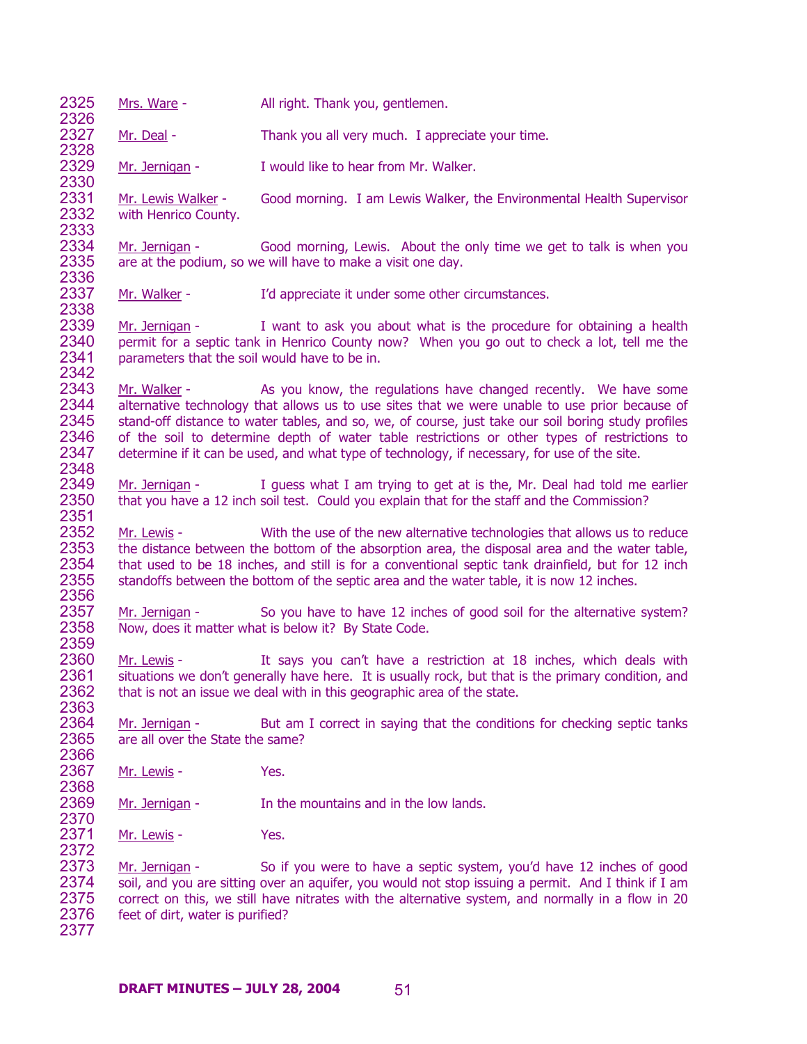2325 Mrs. Ware - All right. Thank you, gentlemen.

2327 Mr. Deal - Thank you all very much. I appreciate your time.

2329 Mr. Jernigan - I would like to hear from Mr. Walker.

2331 Mr. Lewis Walker - Good morning. I am Lewis Walker, the Environmental Health Supervisor
2332 with Henrico County.

2334 Mr. Jernigan - Good morning, Lewis. About the only time we get to talk is when you
2335 are at the podium, so we will have to make a visit one day.

2337 Mr. Walker - I'd appreciate it under some other circumstances.

2339 Mr. Jernigan - I want to ask you about what is the procedure for obtaining a health
2340 permit for a septic tank in Henrico County now? When you go out to check a lot, tell me the
2341 parameters that the soil would have to be in.

2343 Mr. Walker - As you know, the regulations have changed recently. We have some
2344 alternative technology that allows us to use sites that we were unable to use prior because of
2345 stand-off distance to water tables, and so, we, of course, just take our soil boring study profiles
2346 of the soil to determine depth of water table restrictions or other types of restrictions to
2347 determine if it can be used, and what type of technology, if necessary, for use of the site.

2349 Mr. Jernigan - I guess what I am trying to get at is the, Mr. Deal had told me earlier
2350 that you have a 12 inch soil test. Could you explain that for the staff and the Commission?

2352 Mr. Lewis - With the use of the new alternative technologies that allows us to reduce
2353 the distance between the bottom of the absorption area, the disposal area and the water table,
2354 that used to be 18 inches, and still is for a conventional septic tank drainfield, but for 12 inch
2355 standoffs between the bottom of the septic area and the water table, it is now 12 inches.

2357 Mr. Jernigan - So you have to have 12 inches of good soil for the alternative system?
2358 Now, does it matter what is below it? By State Code.

2360 Mr. Lewis - It says you can't have a restriction at 18 inches, which deals with
2361 situations we don't generally have here. It is usually rock, but that is the primary condition, and
2362 that is not an issue we deal with in this geographic area of the state.

2364 Mr. Jernigan - But am I correct in saying that the conditions for checking septic tanks
2365 are all over the State the same?

2367 Mr. Lewis - Yes.

2369 Mr. Jernigan - In the mountains and in the low lands.

2371 Mr. Lewis - Yes.

2373 Mr. Jernigan - So if you were to have a septic system, you'd have 12 inches of good
2374 soil, and you are sitting over an aquifer, you would not stop issuing a permit. And I think if I am
2375 correct on this, we still have nitrates with the alternative system, and normally in a flow in 20
2376 feet of dirt, water is purified?

**DRAFT MINUTES – JULY 28, 2004**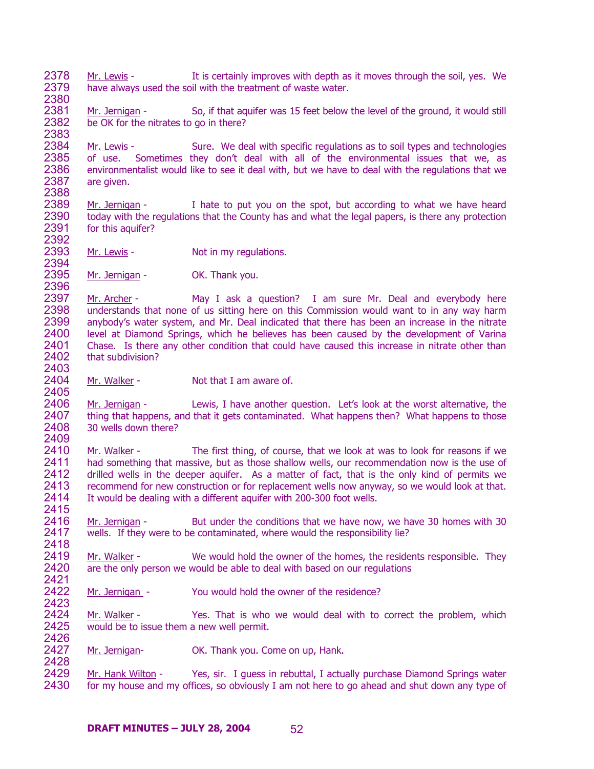Mr. Lewis - It is certainly improves with depth as it moves through the soil, yes. We have always used the soil with the treatment of waste water.

Mr. Jernigan - So, if that aquifer was 15 feet below the level of the ground, it would still be OK for the nitrates to go in there?

Mr. Lewis - Sure. We deal with specific regulations as to soil types and technologies of use. Sometimes they don't deal with all of the environmental issues that we, as environmentalist would like to see it deal with, but we have to deal with the regulations that we are given.

Mr. Jernigan - I hate to put you on the spot, but according to what we have heard today with the regulations that the County has and what the legal papers, is there any protection for this aquifer?

Mr. Lewis - Not in my regulations.

Mr. Jernigan - OK. Thank you.

Mr. Archer - May I ask a question? I am sure Mr. Deal and everybody here understands that none of us sitting here on this Commission would want to in any way harm anybody's water system, and Mr. Deal indicated that there has been an increase in the nitrate level at Diamond Springs, which he believes has been caused by the development of Varina Chase. Is there any other condition that could have caused this increase in nitrate other than that subdivision?

Mr. Walker - Not that I am aware of.

Mr. Jernigan - Lewis, I have another question. Let's look at the worst alternative, the thing that happens, and that it gets contaminated. What happens then? What happens to those 30 wells down there?

Mr. Walker - The first thing, of course, that we look at was to look for reasons if we had something that massive, but as those shallow wells, our recommendation now is the use of drilled wells in the deeper aquifer. As a matter of fact, that is the only kind of permits we recommend for new construction or for replacement wells now anyway, so we would look at that. It would be dealing with a different aquifer with 200-300 foot wells.

Mr. Jernigan - But under the conditions that we have now, we have 30 homes with 30 wells. If they were to be contaminated, where would the responsibility lie?

Mr. Walker - We would hold the owner of the homes, the residents responsible. They are the only person we would be able to deal with based on our regulations

Mr. Jernigan - You would hold the owner of the residence?

Mr. Walker - Yes. That is who we would deal with to correct the problem, which would be to issue them a new well permit.

Mr. Jernigan- OK. Thank you. Come on up, Hank.

Mr. Hank Wilton - Yes, sir. I guess in rebuttal, I actually purchase Diamond Springs water for my house and my offices, so obviously I am not here to go ahead and shut down any type of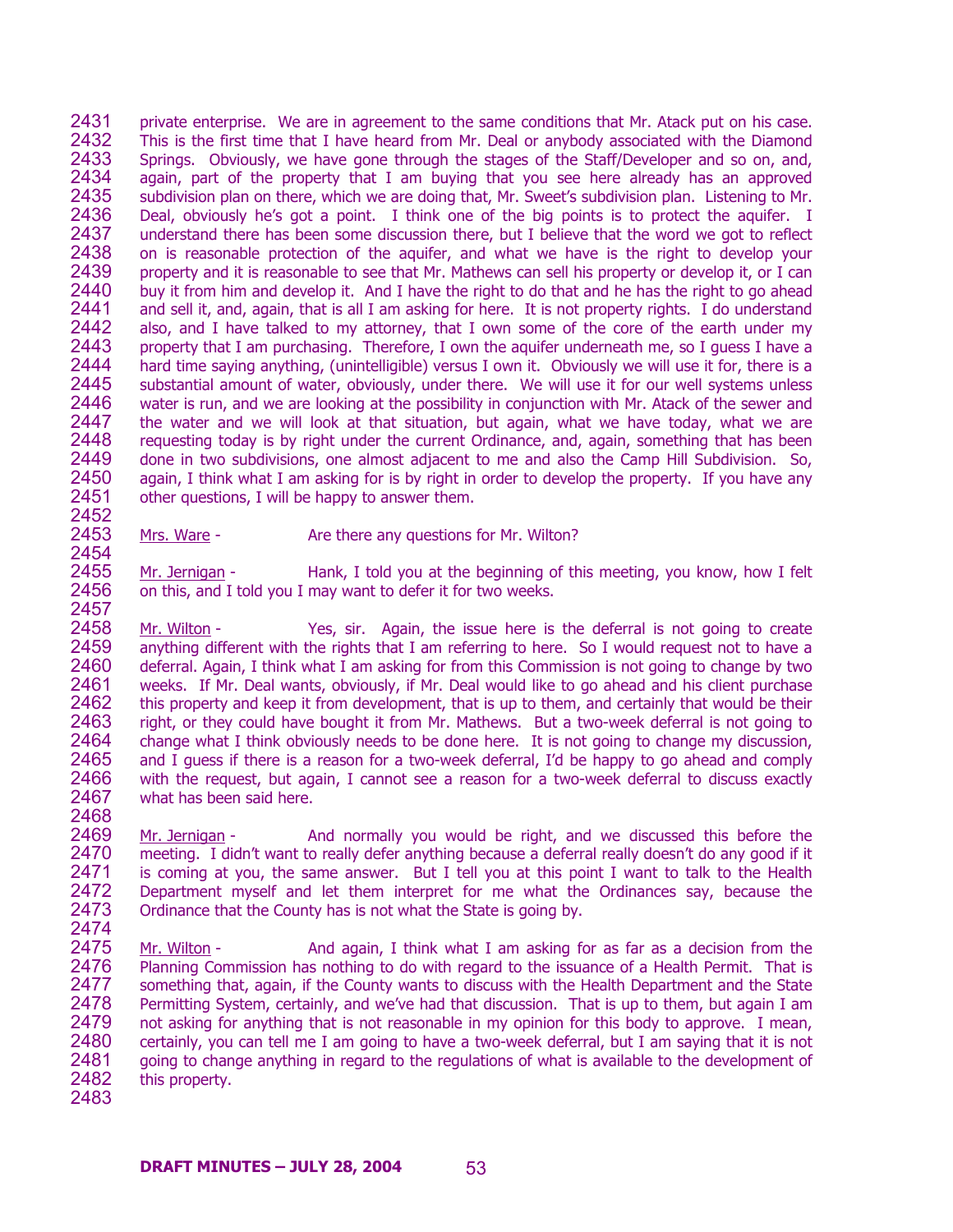private enterprise. We are in agreement to the same conditions that Mr. Atack put on his case. This is the first time that I have heard from Mr. Deal or anybody associated with the Diamond Springs. Obviously, we have gone through the stages of the Staff/Developer and so on, and, again, part of the property that I am buying that you see here already has an approved subdivision plan on there, which we are doing that, Mr. Sweet's subdivision plan. Listening to Mr. Deal, obviously he's got a point. I think one of the big points is to protect the aquifer. I understand there has been some discussion there, but I believe that the word we got to reflect on is reasonable protection of the aquifer, and what we have is the right to develop your property and it is reasonable to see that Mr. Mathews can sell his property or develop it, or I can buy it from him and develop it. And I have the right to do that and he has the right to go ahead and sell it, and, again, that is all I am asking for here. It is not property rights. I do understand also, and I have talked to my attorney, that I own some of the core of the earth under my property that I am purchasing. Therefore, I own the aquifer underneath me, so I guess I have a hard time saying anything, (unintelligible) versus I own it. Obviously we will use it for, there is a substantial amount of water, obviously, under there. We will use it for our well systems unless water is run, and we are looking at the possibility in conjunction with Mr. Atack of the sewer and the water and we will look at that situation, but again, what we have today, what we are requesting today is by right under the current Ordinance, and, again, something that has been done in two subdivisions, one almost adjacent to me and also the Camp Hill Subdivision. So, again, I think what I am asking for is by right in order to develop the property. If you have any other questions, I will be happy to answer them.

Mrs. Ware - Are there any questions for Mr. Wilton?

Mr. Jernigan - Hank, I told you at the beginning of this meeting, you know, how I felt on this, and I told you I may want to defer it for two weeks.

Mr. Wilton - Yes, sir. Again, the issue here is the deferral is not going to create anything different with the rights that I am referring to here. So I would request not to have a deferral. Again, I think what I am asking for from this Commission is not going to change by two weeks. If Mr. Deal wants, obviously, if Mr. Deal would like to go ahead and his client purchase this property and keep it from development, that is up to them, and certainly that would be their right, or they could have bought it from Mr. Mathews. But a two-week deferral is not going to change what I think obviously needs to be done here. It is not going to change my discussion, and I guess if there is a reason for a two-week deferral, I'd be happy to go ahead and comply with the request, but again, I cannot see a reason for a two-week deferral to discuss exactly what has been said here.

Mr. Jernigan - And normally you would be right, and we discussed this before the meeting. I didn't want to really defer anything because a deferral really doesn't do any good if it is coming at you, the same answer. But I tell you at this point I want to talk to the Health Department myself and let them interpret for me what the Ordinances say, because the Ordinance that the County has is not what the State is going by.

Mr. Wilton - And again, I think what I am asking for as far as a decision from the Planning Commission has nothing to do with regard to the issuance of a Health Permit. That is something that, again, if the County wants to discuss with the Health Department and the State Permitting System, certainly, and we've had that discussion. That is up to them, but again I am not asking for anything that is not reasonable in my opinion for this body to approve. I mean, certainly, you can tell me I am going to have a two-week deferral, but I am saying that it is not going to change anything in regard to the regulations of what is available to the development of this property.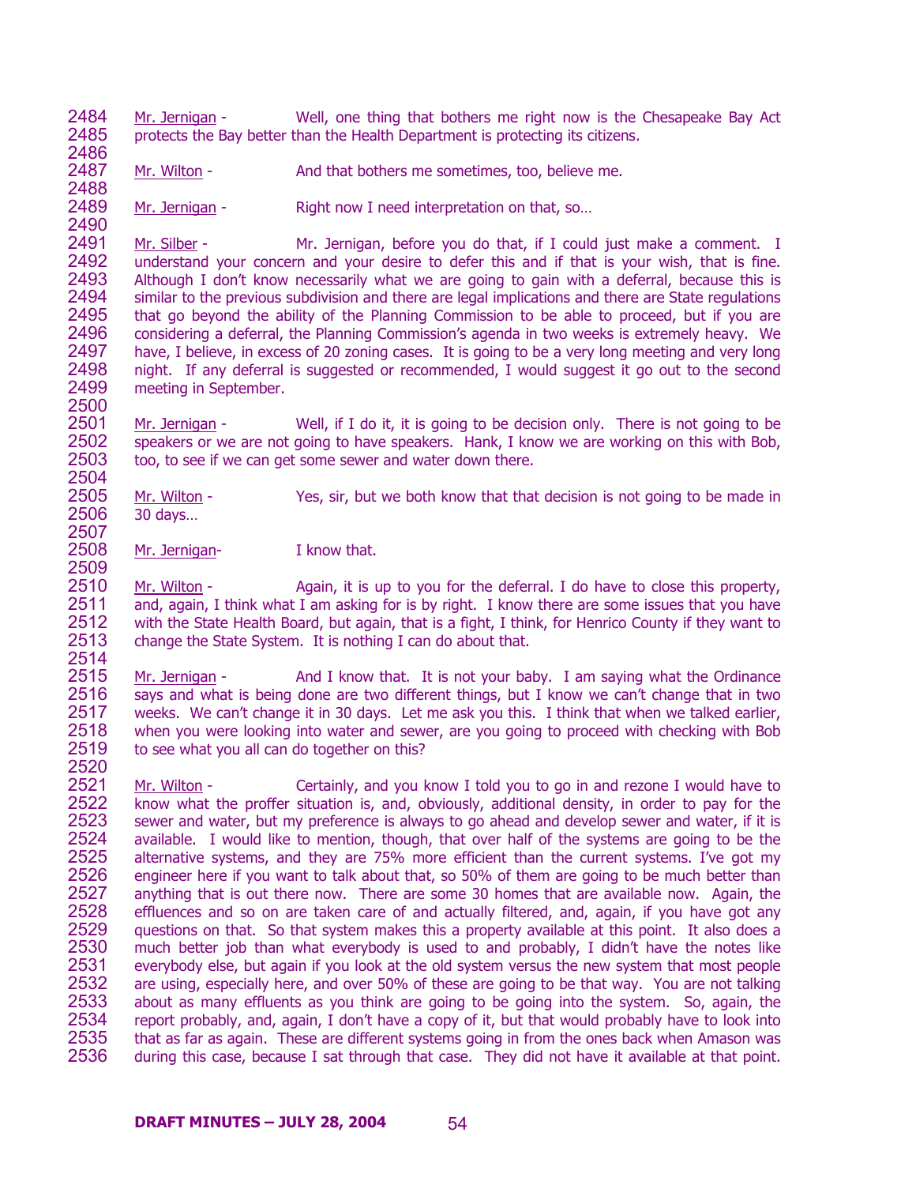Mr. Jernigan - Well, one thing that bothers me right now is the Chesapeake Bay Act protects the Bay better than the Health Department is protecting its citizens.

Mr. Wilton - And that bothers me sometimes, too, believe me.

Mr. Jernigan - Right now I need interpretation on that, so…

Mr. Silber - Mr. Jernigan, before you do that, if I could just make a comment. I understand your concern and your desire to defer this and if that is your wish, that is fine. Although I don't know necessarily what we are going to gain with a deferral, because this is similar to the previous subdivision and there are legal implications and there are State regulations that go beyond the ability of the Planning Commission to be able to proceed, but if you are considering a deferral, the Planning Commission's agenda in two weeks is extremely heavy. We have, I believe, in excess of 20 zoning cases. It is going to be a very long meeting and very long night. If any deferral is suggested or recommended, I would suggest it go out to the second meeting in September.

Mr. Jernigan - Well, if I do it, it is going to be decision only. There is not going to be speakers or we are not going to have speakers. Hank, I know we are working on this with Bob, too, to see if we can get some sewer and water down there.

Mr. Wilton - Yes, sir, but we both know that that decision is not going to be made in 30 days…

Mr. Jernigan- I know that.

Mr. Wilton - Again, it is up to you for the deferral. I do have to close this property, and, again, I think what I am asking for is by right. I know there are some issues that you have with the State Health Board, but again, that is a fight, I think, for Henrico County if they want to change the State System. It is nothing I can do about that.

Mr. Jernigan - And I know that. It is not your baby. I am saying what the Ordinance says and what is being done are two different things, but I know we can't change that in two weeks. We can't change it in 30 days. Let me ask you this. I think that when we talked earlier, when you were looking into water and sewer, are you going to proceed with checking with Bob to see what you all can do together on this?

Mr. Wilton - Certainly, and you know I told you to go in and rezone I would have to know what the proffer situation is, and, obviously, additional density, in order to pay for the sewer and water, but my preference is always to go ahead and develop sewer and water, if it is available. I would like to mention, though, that over half of the systems are going to be the alternative systems, and they are 75% more efficient than the current systems. I've got my engineer here if you want to talk about that, so 50% of them are going to be much better than anything that is out there now. There are some 30 homes that are available now. Again, the effluences and so on are taken care of and actually filtered, and, again, if you have got any questions on that. So that system makes this a property available at this point. It also does a much better job than what everybody is used to and probably, I didn't have the notes like everybody else, but again if you look at the old system versus the new system that most people are using, especially here, and over 50% of these are going to be that way. You are not talking about as many effluents as you think are going to be going into the system. So, again, the report probably, and, again, I don't have a copy of it, but that would probably have to look into that as far as again. These are different systems going in from the ones back when Amason was during this case, because I sat through that case. They did not have it available at that point.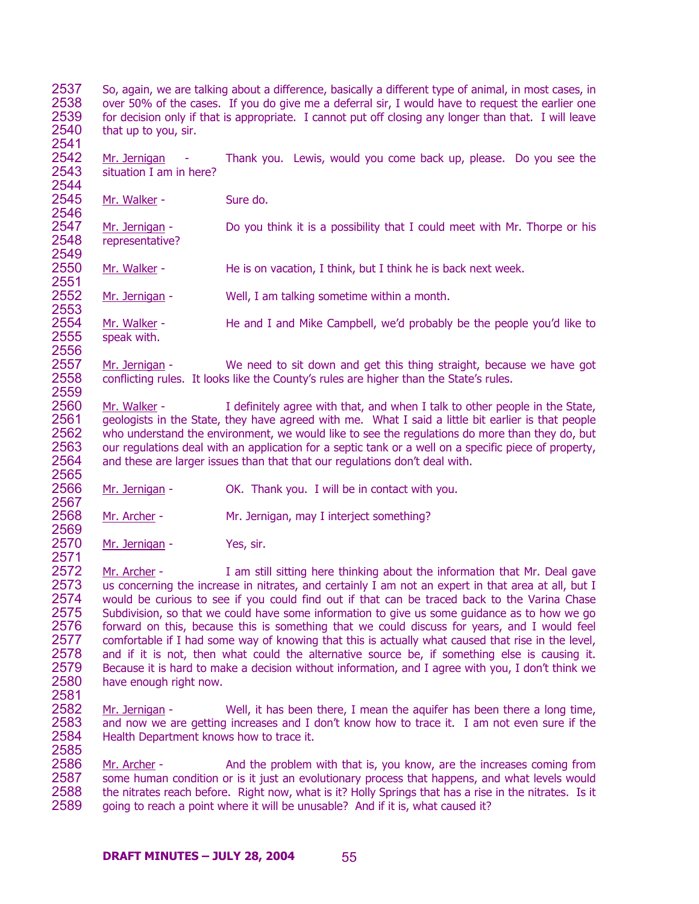So, again, we are talking about a difference, basically a different type of animal, in most cases, in over 50% of the cases. If you do give me a deferral sir, I would have to request the earlier one for decision only if that is appropriate. I cannot put off closing any longer than that. I will leave that up to you, sir.

Mr. Jernigan - Thank you. Lewis, would you come back up, please. Do you see the situation I am in here?

Mr. Walker - Sure do.

Mr. Jernigan - Do you think it is a possibility that I could meet with Mr. Thorpe or his representative?

Mr. Walker - He is on vacation, I think, but I think he is back next week.

Mr. Jernigan - Well, I am talking sometime within a month.

Mr. Walker - He and I and Mike Campbell, we'd probably be the people you'd like to speak with.

Mr. Jernigan - We need to sit down and get this thing straight, because we have got conflicting rules. It looks like the County's rules are higher than the State's rules.

Mr. Walker - I definitely agree with that, and when I talk to other people in the State, geologists in the State, they have agreed with me. What I said a little bit earlier is that people who understand the environment, we would like to see the regulations do more than they do, but our regulations deal with an application for a septic tank or a well on a specific piece of property, and these are larger issues than that that our regulations don't deal with.

Mr. Jernigan - OK. Thank you. I will be in contact with you.

Mr. Archer - Mr. Jernigan, may I interject something?

Mr. Jernigan - Yes, sir.

Mr. Archer - I am still sitting here thinking about the information that Mr. Deal gave us concerning the increase in nitrates, and certainly I am not an expert in that area at all, but I would be curious to see if you could find out if that can be traced back to the Varina Chase Subdivision, so that we could have some information to give us some guidance as to how we go forward on this, because this is something that we could discuss for years, and I would feel comfortable if I had some way of knowing that this is actually what caused that rise in the level, and if it is not, then what could the alternative source be, if something else is causing it. Because it is hard to make a decision without information, and I agree with you, I don't think we have enough right now.

Mr. Jernigan - Well, it has been there, I mean the aquifer has been there a long time, and now we are getting increases and I don't know how to trace it. I am not even sure if the Health Department knows how to trace it.

Mr. Archer - And the problem with that is, you know, are the increases coming from some human condition or is it just an evolutionary process that happens, and what levels would the nitrates reach before. Right now, what is it? Holly Springs that has a rise in the nitrates. Is it going to reach a point where it will be unusable? And if it is, what caused it?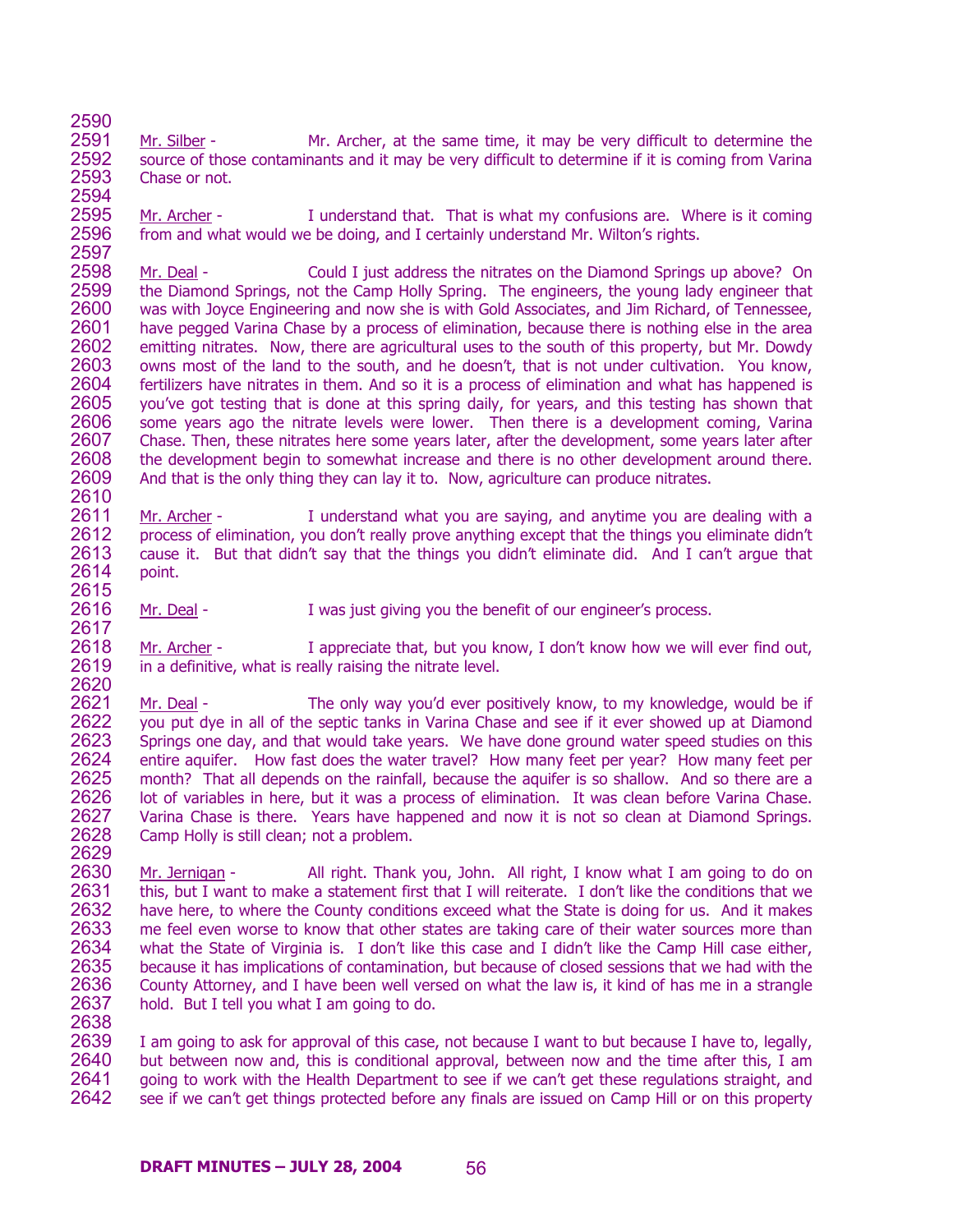Mr. Silber - Mr. Archer, at the same time, it may be very difficult to determine the source of those contaminants and it may be very difficult to determine if it is coming from Varina Chase or not.

Mr. Archer - I understand that. That is what my confusions are. Where is it coming from and what would we be doing, and I certainly understand Mr. Wilton's rights.

Mr. Deal - Could I just address the nitrates on the Diamond Springs up above? On the Diamond Springs, not the Camp Holly Spring. The engineers, the young lady engineer that was with Joyce Engineering and now she is with Gold Associates, and Jim Richard, of Tennessee, have pegged Varina Chase by a process of elimination, because there is nothing else in the area emitting nitrates. Now, there are agricultural uses to the south of this property, but Mr. Dowdy owns most of the land to the south, and he doesn't, that is not under cultivation. You know, fertilizers have nitrates in them. And so it is a process of elimination and what has happened is you've got testing that is done at this spring daily, for years, and this testing has shown that some years ago the nitrate levels were lower. Then there is a development coming, Varina Chase. Then, these nitrates here some years later, after the development, some years later after the development begin to somewhat increase and there is no other development around there. And that is the only thing they can lay it to. Now, agriculture can produce nitrates.

Mr. Archer - I understand what you are saying, and anytime you are dealing with a process of elimination, you don't really prove anything except that the things you eliminate didn't cause it. But that didn't say that the things you didn't eliminate did. And I can't argue that point.

Mr. Deal - I was just giving you the benefit of our engineer's process.

Mr. Archer - I appreciate that, but you know, I don't know how we will ever find out, in a definitive, what is really raising the nitrate level.

Mr. Deal - The only way you'd ever positively know, to my knowledge, would be if you put dye in all of the septic tanks in Varina Chase and see if it ever showed up at Diamond Springs one day, and that would take years. We have done ground water speed studies on this entire aquifer. How fast does the water travel? How many feet per year? How many feet per month? That all depends on the rainfall, because the aquifer is so shallow. And so there are a lot of variables in here, but it was a process of elimination. It was clean before Varina Chase. Varina Chase is there. Years have happened and now it is not so clean at Diamond Springs. Camp Holly is still clean; not a problem.

Mr. Jernigan - All right. Thank you, John. All right, I know what I am going to do on this, but I want to make a statement first that I will reiterate. I don't like the conditions that we have here, to where the County conditions exceed what the State is doing for us. And it makes me feel even worse to know that other states are taking care of their water sources more than what the State of Virginia is. I don't like this case and I didn't like the Camp Hill case either, because it has implications of contamination, but because of closed sessions that we had with the County Attorney, and I have been well versed on what the law is, it kind of has me in a strangle hold. But I tell you what I am going to do.

I am going to ask for approval of this case, not because I want to but because I have to, legally, but between now and, this is conditional approval, between now and the time after this, I am going to work with the Health Department to see if we can't get these regulations straight, and see if we can't get things protected before any finals are issued on Camp Hill or on this property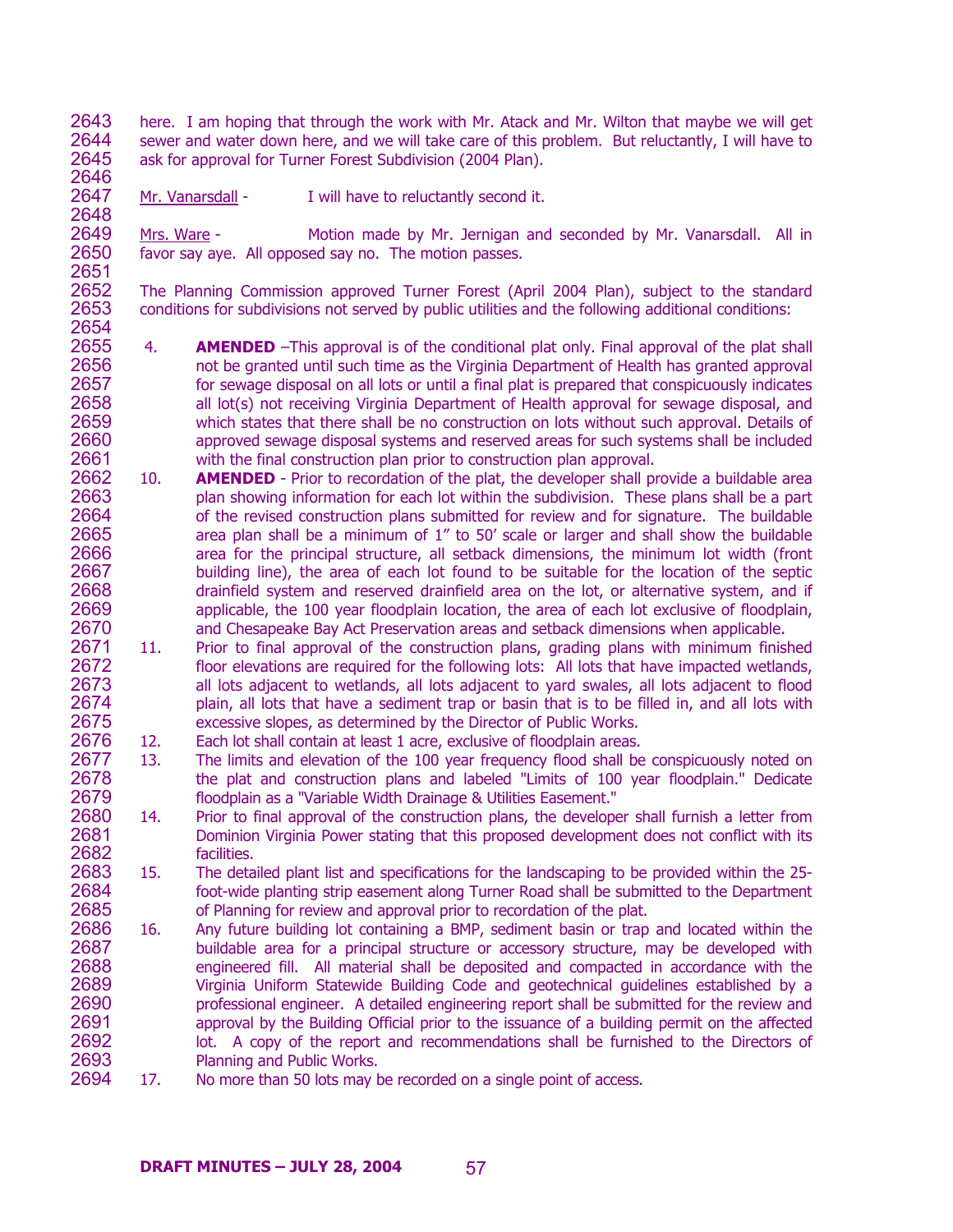here. I am hoping that through the work with Mr. Atack and Mr. Wilton that maybe we will get sewer and water down here, and we will take care of this problem. But reluctantly, I will have to ask for approval for Turner Forest Subdivision (2004 Plan).

Mr. Vanarsdall - I will have to reluctantly second it.

Mrs. Ware - Motion made by Mr. Jernigan and seconded by Mr. Vanarsdall. All in favor say aye. All opposed say no. The motion passes.

The Planning Commission approved Turner Forest (April 2004 Plan), subject to the standard conditions for subdivisions not served by public utilities and the following additional conditions:

4. **AMENDED** –This approval is of the conditional plat only. Final approval of the plat shall not be granted until such time as the Virginia Department of Health has granted approval for sewage disposal on all lots or until a final plat is prepared that conspicuously indicates all lot(s) not receiving Virginia Department of Health approval for sewage disposal, and which states that there shall be no construction on lots without such approval. Details of approved sewage disposal systems and reserved areas for such systems shall be included with the final construction plan prior to construction plan approval.
10. **AMENDED** - Prior to recordation of the plat, the developer shall provide a buildable area plan showing information for each lot within the subdivision. These plans shall be a part of the revised construction plans submitted for review and for signature. The buildable area plan shall be a minimum of 1" to 50' scale or larger and shall show the buildable area for the principal structure, all setback dimensions, the minimum lot width (front building line), the area of each lot found to be suitable for the location of the septic drainfield system and reserved drainfield area on the lot, or alternative system, and if applicable, the 100 year floodplain location, the area of each lot exclusive of floodplain, and Chesapeake Bay Act Preservation areas and setback dimensions when applicable.
11. Prior to final approval of the construction plans, grading plans with minimum finished floor elevations are required for the following lots: All lots that have impacted wetlands, all lots adjacent to wetlands, all lots adjacent to yard swales, all lots adjacent to flood plain, all lots that have a sediment trap or basin that is to be filled in, and all lots with excessive slopes, as determined by the Director of Public Works.
12. Each lot shall contain at least 1 acre, exclusive of floodplain areas.
13. The limits and elevation of the 100 year frequency flood shall be conspicuously noted on the plat and construction plans and labeled "Limits of 100 year floodplain." Dedicate floodplain as a "Variable Width Drainage & Utilities Easement."
14. Prior to final approval of the construction plans, the developer shall furnish a letter from Dominion Virginia Power stating that this proposed development does not conflict with its facilities.
15. The detailed plant list and specifications for the landscaping to be provided within the 25-foot-wide planting strip easement along Turner Road shall be submitted to the Department of Planning for review and approval prior to recordation of the plat.
16. Any future building lot containing a BMP, sediment basin or trap and located within the buildable area for a principal structure or accessory structure, may be developed with engineered fill. All material shall be deposited and compacted in accordance with the Virginia Uniform Statewide Building Code and geotechnical guidelines established by a professional engineer. A detailed engineering report shall be submitted for the review and approval by the Building Official prior to the issuance of a building permit on the affected lot. A copy of the report and recommendations shall be furnished to the Directors of Planning and Public Works.
17. No more than 50 lots may be recorded on a single point of access.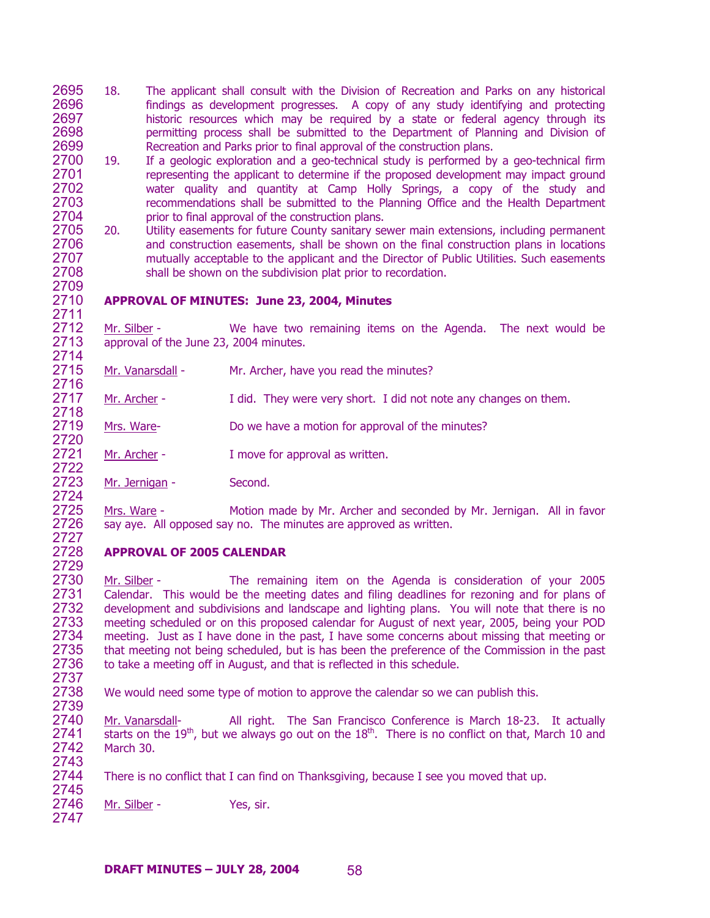18. The applicant shall consult with the Division of Recreation and Parks on any historical findings as development progresses. A copy of any study identifying and protecting historic resources which may be required by a state or federal agency through its permitting process shall be submitted to the Department of Planning and Division of Recreation and Parks prior to final approval of the construction plans.
19. If a geologic exploration and a geo-technical study is performed by a geo-technical firm representing the applicant to determine if the proposed development may impact ground water quality and quantity at Camp Holly Springs, a copy of the study and recommendations shall be submitted to the Planning Office and the Health Department prior to final approval of the construction plans.
20. Utility easements for future County sanitary sewer main extensions, including permanent and construction easements, shall be shown on the final construction plans in locations mutually acceptable to the applicant and the Director of Public Utilities. Such easements shall be shown on the subdivision plat prior to recordation.

**APPROVAL OF MINUTES: June 23, 2004, Minutes**

Mr. Silber - We have two remaining items on the Agenda. The next would be approval of the June 23, 2004 minutes.

Mr. Vanarsdall - Mr. Archer, have you read the minutes?

Mr. Archer - I did. They were very short. I did not note any changes on them.

Mrs. Ware- Do we have a motion for approval of the minutes?

Mr. Archer - I move for approval as written.

Mr. Jernigan - Second.

Mrs. Ware - Motion made by Mr. Archer and seconded by Mr. Jernigan. All in favor say aye. All opposed say no. The minutes are approved as written.

**APPROVAL OF 2005 CALENDAR**

Mr. Silber - The remaining item on the Agenda is consideration of your 2005 Calendar. This would be the meeting dates and filing deadlines for rezoning and for plans of development and subdivisions and landscape and lighting plans. You will note that there is no meeting scheduled or on this proposed calendar for August of next year, 2005, being your POD meeting. Just as I have done in the past, I have some concerns about missing that meeting or that meeting not being scheduled, but is has been the preference of the Commission in the past to take a meeting off in August, and that is reflected in this schedule.

We would need some type of motion to approve the calendar so we can publish this.

Mr. Vanarsdall- All right. The San Francisco Conference is March 18-23. It actually starts on the 19th, but we always go out on the 18th. There is no conflict on that, March 10 and March 30.

There is no conflict that I can find on Thanksgiving, because I see you moved that up.

Mr. Silber - Yes, sir.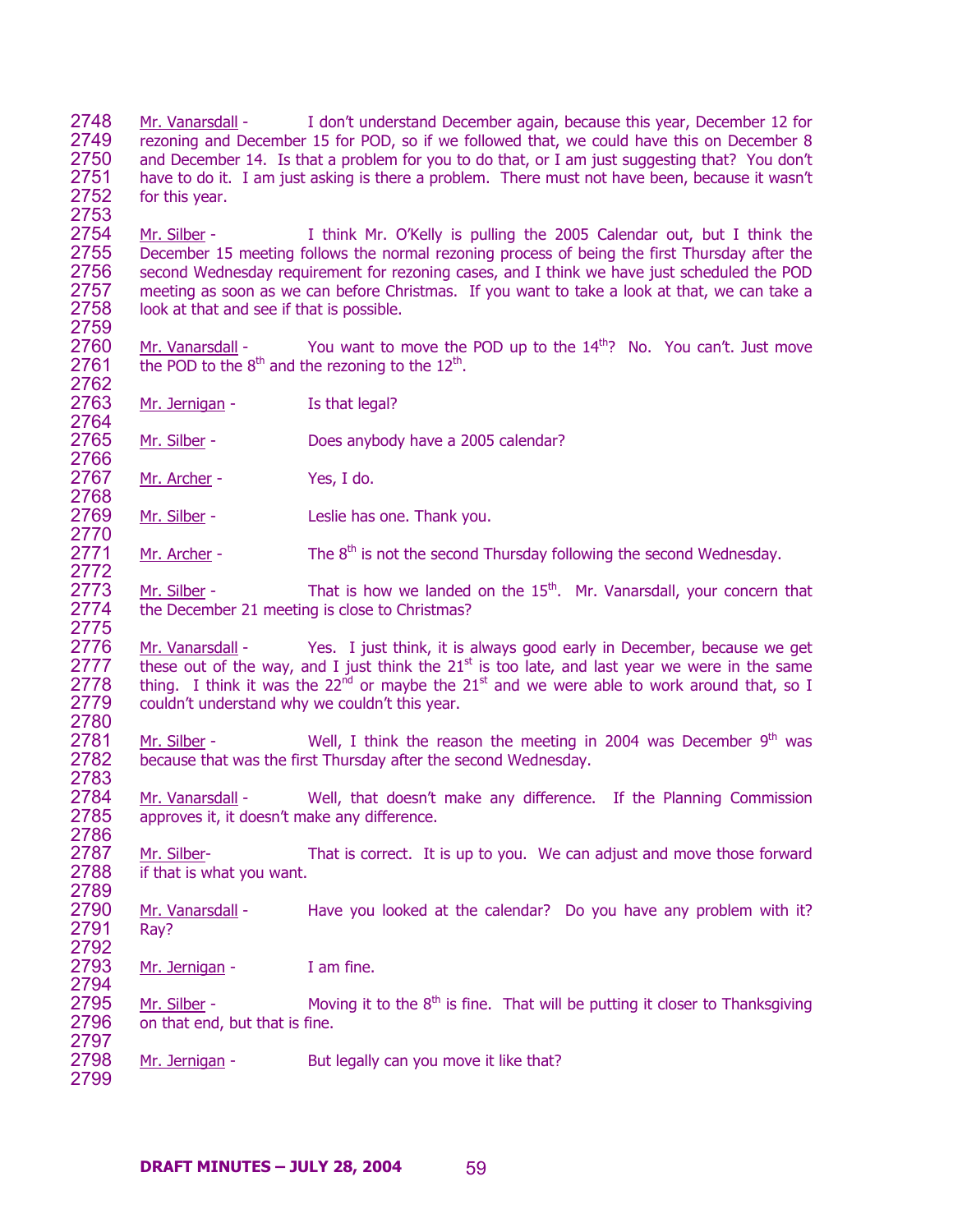Mr. Vanarsdall - I don't understand December again, because this year, December 12 for rezoning and December 15 for POD, so if we followed that, we could have this on December 8 and December 14. Is that a problem for you to do that, or I am just suggesting that? You don't have to do it. I am just asking is there a problem. There must not have been, because it wasn't for this year.

Mr. Silber - I think Mr. O'Kelly is pulling the 2005 Calendar out, but I think the December 15 meeting follows the normal rezoning process of being the first Thursday after the second Wednesday requirement for rezoning cases, and I think we have just scheduled the POD meeting as soon as we can before Christmas. If you want to take a look at that, we can take a look at that and see if that is possible.

Mr. Vanarsdall - You want to move the POD up to the 14th? No. You can't. Just move the POD to the 8th and the rezoning to the 12th.

Mr. Jernigan - Is that legal?

Mr. Silber - Does anybody have a 2005 calendar?

Mr. Archer - Yes, I do.

Mr. Silber - Leslie has one. Thank you.

Mr. Archer - The 8th is not the second Thursday following the second Wednesday.

Mr. Silber - That is how we landed on the 15th. Mr. Vanarsdall, your concern that the December 21 meeting is close to Christmas?

Mr. Vanarsdall - Yes. I just think, it is always good early in December, because we get these out of the way, and I just think the 21st is too late, and last year we were in the same thing. I think it was the 22nd or maybe the 21st and we were able to work around that, so I couldn't understand why we couldn't this year.

Mr. Silber - Well, I think the reason the meeting in 2004 was December 9th was because that was the first Thursday after the second Wednesday.

Mr. Vanarsdall - Well, that doesn't make any difference. If the Planning Commission approves it, it doesn't make any difference.

Mr. Silber- That is correct. It is up to you. We can adjust and move those forward if that is what you want.

Mr. Vanarsdall - Have you looked at the calendar? Do you have any problem with it? Ray?

Mr. Jernigan - I am fine.

Mr. Silber - Moving it to the 8th is fine. That will be putting it closer to Thanksgiving on that end, but that is fine.

Mr. Jernigan - But legally can you move it like that?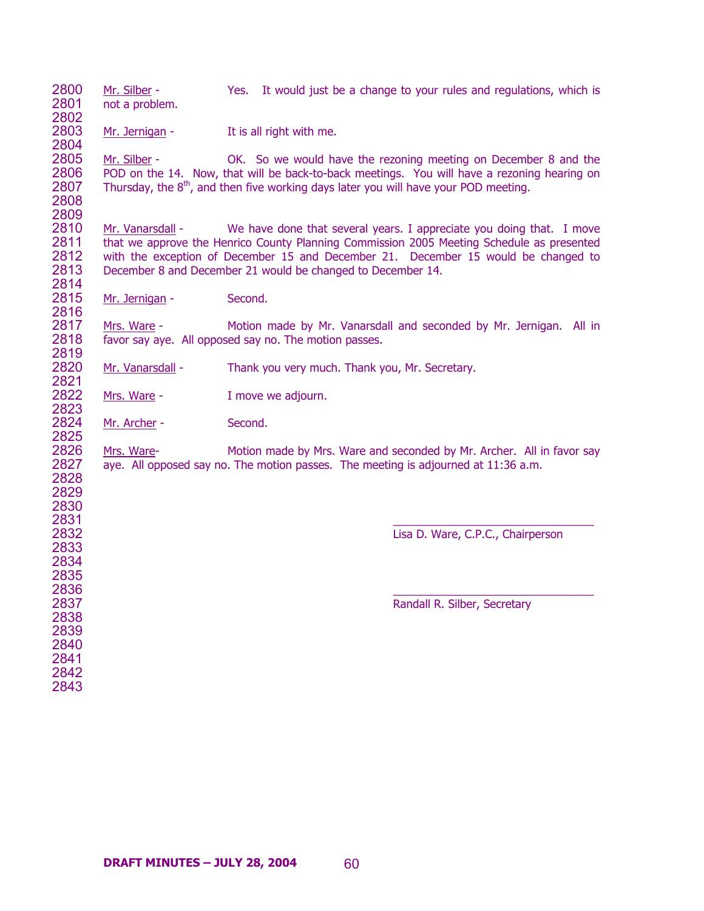Mr. Silber - Yes. It would just be a change to your rules and regulations, which is not a problem.

Mr. Jernigan - It is all right with me.

Mr. Silber - OK. So we would have the rezoning meeting on December 8 and the POD on the 14. Now, that will be back-to-back meetings. You will have a rezoning hearing on Thursday, the 8th, and then five working days later you will have your POD meeting.

Mr. Vanarsdall - We have done that several years. I appreciate you doing that. I move that we approve the Henrico County Planning Commission 2005 Meeting Schedule as presented with the exception of December 15 and December 21. December 15 would be changed to December 8 and December 21 would be changed to December 14.

Mr. Jernigan - Second.

Mrs. Ware - Motion made by Mr. Vanarsdall and seconded by Mr. Jernigan. All in favor say aye. All opposed say no. The motion passes.

Mr. Vanarsdall - Thank you very much. Thank you, Mr. Secretary.

Mrs. Ware - I move we adjourn.

Mr. Archer - Second.

Mrs. Ware- Motion made by Mrs. Ware and seconded by Mr. Archer. All in favor say aye. All opposed say no. The motion passes. The meeting is adjourned at 11:36 a.m.

\_\_\_\_\_\_\_\_\_\_\_\_\_\_\_\_\_\_\_\_\_\_\_\_\_\_\_\_\_\_\_\_

Lisa D. Ware, C.P.C., Chairperson

\_\_\_\_\_\_\_\_\_\_\_\_\_\_\_\_\_\_\_\_\_\_\_\_\_\_\_\_\_\_\_\_

Randall R. Silber, Secretary